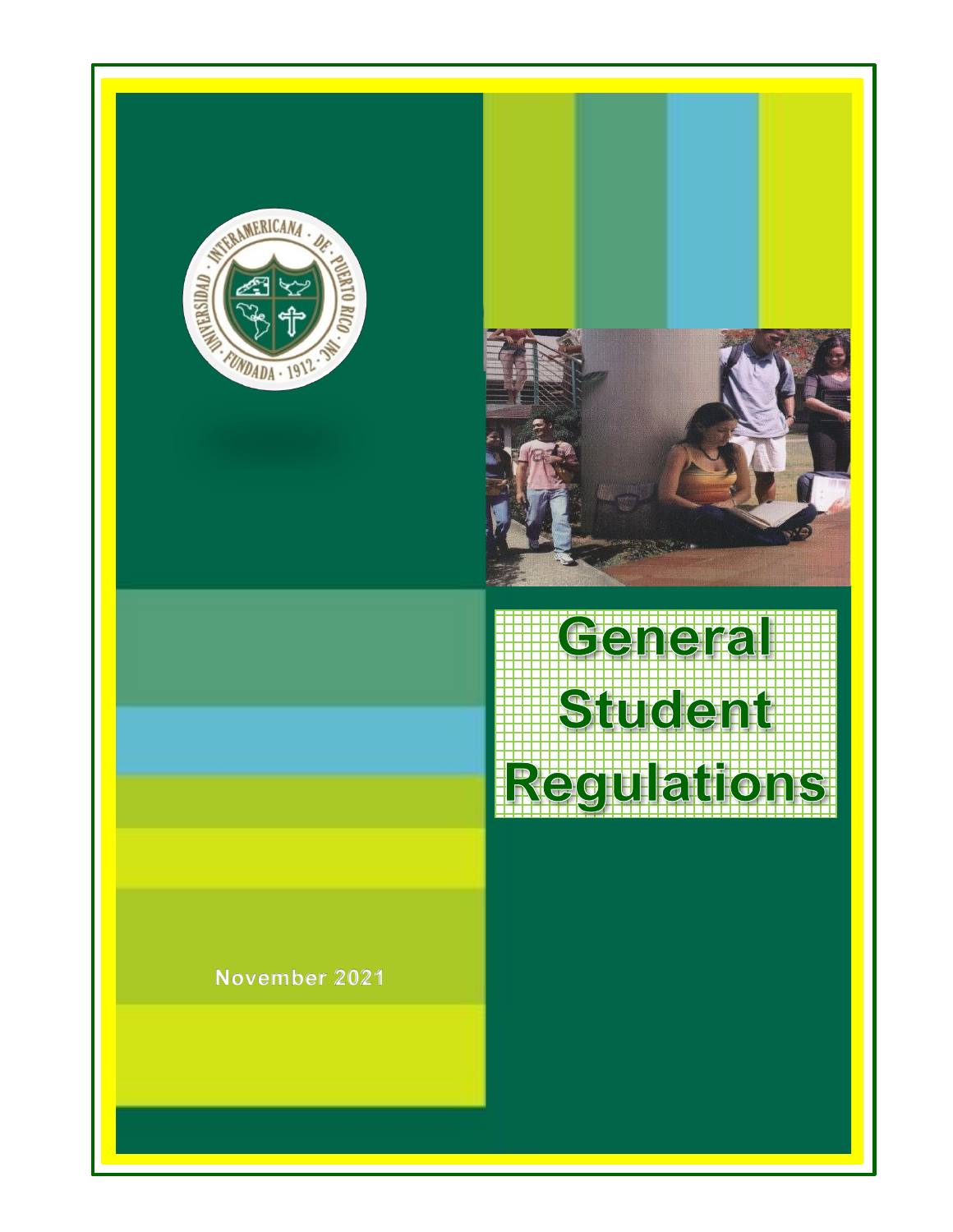# General Student Regulations

November 2021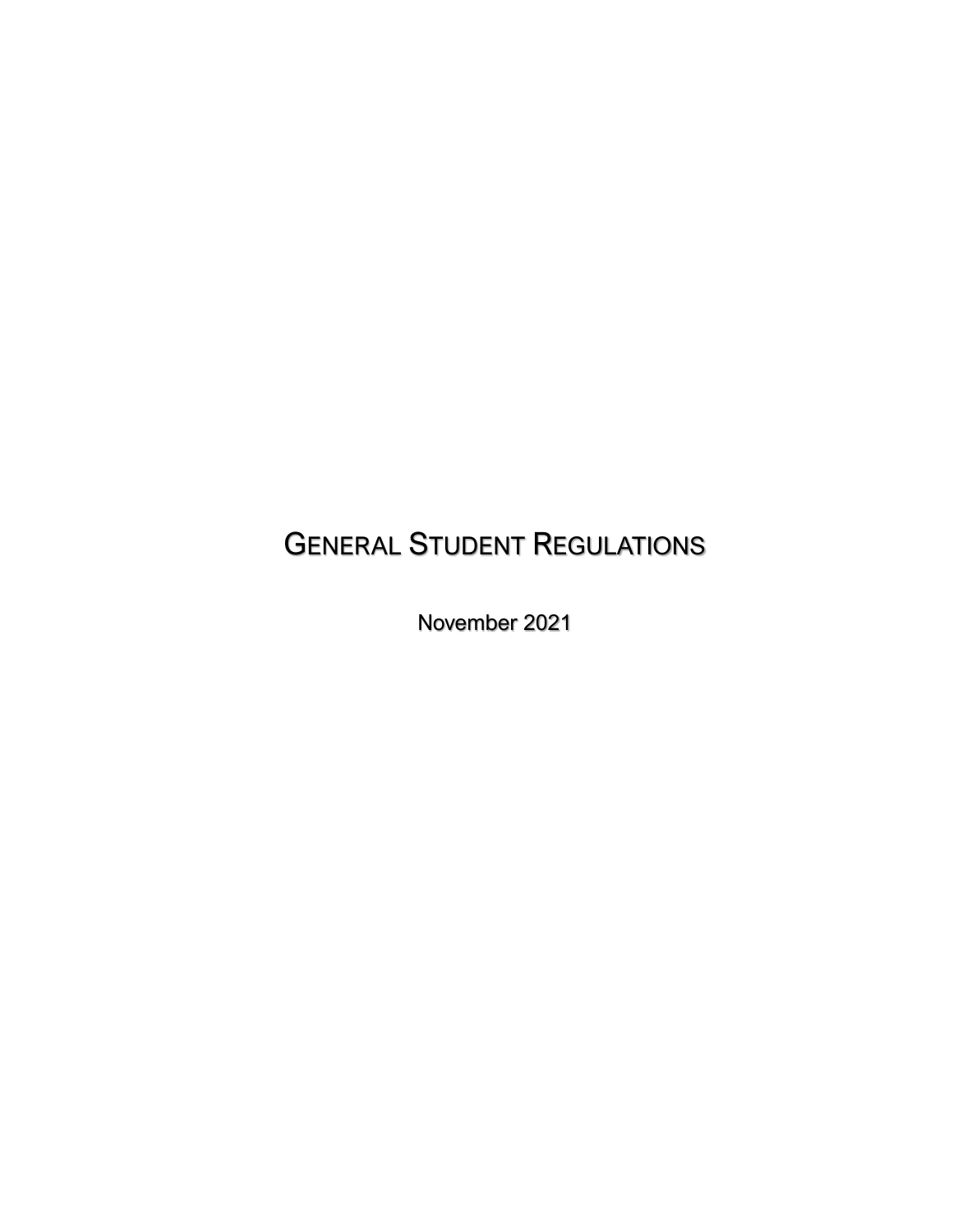# GENERAL STUDENT REGULATIONS

November 2021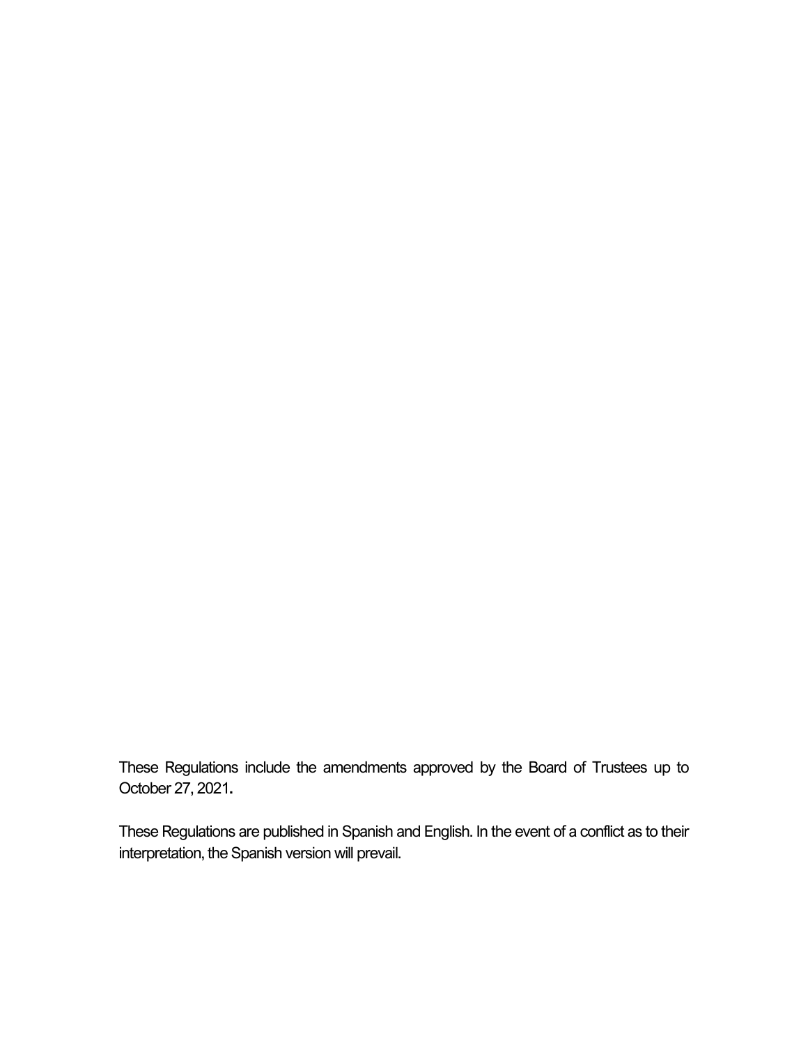These Regulations include the amendments approved by the Board of Trustees up to October 27, 2021**.**

These Regulations are published in Spanish and English. In the event of a conflict as to their interpretation, the Spanish version will prevail.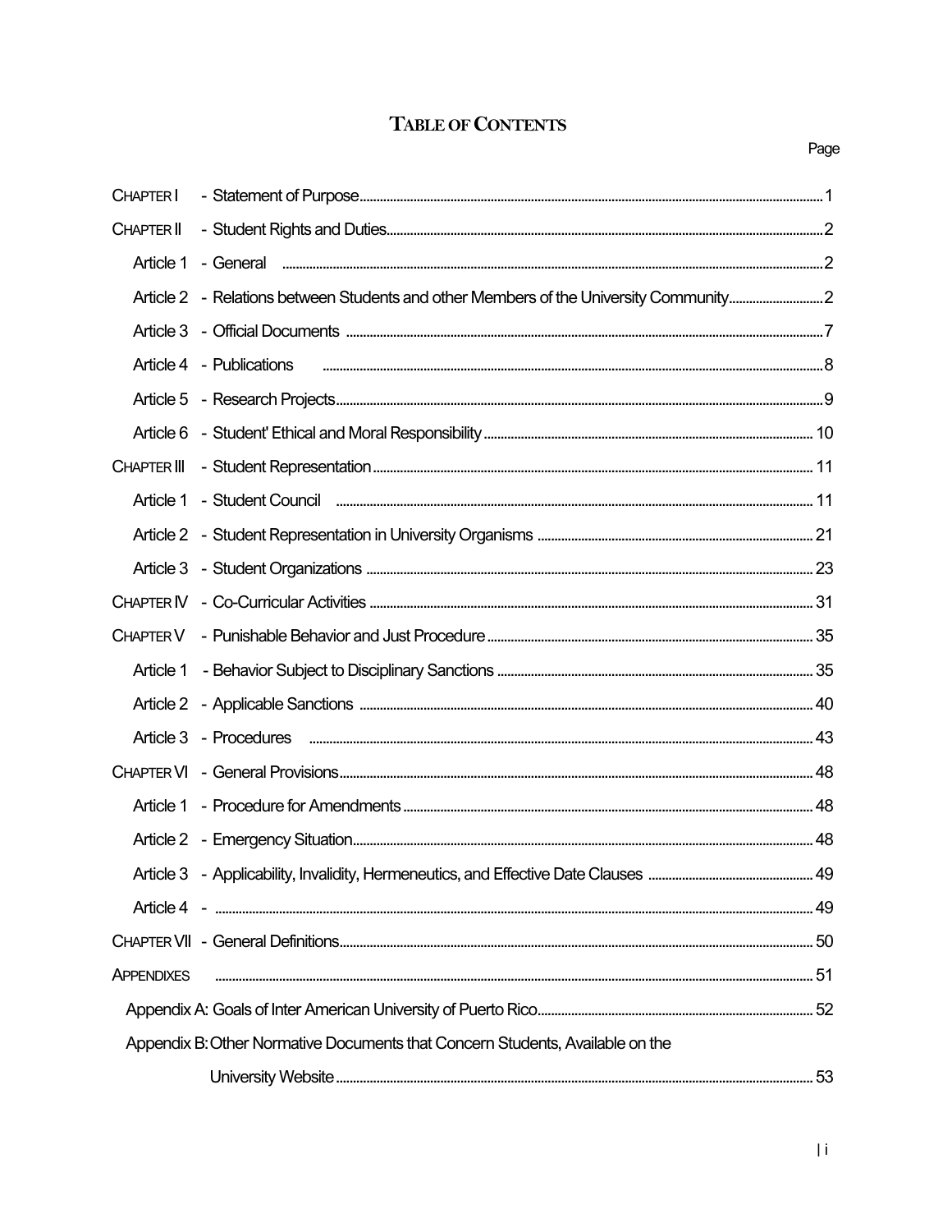# TABLE OF CONTENTS

| | | Page |
|---|---|---|
| CHAPTER I | - Statement of Purpose | 1 |
| CHAPTER II | - Student Rights and Duties | 2 |
| Article 1 | - General | 2 |
| Article 2 | - Relations between Students and other Members of the University Community | 2 |
| Article 3 | - Official Documents | 7 |
| Article 4 | - Publications | 8 |
| Article 5 | - Research Projects | 9 |
| Article 6 | - Student' Ethical and Moral Responsibility | 10 |
| CHAPTER III | - Student Representation | 11 |
| Article 1 | - Student Council | 11 |
| Article 2 | - Student Representation in University Organisms | 21 |
| Article 3 | - Student Organizations | 23 |
| CHAPTER IV | - Co-Curricular Activities | 31 |
| CHAPTER V | - Punishable Behavior and Just Procedure | 35 |
| Article 1 | - Behavior Subject to Disciplinary Sanctions | 35 |
| Article 2 | - Applicable Sanctions | 40 |
| Article 3 | - Procedures | 43 |
| CHAPTER VI | - General Provisions | 48 |
| Article 1 | - Procedure for Amendments | 48 |
| Article 2 | - Emergency Situation | 48 |
| Article 3 | - Applicability, Invalidity, Hermeneutics, and Effective Date Clauses | 49 |
| Article 4 | - | 49 |
| CHAPTER VII | - General Definitions | 50 |
| APPENDIXES | | 51 |
| Appendix A: Goals of Inter American University of Puerto Rico | | 52 |
| Appendix B: Other Normative Documents that Concern Students, Available on the University Website | | 53 |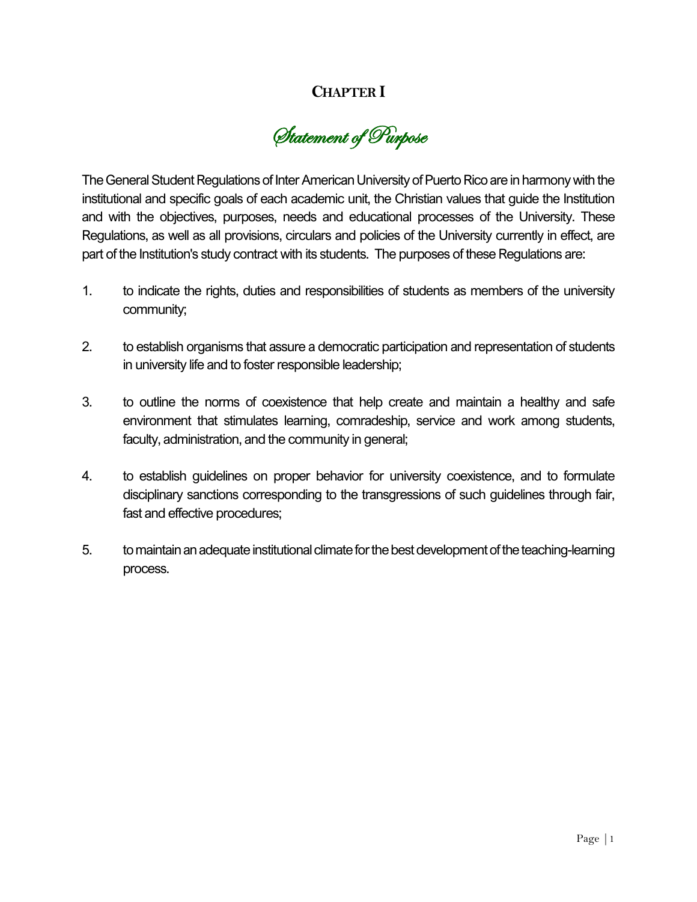# **Chapter I**

## *Statement of Purpose*

The General Student Regulations of Inter American University of Puerto Rico are in harmony with the institutional and specific goals of each academic unit, the Christian values that guide the Institution and with the objectives, purposes, needs and educational processes of the University. These Regulations, as well as all provisions, circulars and policies of the University currently in effect, are part of the Institution's study contract with its students. The purposes of these Regulations are:

1. to indicate the rights, duties and responsibilities of students as members of the university community;

2. to establish organisms that assure a democratic participation and representation of students in university life and to foster responsible leadership;

3. to outline the norms of coexistence that help create and maintain a healthy and safe environment that stimulates learning, comradeship, service and work among students, faculty, administration, and the community in general;

4. to establish guidelines on proper behavior for university coexistence, and to formulate disciplinary sanctions corresponding to the transgressions of such guidelines through fair, fast and effective procedures;

5. to maintain an adequate institutional climate for the best development of the teaching-learning process.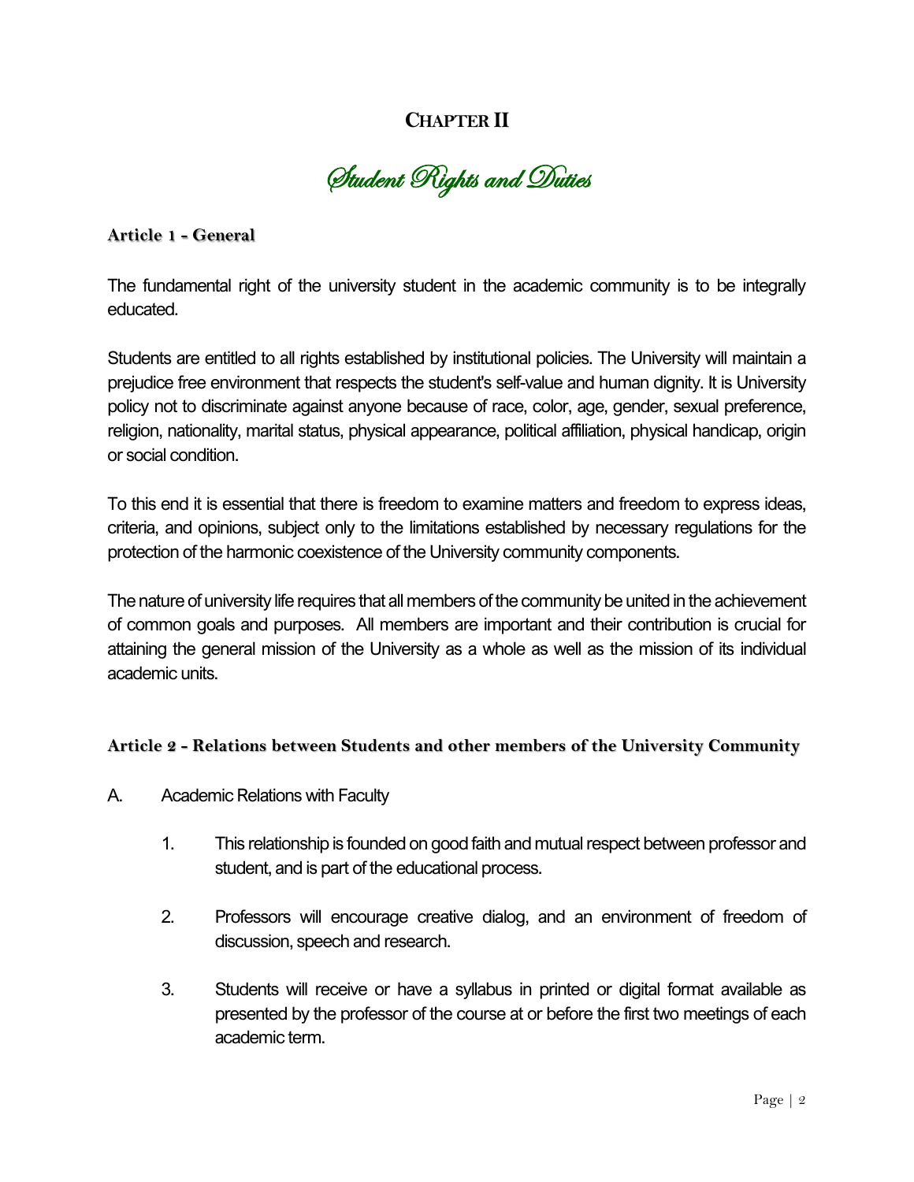# CHAPTER II

## *Student Rights and Duties*

### Article 1 - General

The fundamental right of the university student in the academic community is to be integrally educated.

Students are entitled to all rights established by institutional policies. The University will maintain a prejudice free environment that respects the student's self-value and human dignity. It is University policy not to discriminate against anyone because of race, color, age, gender, sexual preference, religion, nationality, marital status, physical appearance, political affiliation, physical handicap, origin or social condition.

To this end it is essential that there is freedom to examine matters and freedom to express ideas, criteria, and opinions, subject only to the limitations established by necessary regulations for the protection of the harmonic coexistence of the University community components.

The nature of university life requires that all members of the community be united in the achievement of common goals and purposes. All members are important and their contribution is crucial for attaining the general mission of the University as a whole as well as the mission of its individual academic units.

### Article 2 - Relations between Students and other members of the University Community

A. Academic Relations with Faculty

1. This relationship is founded on good faith and mutual respect between professor and student, and is part of the educational process.

2. Professors will encourage creative dialog, and an environment of freedom of discussion, speech and research.

3. Students will receive or have a syllabus in printed or digital format available as presented by the professor of the course at or before the first two meetings of each academic term.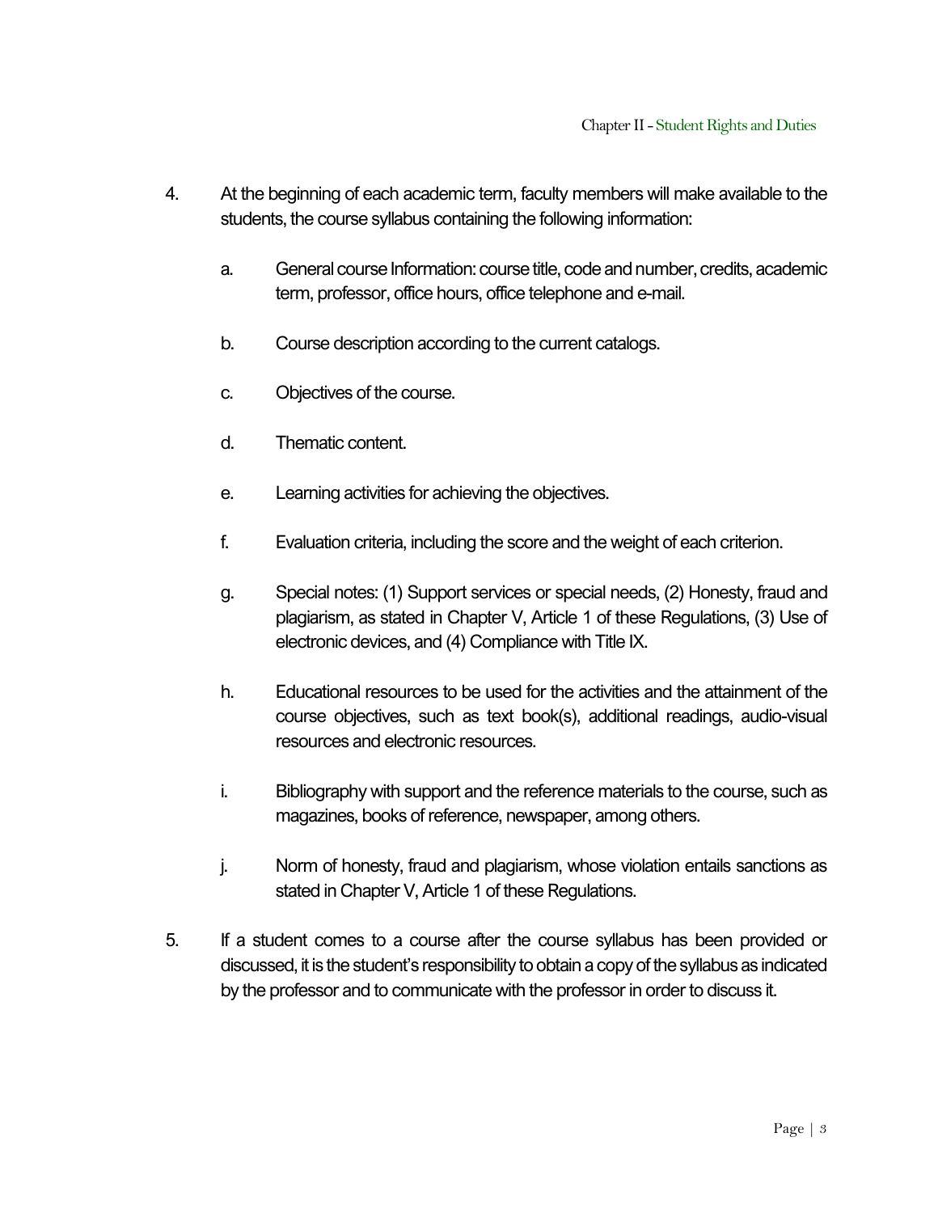4. At the beginning of each academic term, faculty members will make available to the students, the course syllabus containing the following information:

   a. General course Information: course title, code and number, credits, academic term, professor, office hours, office telephone and e-mail.

   b. Course description according to the current catalogs.

   c. Objectives of the course.

   d. Thematic content.

   e. Learning activities for achieving the objectives.

   f. Evaluation criteria, including the score and the weight of each criterion.

   g. Special notes: (1) Support services or special needs, (2) Honesty, fraud and plagiarism, as stated in Chapter V, Article 1 of these Regulations, (3) Use of electronic devices, and (4) Compliance with Title IX.

   h. Educational resources to be used for the activities and the attainment of the course objectives, such as text book(s), additional readings, audio-visual resources and electronic resources.

   i. Bibliography with support and the reference materials to the course, such as magazines, books of reference, newspaper, among others.

   j. Norm of honesty, fraud and plagiarism, whose violation entails sanctions as stated in Chapter V, Article 1 of these Regulations.

5. If a student comes to a course after the course syllabus has been provided or discussed, it is the student's responsibility to obtain a copy of the syllabus as indicated by the professor and to communicate with the professor in order to discuss it.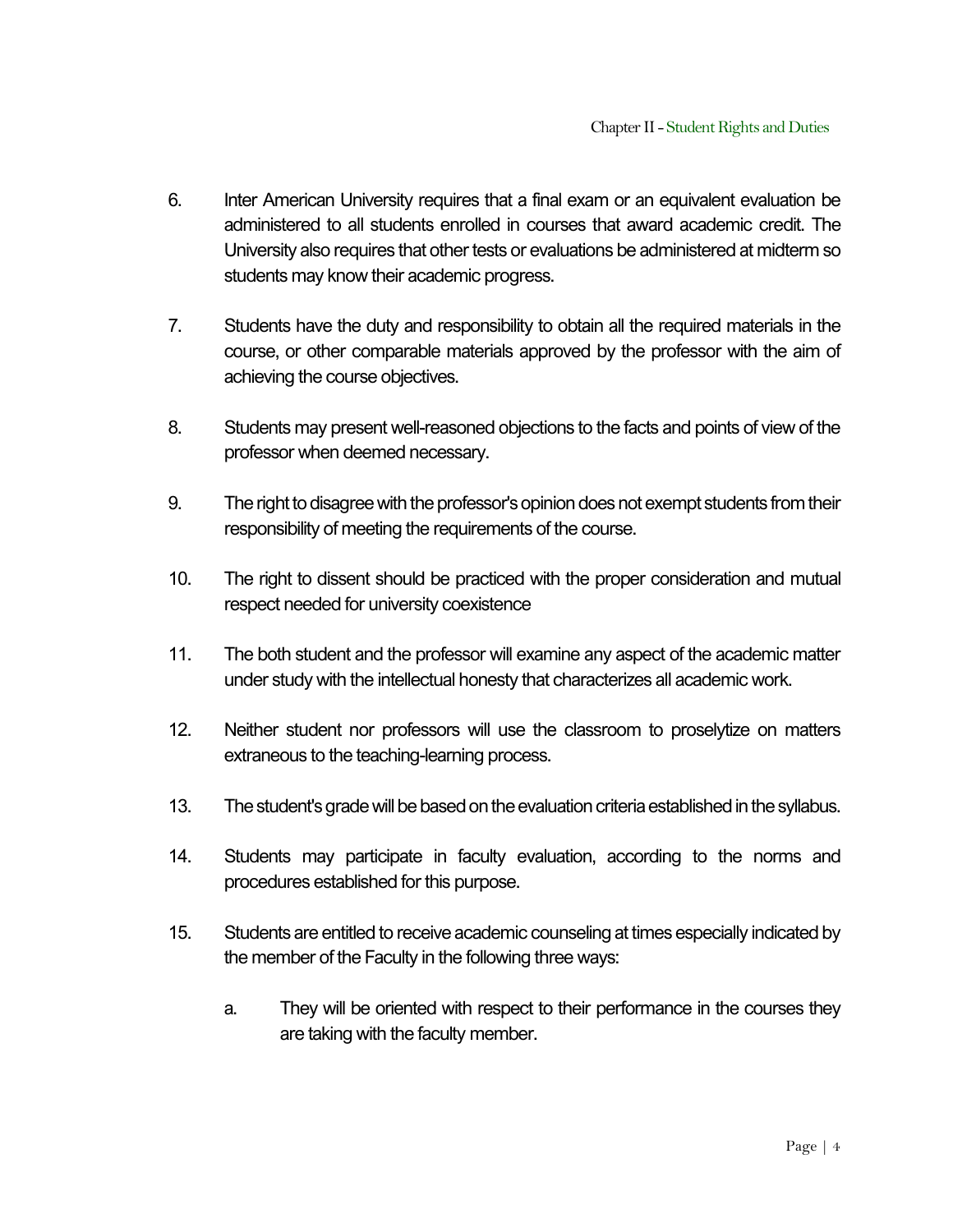6. Inter American University requires that a final exam or an equivalent evaluation be administered to all students enrolled in courses that award academic credit. The University also requires that other tests or evaluations be administered at midterm so students may know their academic progress.

7. Students have the duty and responsibility to obtain all the required materials in the course, or other comparable materials approved by the professor with the aim of achieving the course objectives.

8. Students may present well-reasoned objections to the facts and points of view of the professor when deemed necessary.

9. The right to disagree with the professor's opinion does not exempt students from their responsibility of meeting the requirements of the course.

10. The right to dissent should be practiced with the proper consideration and mutual respect needed for university coexistence

11. The both student and the professor will examine any aspect of the academic matter under study with the intellectual honesty that characterizes all academic work.

12. Neither student nor professors will use the classroom to proselytize on matters extraneous to the teaching-learning process.

13. The student's grade will be based on the evaluation criteria established in the syllabus.

14. Students may participate in faculty evaluation, according to the norms and procedures established for this purpose.

15. Students are entitled to receive academic counseling at times especially indicated by the member of the Faculty in the following three ways:

    a. They will be oriented with respect to their performance in the courses they are taking with the faculty member.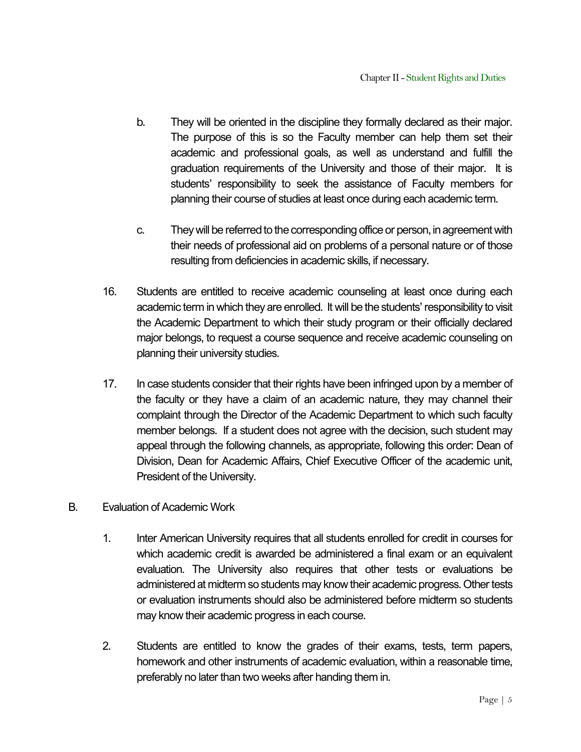b. They will be oriented in the discipline they formally declared as their major. The purpose of this is so the Faculty member can help them set their academic and professional goals, as well as understand and fulfill the graduation requirements of the University and those of their major. It is students' responsibility to seek the assistance of Faculty members for planning their course of studies at least once during each academic term.

c. They will be referred to the corresponding office or person, in agreement with their needs of professional aid on problems of a personal nature or of those resulting from deficiencies in academic skills, if necessary.

16. Students are entitled to receive academic counseling at least once during each academic term in which they are enrolled. It will be the students' responsibility to visit the Academic Department to which their study program or their officially declared major belongs, to request a course sequence and receive academic counseling on planning their university studies.

17. In case students consider that their rights have been infringed upon by a member of the faculty or they have a claim of an academic nature, they may channel their complaint through the Director of the Academic Department to which such faculty member belongs. If a student does not agree with the decision, such student may appeal through the following channels, as appropriate, following this order: Dean of Division, Dean for Academic Affairs, Chief Executive Officer of the academic unit, President of the University.

B. Evaluation of Academic Work

1. Inter American University requires that all students enrolled for credit in courses for which academic credit is awarded be administered a final exam or an equivalent evaluation. The University also requires that other tests or evaluations be administered at midterm so students may know their academic progress. Other tests or evaluation instruments should also be administered before midterm so students may know their academic progress in each course.

2. Students are entitled to know the grades of their exams, tests, term papers, homework and other instruments of academic evaluation, within a reasonable time, preferably no later than two weeks after handing them in.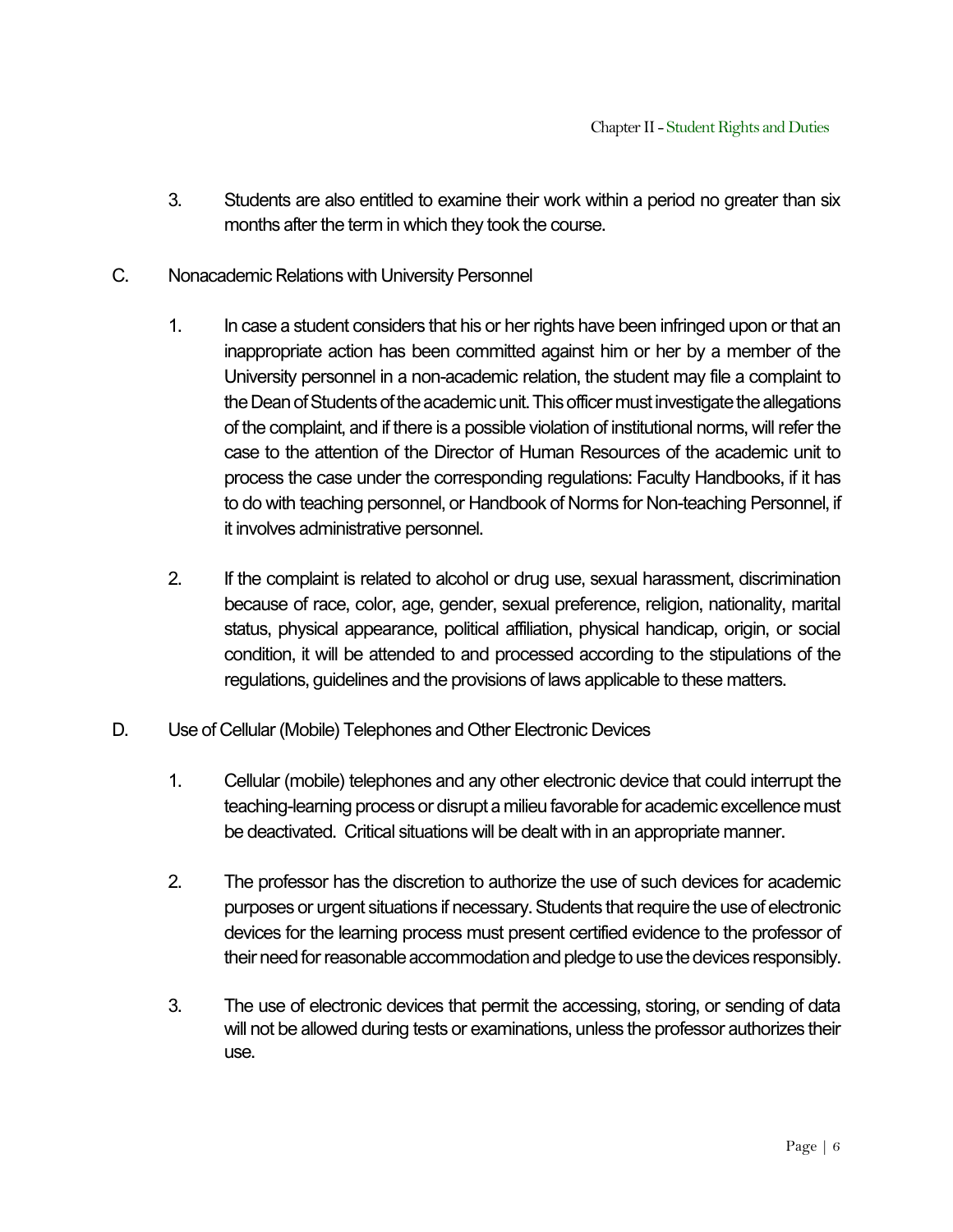3. Students are also entitled to examine their work within a period no greater than six months after the term in which they took the course.

C. Nonacademic Relations with University Personnel

1. In case a student considers that his or her rights have been infringed upon or that an inappropriate action has been committed against him or her by a member of the University personnel in a non-academic relation, the student may file a complaint to the Dean of Students of the academic unit. This officer must investigate the allegations of the complaint, and if there is a possible violation of institutional norms, will refer the case to the attention of the Director of Human Resources of the academic unit to process the case under the corresponding regulations: Faculty Handbooks, if it has to do with teaching personnel, or Handbook of Norms for Non-teaching Personnel, if it involves administrative personnel.

2. If the complaint is related to alcohol or drug use, sexual harassment, discrimination because of race, color, age, gender, sexual preference, religion, nationality, marital status, physical appearance, political affiliation, physical handicap, origin, or social condition, it will be attended to and processed according to the stipulations of the regulations, guidelines and the provisions of laws applicable to these matters.

D. Use of Cellular (Mobile) Telephones and Other Electronic Devices

1. Cellular (mobile) telephones and any other electronic device that could interrupt the teaching-learning process or disrupt a milieu favorable for academic excellence must be deactivated. Critical situations will be dealt with in an appropriate manner.

2. The professor has the discretion to authorize the use of such devices for academic purposes or urgent situations if necessary. Students that require the use of electronic devices for the learning process must present certified evidence to the professor of their need for reasonable accommodation and pledge to use the devices responsibly.

3. The use of electronic devices that permit the accessing, storing, or sending of data will not be allowed during tests or examinations, unless the professor authorizes their use.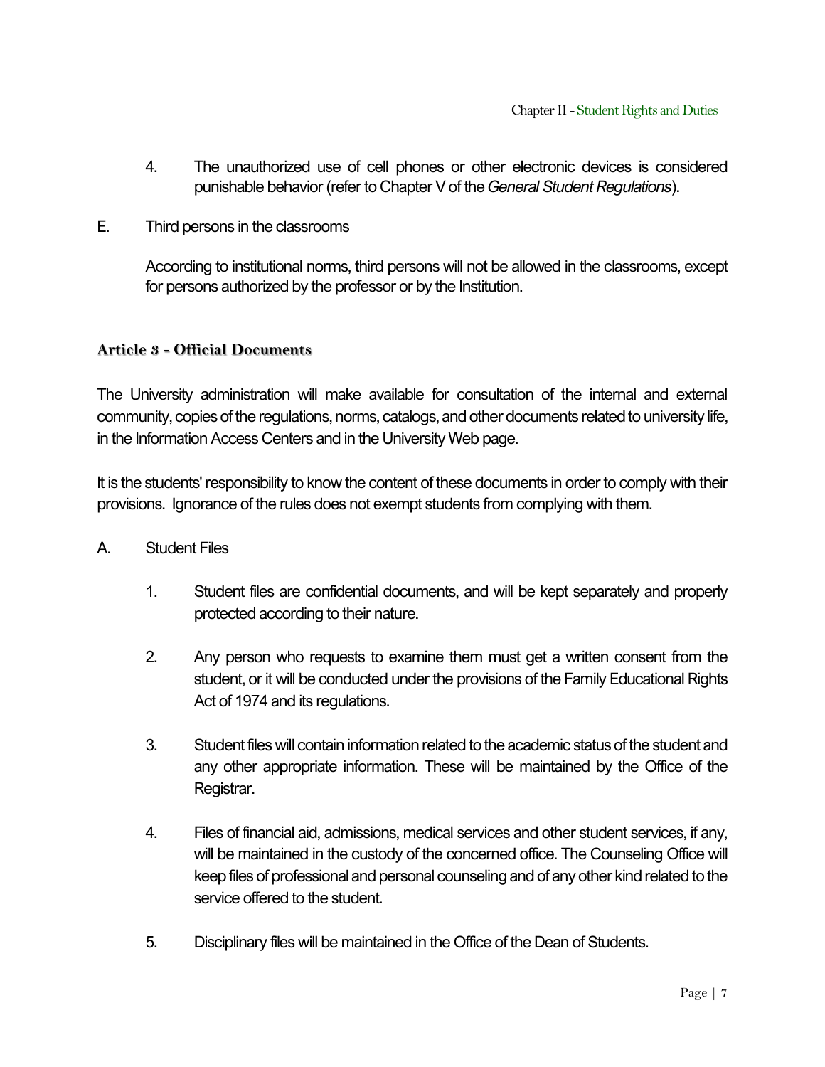4. The unauthorized use of cell phones or other electronic devices is considered punishable behavior (refer to Chapter V of the *General Student Regulations*).

E. Third persons in the classrooms

According to institutional norms, third persons will not be allowed in the classrooms, except for persons authorized by the professor or by the Institution.

### Article 3 - Official Documents

The University administration will make available for consultation of the internal and external community, copies of the regulations, norms, catalogs, and other documents related to university life, in the Information Access Centers and in the University Web page.

It is the students' responsibility to know the content of these documents in order to comply with their provisions. Ignorance of the rules does not exempt students from complying with them.

A. Student Files

1. Student files are confidential documents, and will be kept separately and properly protected according to their nature.

2. Any person who requests to examine them must get a written consent from the student, or it will be conducted under the provisions of the Family Educational Rights Act of 1974 and its regulations.

3. Student files will contain information related to the academic status of the student and any other appropriate information. These will be maintained by the Office of the Registrar.

4. Files of financial aid, admissions, medical services and other student services, if any, will be maintained in the custody of the concerned office. The Counseling Office will keep files of professional and personal counseling and of any other kind related to the service offered to the student.

5. Disciplinary files will be maintained in the Office of the Dean of Students.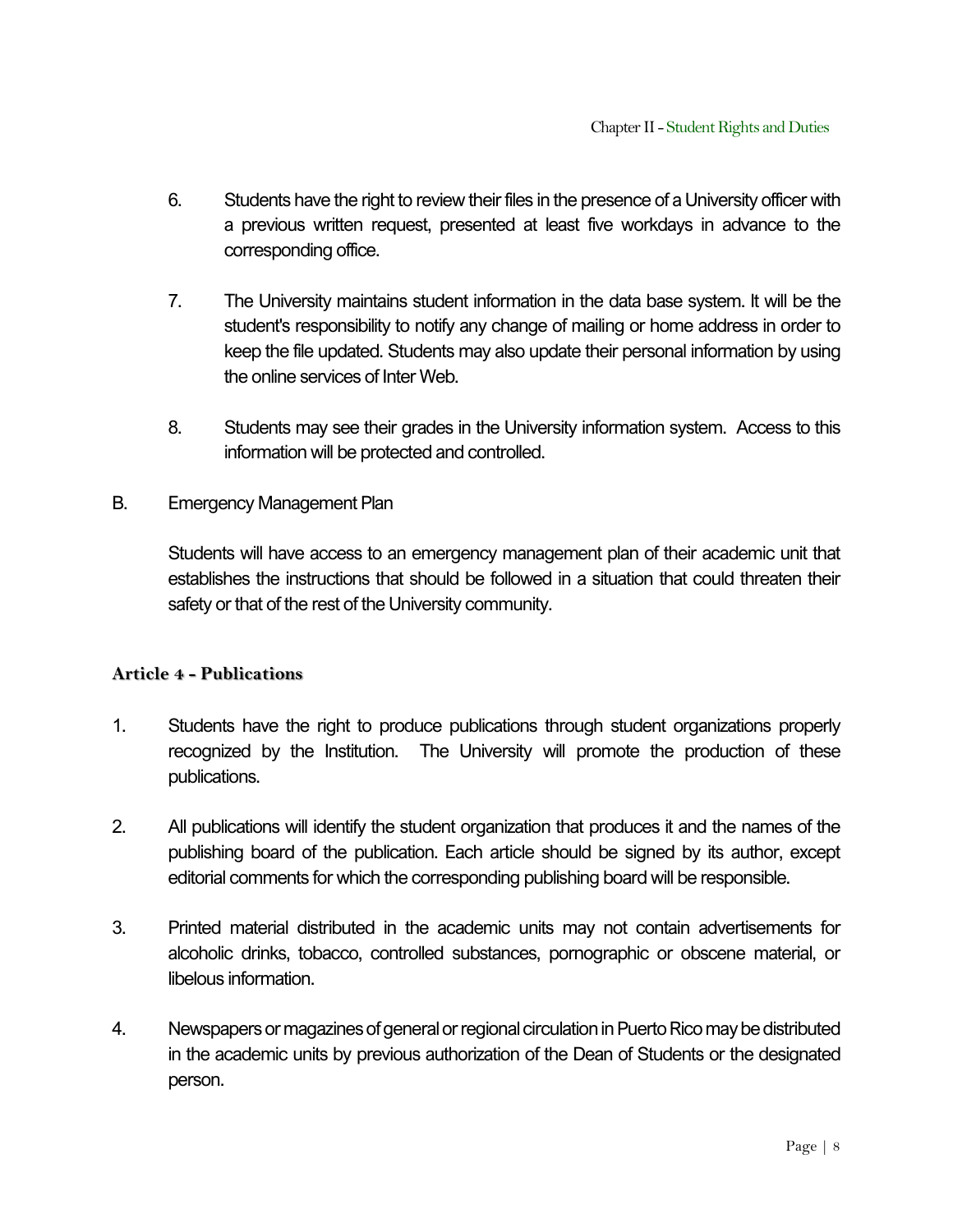6. Students have the right to review their files in the presence of a University officer with a previous written request, presented at least five workdays in advance to the corresponding office.

7. The University maintains student information in the data base system. It will be the student's responsibility to notify any change of mailing or home address in order to keep the file updated. Students may also update their personal information by using the online services of Inter Web.

8. Students may see their grades in the University information system. Access to this information will be protected and controlled.

B. Emergency Management Plan

Students will have access to an emergency management plan of their academic unit that establishes the instructions that should be followed in a situation that could threaten their safety or that of the rest of the University community.

### Article 4 - Publications

1. Students have the right to produce publications through student organizations properly recognized by the Institution. The University will promote the production of these publications.

2. All publications will identify the student organization that produces it and the names of the publishing board of the publication. Each article should be signed by its author, except editorial comments for which the corresponding publishing board will be responsible.

3. Printed material distributed in the academic units may not contain advertisements for alcoholic drinks, tobacco, controlled substances, pornographic or obscene material, or libelous information.

4. Newspapers or magazines of general or regional circulation in Puerto Rico may be distributed in the academic units by previous authorization of the Dean of Students or the designated person.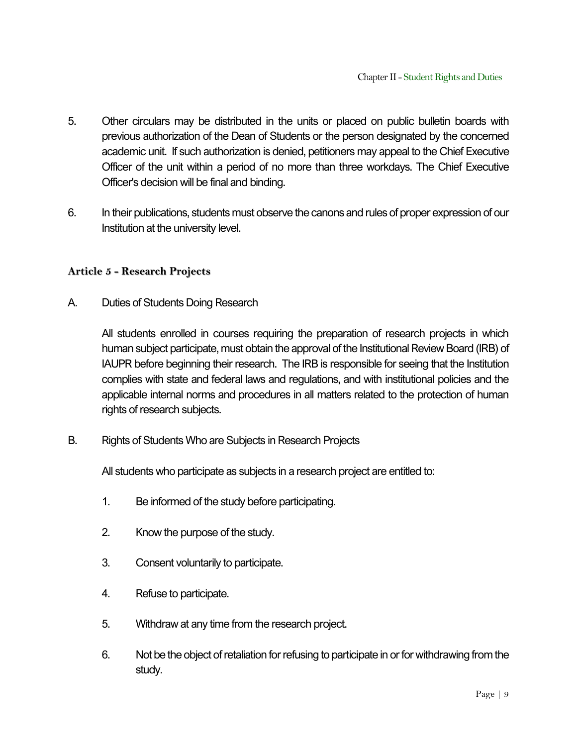5. Other circulars may be distributed in the units or placed on public bulletin boards with previous authorization of the Dean of Students or the person designated by the concerned academic unit. If such authorization is denied, petitioners may appeal to the Chief Executive Officer of the unit within a period of no more than three workdays. The Chief Executive Officer's decision will be final and binding.

6. In their publications, students must observe the canons and rules of proper expression of our Institution at the university level.

### Article 5 - Research Projects

A. Duties of Students Doing Research

All students enrolled in courses requiring the preparation of research projects in which human subject participate, must obtain the approval of the Institutional Review Board (IRB) of IAUPR before beginning their research. The IRB is responsible for seeing that the Institution complies with state and federal laws and regulations, and with institutional policies and the applicable internal norms and procedures in all matters related to the protection of human rights of research subjects.

B. Rights of Students Who are Subjects in Research Projects

All students who participate as subjects in a research project are entitled to:

1. Be informed of the study before participating.
2. Know the purpose of the study.
3. Consent voluntarily to participate.
4. Refuse to participate.
5. Withdraw at any time from the research project.
6. Not be the object of retaliation for refusing to participate in or for withdrawing from the study.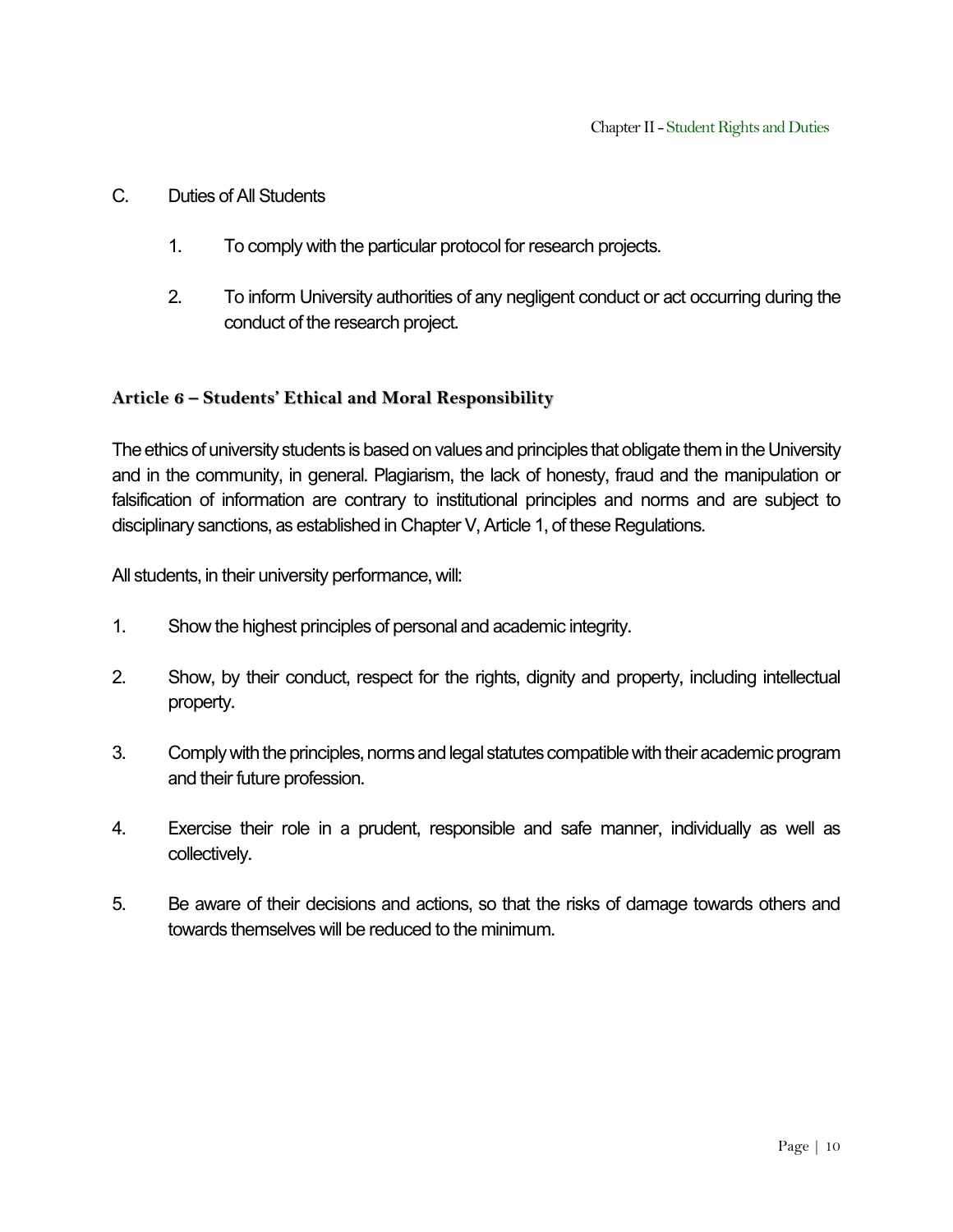C. Duties of All Students

1. To comply with the particular protocol for research projects.

2. To inform University authorities of any negligent conduct or act occurring during the conduct of the research project.

### Article 6 – Students' Ethical and Moral Responsibility

The ethics of university students is based on values and principles that obligate them in the University and in the community, in general. Plagiarism, the lack of honesty, fraud and the manipulation or falsification of information are contrary to institutional principles and norms and are subject to disciplinary sanctions, as established in Chapter V, Article 1, of these Regulations.

All students, in their university performance, will:

1. Show the highest principles of personal and academic integrity.

2. Show, by their conduct, respect for the rights, dignity and property, including intellectual property.

3. Comply with the principles, norms and legal statutes compatible with their academic program and their future profession.

4. Exercise their role in a prudent, responsible and safe manner, individually as well as collectively.

5. Be aware of their decisions and actions, so that the risks of damage towards others and towards themselves will be reduced to the minimum.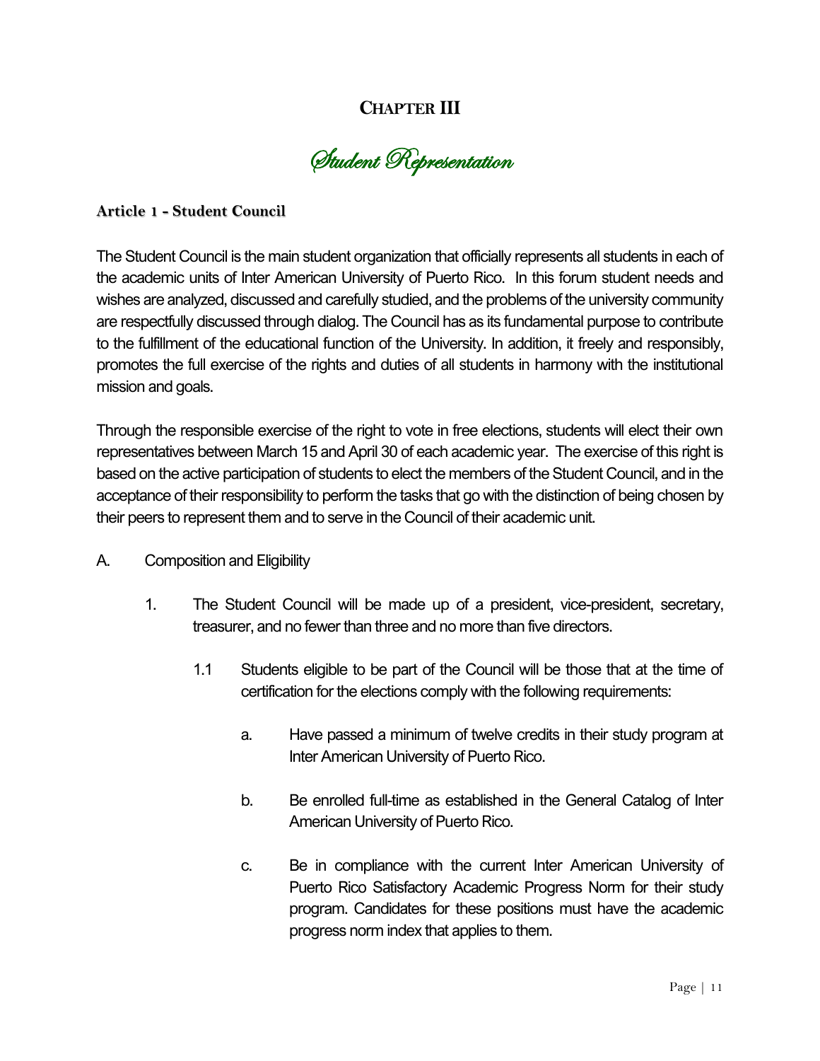# CHAPTER III

## *Student Representation*

### Article 1 - Student Council

The Student Council is the main student organization that officially represents all students in each of the academic units of Inter American University of Puerto Rico. In this forum student needs and wishes are analyzed, discussed and carefully studied, and the problems of the university community are respectfully discussed through dialog. The Council has as its fundamental purpose to contribute to the fulfillment of the educational function of the University. In addition, it freely and responsibly, promotes the full exercise of the rights and duties of all students in harmony with the institutional mission and goals.

Through the responsible exercise of the right to vote in free elections, students will elect their own representatives between March 15 and April 30 of each academic year. The exercise of this right is based on the active participation of students to elect the members of the Student Council, and in the acceptance of their responsibility to perform the tasks that go with the distinction of being chosen by their peers to represent them and to serve in the Council of their academic unit.

A. Composition and Eligibility

1. The Student Council will be made up of a president, vice-president, secretary, treasurer, and no fewer than three and no more than five directors.

   1.1 Students eligible to be part of the Council will be those that at the time of certification for the elections comply with the following requirements:

      a. Have passed a minimum of twelve credits in their study program at Inter American University of Puerto Rico.

      b. Be enrolled full-time as established in the General Catalog of Inter American University of Puerto Rico.

      c. Be in compliance with the current Inter American University of Puerto Rico Satisfactory Academic Progress Norm for their study program. Candidates for these positions must have the academic progress norm index that applies to them.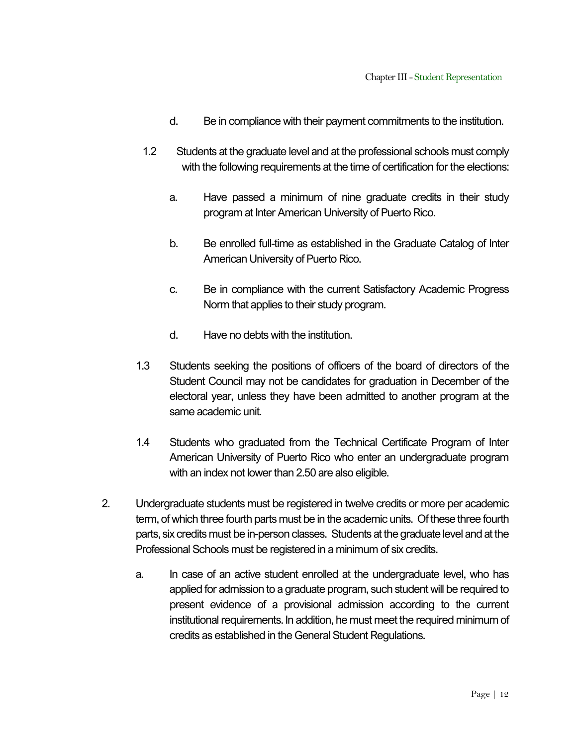d. Be in compliance with their payment commitments to the institution.

1.2 Students at the graduate level and at the professional schools must comply with the following requirements at the time of certification for the elections:

a. Have passed a minimum of nine graduate credits in their study program at Inter American University of Puerto Rico.

b. Be enrolled full-time as established in the Graduate Catalog of Inter American University of Puerto Rico.

c. Be in compliance with the current Satisfactory Academic Progress Norm that applies to their study program.

d. Have no debts with the institution.

1.3 Students seeking the positions of officers of the board of directors of the Student Council may not be candidates for graduation in December of the electoral year, unless they have been admitted to another program at the same academic unit.

1.4 Students who graduated from the Technical Certificate Program of Inter American University of Puerto Rico who enter an undergraduate program with an index not lower than 2.50 are also eligible.

2. Undergraduate students must be registered in twelve credits or more per academic term, of which three fourth parts must be in the academic units. Of these three fourth parts, six credits must be in-person classes. Students at the graduate level and at the Professional Schools must be registered in a minimum of six credits.

a. In case of an active student enrolled at the undergraduate level, who has applied for admission to a graduate program, such student will be required to present evidence of a provisional admission according to the current institutional requirements. In addition, he must meet the required minimum of credits as established in the General Student Regulations.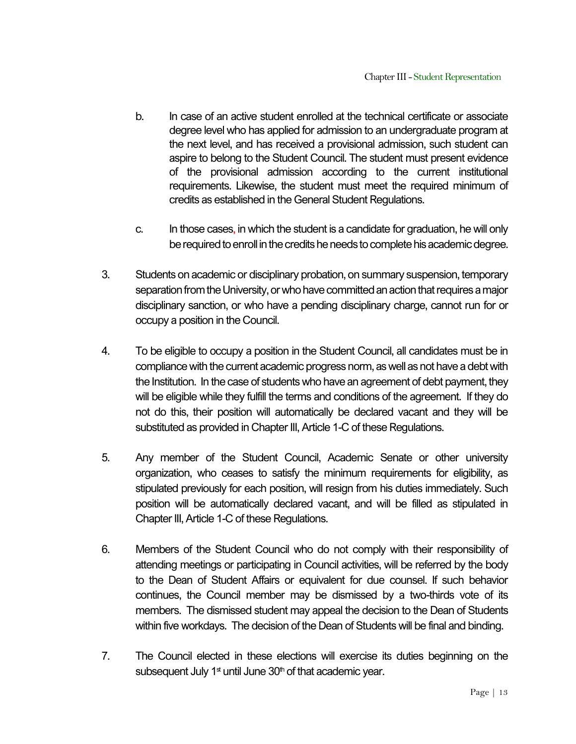b. In case of an active student enrolled at the technical certificate or associate degree level who has applied for admission to an undergraduate program at the next level, and has received a provisional admission, such student can aspire to belong to the Student Council. The student must present evidence of the provisional admission according to the current institutional requirements. Likewise, the student must meet the required minimum of credits as established in the General Student Regulations.

c. In those cases, in which the student is a candidate for graduation, he will only be required to enroll in the credits he needs to complete his academic degree.

3. Students on academic or disciplinary probation, on summary suspension, temporary separation from the University, or who have committed an action that requires a major disciplinary sanction, or who have a pending disciplinary charge, cannot run for or occupy a position in the Council.

4. To be eligible to occupy a position in the Student Council, all candidates must be in compliance with the current academic progress norm, as well as not have a debt with the Institution. In the case of students who have an agreement of debt payment, they will be eligible while they fulfill the terms and conditions of the agreement. If they do not do this, their position will automatically be declared vacant and they will be substituted as provided in Chapter III, Article 1-C of these Regulations.

5. Any member of the Student Council, Academic Senate or other university organization, who ceases to satisfy the minimum requirements for eligibility, as stipulated previously for each position, will resign from his duties immediately. Such position will be automatically declared vacant, and will be filled as stipulated in Chapter III, Article 1-C of these Regulations.

6. Members of the Student Council who do not comply with their responsibility of attending meetings or participating in Council activities, will be referred by the body to the Dean of Student Affairs or equivalent for due counsel. If such behavior continues, the Council member may be dismissed by a two-thirds vote of its members. The dismissed student may appeal the decision to the Dean of Students within five workdays. The decision of the Dean of Students will be final and binding.

7. The Council elected in these elections will exercise its duties beginning on the subsequent July 1st until June 30th of that academic year.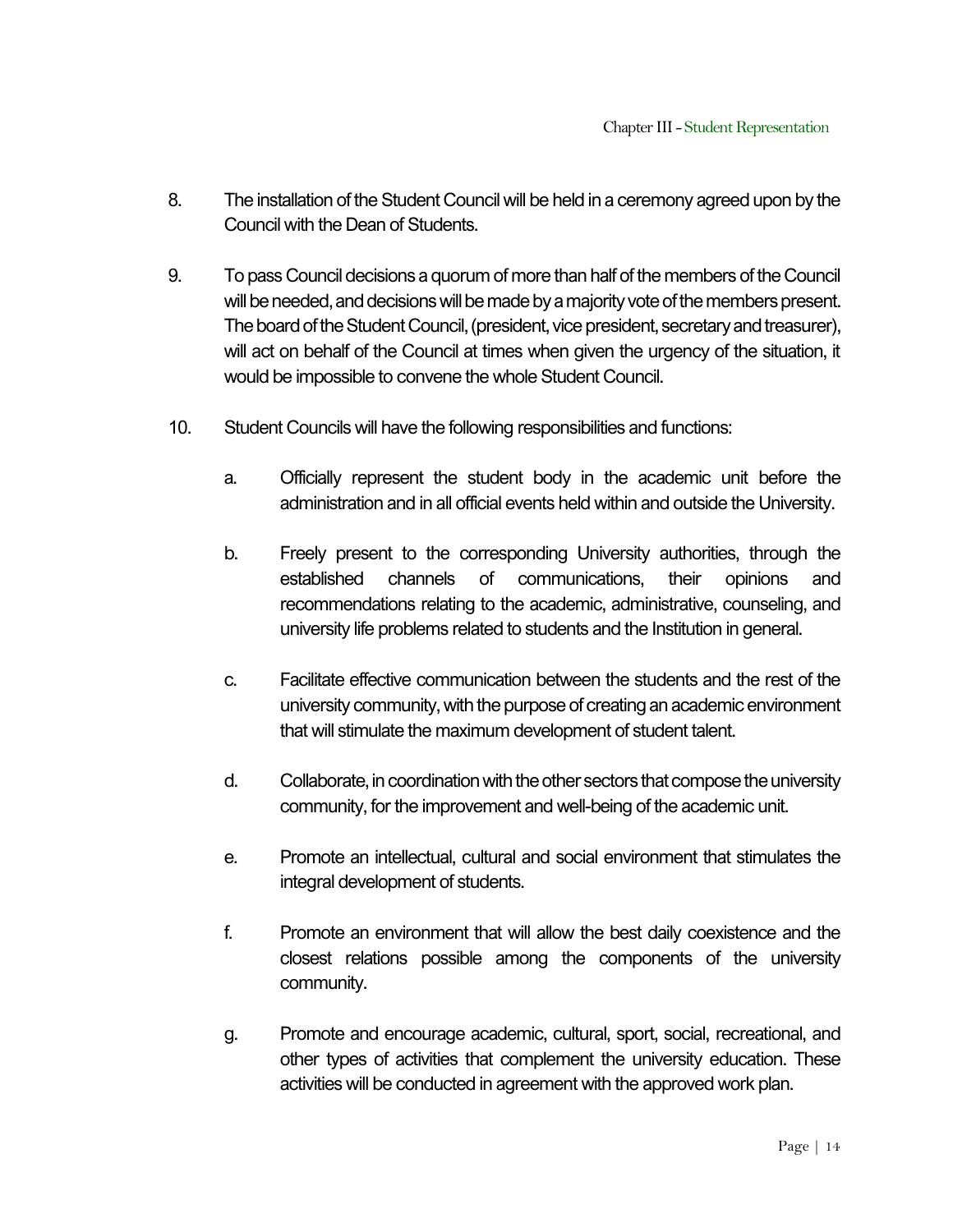8. The installation of the Student Council will be held in a ceremony agreed upon by the Council with the Dean of Students.

9. To pass Council decisions a quorum of more than half of the members of the Council will be needed, and decisions will be made by a majority vote of the members present. The board of the Student Council, (president, vice president, secretary and treasurer), will act on behalf of the Council at times when given the urgency of the situation, it would be impossible to convene the whole Student Council.

10. Student Councils will have the following responsibilities and functions:

    a. Officially represent the student body in the academic unit before the administration and in all official events held within and outside the University.

    b. Freely present to the corresponding University authorities, through the established channels of communications, their opinions and recommendations relating to the academic, administrative, counseling, and university life problems related to students and the Institution in general.

    c. Facilitate effective communication between the students and the rest of the university community, with the purpose of creating an academic environment that will stimulate the maximum development of student talent.

    d. Collaborate, in coordination with the other sectors that compose the university community, for the improvement and well-being of the academic unit.

    e. Promote an intellectual, cultural and social environment that stimulates the integral development of students.

    f. Promote an environment that will allow the best daily coexistence and the closest relations possible among the components of the university community.

    g. Promote and encourage academic, cultural, sport, social, recreational, and other types of activities that complement the university education. These activities will be conducted in agreement with the approved work plan.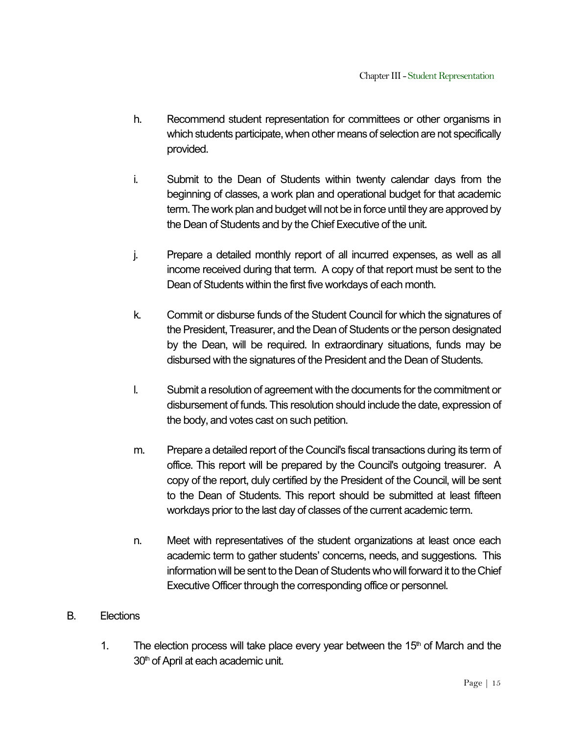h. Recommend student representation for committees or other organisms in which students participate, when other means of selection are not specifically provided.

i. Submit to the Dean of Students within twenty calendar days from the beginning of classes, a work plan and operational budget for that academic term. The work plan and budget will not be in force until they are approved by the Dean of Students and by the Chief Executive of the unit.

j. Prepare a detailed monthly report of all incurred expenses, as well as all income received during that term. A copy of that report must be sent to the Dean of Students within the first five workdays of each month.

k. Commit or disburse funds of the Student Council for which the signatures of the President, Treasurer, and the Dean of Students or the person designated by the Dean, will be required. In extraordinary situations, funds may be disbursed with the signatures of the President and the Dean of Students.

l. Submit a resolution of agreement with the documents for the commitment or disbursement of funds. This resolution should include the date, expression of the body, and votes cast on such petition.

m. Prepare a detailed report of the Council's fiscal transactions during its term of office. This report will be prepared by the Council's outgoing treasurer. A copy of the report, duly certified by the President of the Council, will be sent to the Dean of Students. This report should be submitted at least fifteen workdays prior to the last day of classes of the current academic term.

n. Meet with representatives of the student organizations at least once each academic term to gather students' concerns, needs, and suggestions. This information will be sent to the Dean of Students who will forward it to the Chief Executive Officer through the corresponding office or personnel.

B. Elections

1. The election process will take place every year between the 15th of March and the 30th of April at each academic unit.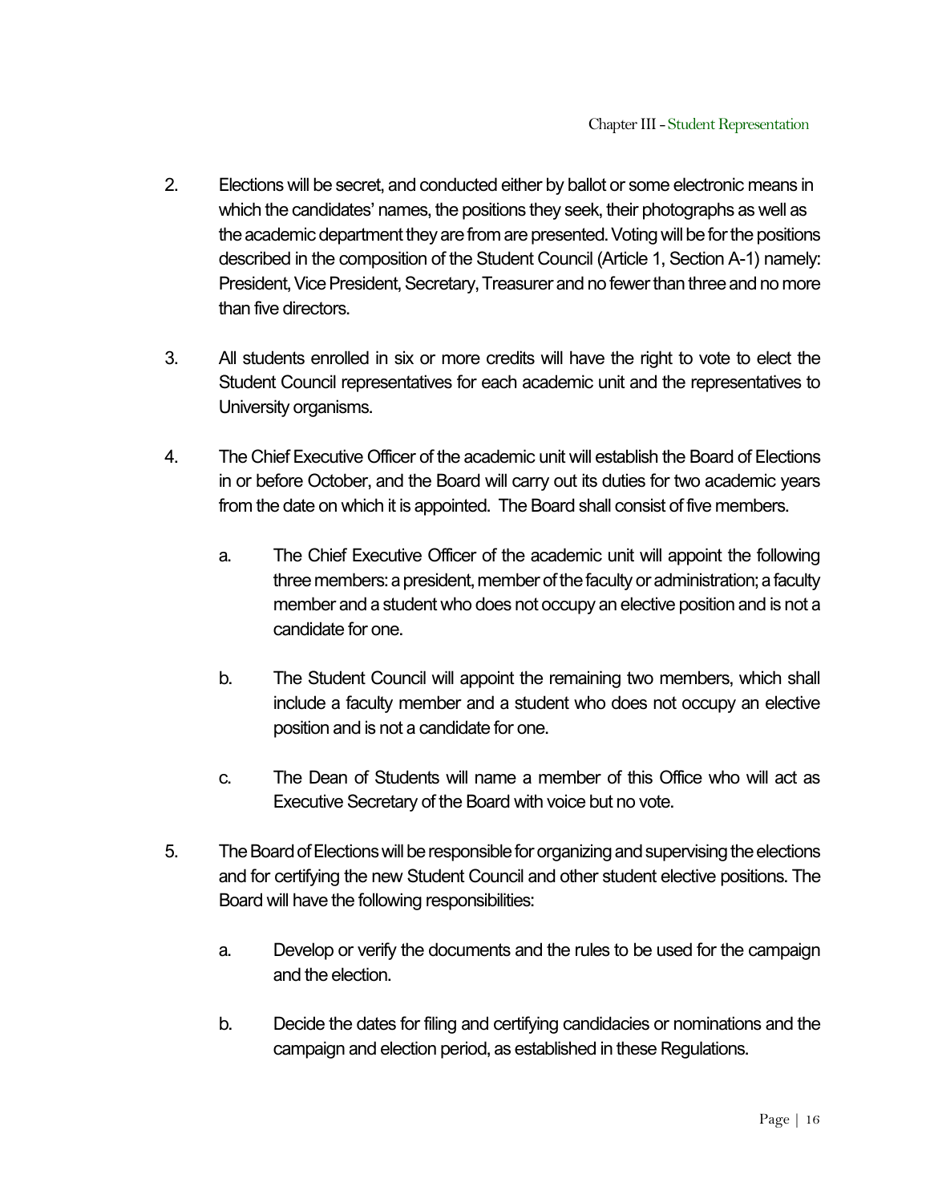2. Elections will be secret, and conducted either by ballot or some electronic means in which the candidates' names, the positions they seek, their photographs as well as the academic department they are from are presented. Voting will be for the positions described in the composition of the Student Council (Article 1, Section A-1) namely: President, Vice President, Secretary, Treasurer and no fewer than three and no more than five directors.

3. All students enrolled in six or more credits will have the right to vote to elect the Student Council representatives for each academic unit and the representatives to University organisms.

4. The Chief Executive Officer of the academic unit will establish the Board of Elections in or before October, and the Board will carry out its duties for two academic years from the date on which it is appointed. The Board shall consist of five members.

   a. The Chief Executive Officer of the academic unit will appoint the following three members: a president, member of the faculty or administration; a faculty member and a student who does not occupy an elective position and is not a candidate for one.

   b. The Student Council will appoint the remaining two members, which shall include a faculty member and a student who does not occupy an elective position and is not a candidate for one.

   c. The Dean of Students will name a member of this Office who will act as Executive Secretary of the Board with voice but no vote.

5. The Board of Elections will be responsible for organizing and supervising the elections and for certifying the new Student Council and other student elective positions. The Board will have the following responsibilities:

   a. Develop or verify the documents and the rules to be used for the campaign and the election.

   b. Decide the dates for filing and certifying candidacies or nominations and the campaign and election period, as established in these Regulations.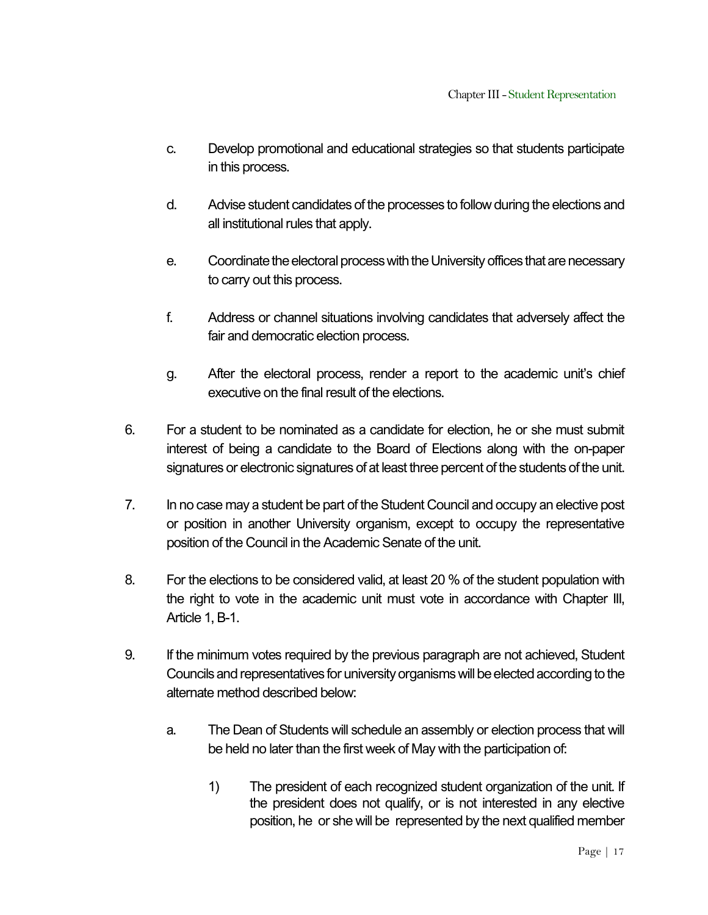c. Develop promotional and educational strategies so that students participate in this process.

d. Advise student candidates of the processes to follow during the elections and all institutional rules that apply.

e. Coordinate the electoral process with the University offices that are necessary to carry out this process.

f. Address or channel situations involving candidates that adversely affect the fair and democratic election process.

g. After the electoral process, render a report to the academic unit's chief executive on the final result of the elections.

6. For a student to be nominated as a candidate for election, he or she must submit interest of being a candidate to the Board of Elections along with the on-paper signatures or electronic signatures of at least three percent of the students of the unit.

7. In no case may a student be part of the Student Council and occupy an elective post or position in another University organism, except to occupy the representative position of the Council in the Academic Senate of the unit.

8. For the elections to be considered valid, at least 20 % of the student population with the right to vote in the academic unit must vote in accordance with Chapter III, Article 1, B-1.

9. If the minimum votes required by the previous paragraph are not achieved, Student Councils and representatives for university organisms will be elected according to the alternate method described below:

   a. The Dean of Students will schedule an assembly or election process that will be held no later than the first week of May with the participation of:

      1) The president of each recognized student organization of the unit. If the president does not qualify, or is not interested in any elective position, he or she will be represented by the next qualified member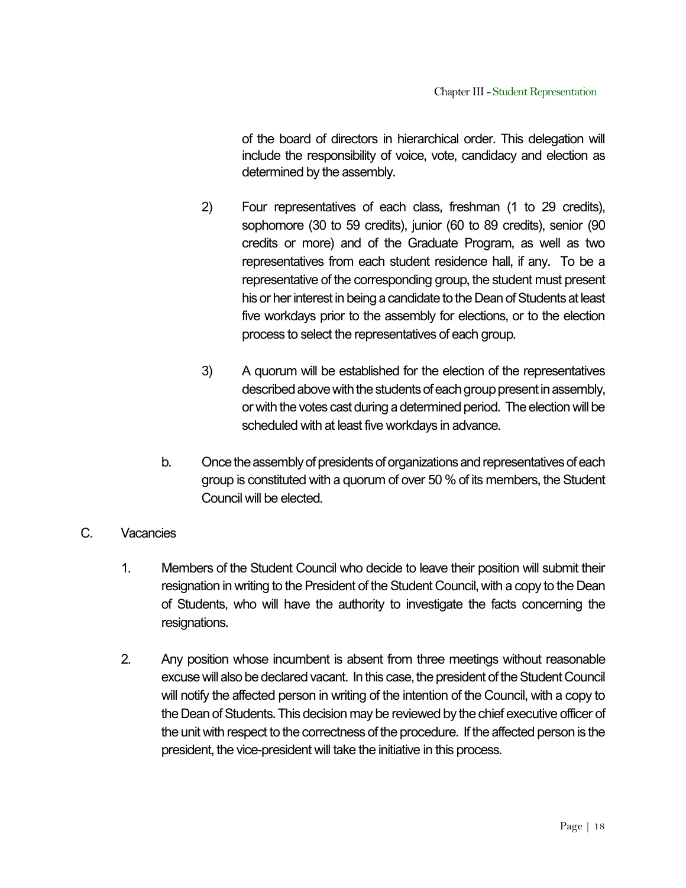of the board of directors in hierarchical order. This delegation will include the responsibility of voice, vote, candidacy and election as determined by the assembly.

2) Four representatives of each class, freshman (1 to 29 credits), sophomore (30 to 59 credits), junior (60 to 89 credits), senior (90 credits or more) and of the Graduate Program, as well as two representatives from each student residence hall, if any. To be a representative of the corresponding group, the student must present his or her interest in being a candidate to the Dean of Students at least five workdays prior to the assembly for elections, or to the election process to select the representatives of each group.

3) A quorum will be established for the election of the representatives described above with the students of each group present in assembly, or with the votes cast during a determined period. The election will be scheduled with at least five workdays in advance.

b. Once the assembly of presidents of organizations and representatives of each group is constituted with a quorum of over 50 % of its members, the Student Council will be elected.

C. Vacancies

1. Members of the Student Council who decide to leave their position will submit their resignation in writing to the President of the Student Council, with a copy to the Dean of Students, who will have the authority to investigate the facts concerning the resignations.

2. Any position whose incumbent is absent from three meetings without reasonable excuse will also be declared vacant. In this case, the president of the Student Council will notify the affected person in writing of the intention of the Council, with a copy to the Dean of Students. This decision may be reviewed by the chief executive officer of the unit with respect to the correctness of the procedure. If the affected person is the president, the vice-president will take the initiative in this process.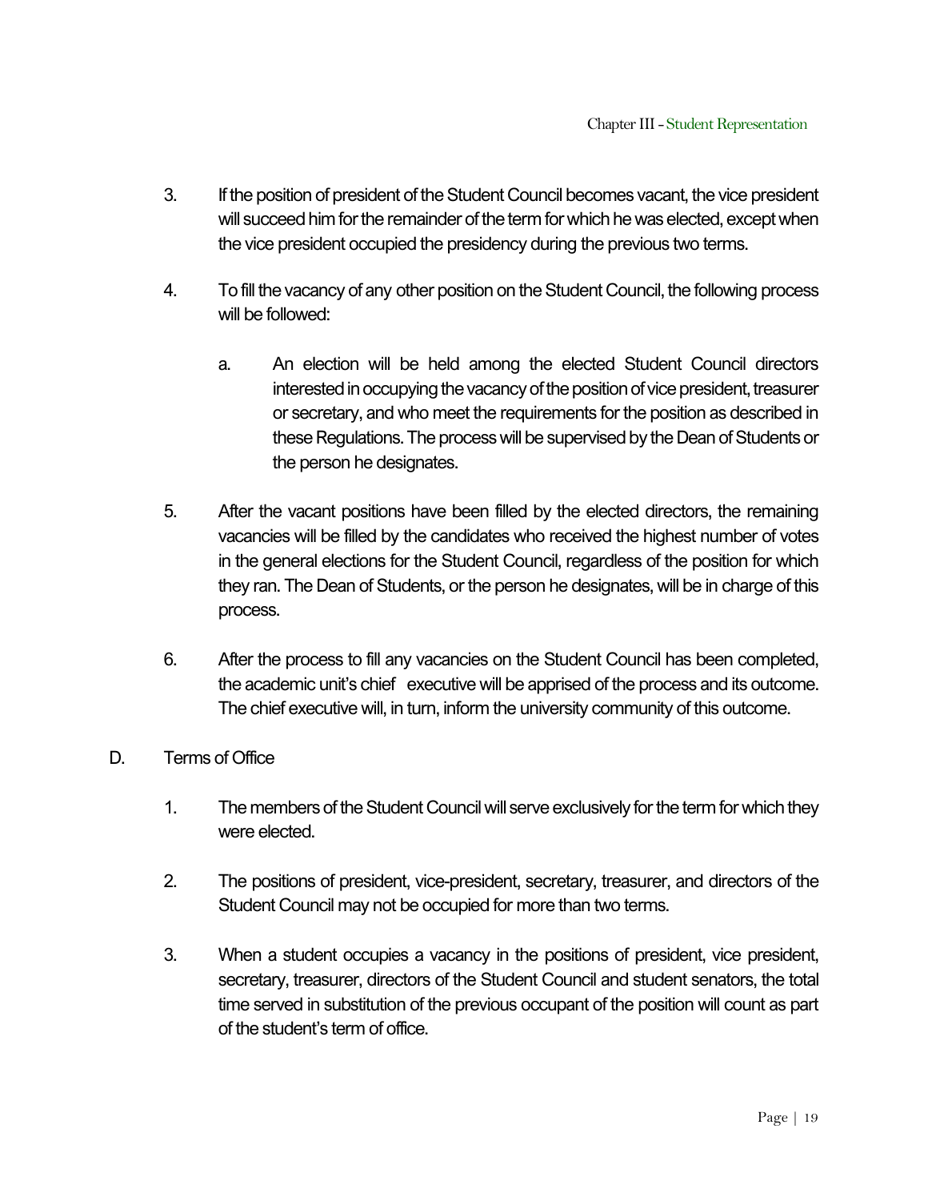3. If the position of president of the Student Council becomes vacant, the vice president will succeed him for the remainder of the term for which he was elected, except when the vice president occupied the presidency during the previous two terms.

4. To fill the vacancy of any other position on the Student Council, the following process will be followed:

   a. An election will be held among the elected Student Council directors interested in occupying the vacancy of the position of vice president, treasurer or secretary, and who meet the requirements for the position as described in these Regulations. The process will be supervised by the Dean of Students or the person he designates.

5. After the vacant positions have been filled by the elected directors, the remaining vacancies will be filled by the candidates who received the highest number of votes in the general elections for the Student Council, regardless of the position for which they ran. The Dean of Students, or the person he designates, will be in charge of this process.

6. After the process to fill any vacancies on the Student Council has been completed, the academic unit's chief executive will be apprised of the process and its outcome. The chief executive will, in turn, inform the university community of this outcome.

D. Terms of Office

1. The members of the Student Council will serve exclusively for the term for which they were elected.

2. The positions of president, vice-president, secretary, treasurer, and directors of the Student Council may not be occupied for more than two terms.

3. When a student occupies a vacancy in the positions of president, vice president, secretary, treasurer, directors of the Student Council and student senators, the total time served in substitution of the previous occupant of the position will count as part of the student's term of office.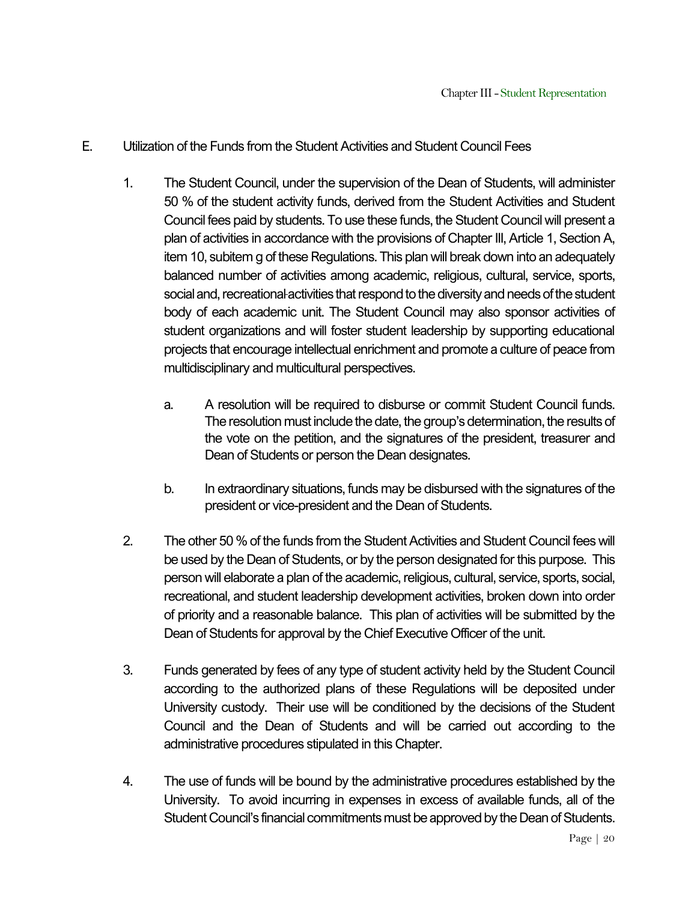E. Utilization of the Funds from the Student Activities and Student Council Fees

1. The Student Council, under the supervision of the Dean of Students, will administer 50 % of the student activity funds, derived from the Student Activities and Student Council fees paid by students. To use these funds, the Student Council will present a plan of activities in accordance with the provisions of Chapter III, Article 1, Section A, item 10, subitem g of these Regulations. This plan will break down into an adequately balanced number of activities among academic, religious, cultural, service, sports, social and, recreational activities that respond to the diversity and needs of the student body of each academic unit. The Student Council may also sponsor activities of student organizations and will foster student leadership by supporting educational projects that encourage intellectual enrichment and promote a culture of peace from multidisciplinary and multicultural perspectives.

    a. A resolution will be required to disburse or commit Student Council funds. The resolution must include the date, the group's determination, the results of the vote on the petition, and the signatures of the president, treasurer and Dean of Students or person the Dean designates.

    b. In extraordinary situations, funds may be disbursed with the signatures of the president or vice-president and the Dean of Students.

2. The other 50 % of the funds from the Student Activities and Student Council fees will be used by the Dean of Students, or by the person designated for this purpose. This person will elaborate a plan of the academic, religious, cultural, service, sports, social, recreational, and student leadership development activities, broken down into order of priority and a reasonable balance. This plan of activities will be submitted by the Dean of Students for approval by the Chief Executive Officer of the unit.

3. Funds generated by fees of any type of student activity held by the Student Council according to the authorized plans of these Regulations will be deposited under University custody. Their use will be conditioned by the decisions of the Student Council and the Dean of Students and will be carried out according to the administrative procedures stipulated in this Chapter.

4. The use of funds will be bound by the administrative procedures established by the University. To avoid incurring in expenses in excess of available funds, all of the Student Council's financial commitments must be approved by the Dean of Students.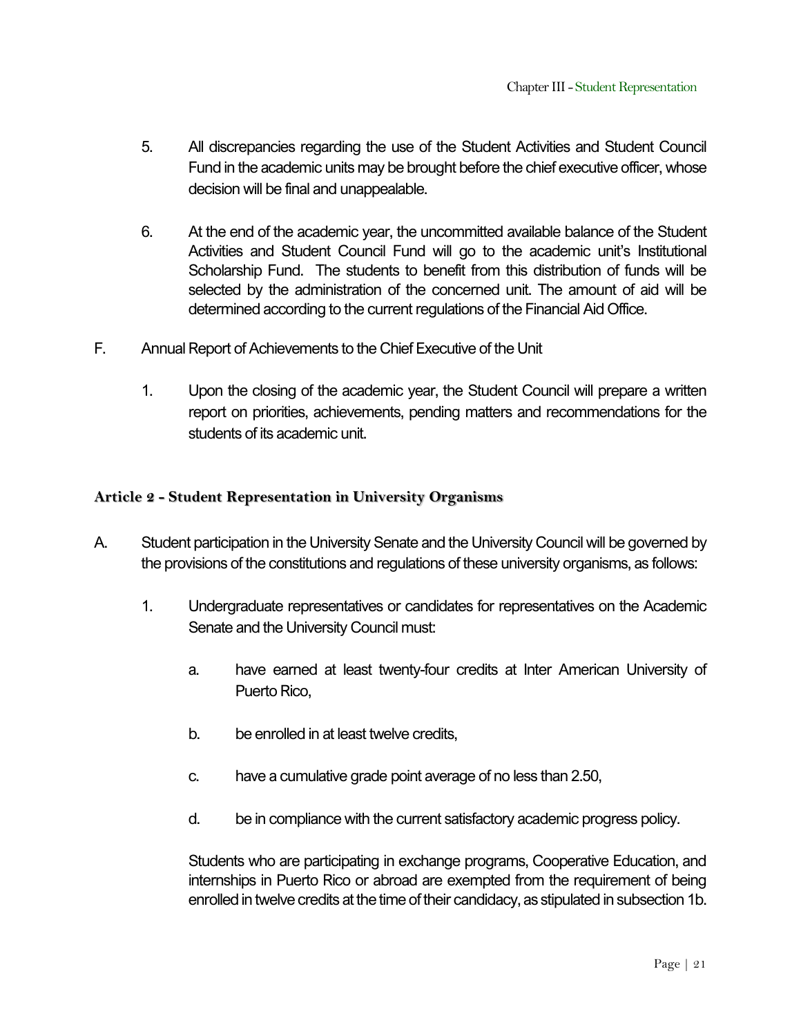5. All discrepancies regarding the use of the Student Activities and Student Council Fund in the academic units may be brought before the chief executive officer, whose decision will be final and unappealable.

6. At the end of the academic year, the uncommitted available balance of the Student Activities and Student Council Fund will go to the academic unit's Institutional Scholarship Fund. The students to benefit from this distribution of funds will be selected by the administration of the concerned unit. The amount of aid will be determined according to the current regulations of the Financial Aid Office.

F. Annual Report of Achievements to the Chief Executive of the Unit

1. Upon the closing of the academic year, the Student Council will prepare a written report on priorities, achievements, pending matters and recommendations for the students of its academic unit.

### Article 2 - Student Representation in University Organisms

A. Student participation in the University Senate and the University Council will be governed by the provisions of the constitutions and regulations of these university organisms, as follows:

1. Undergraduate representatives or candidates for representatives on the Academic Senate and the University Council must:

   a. have earned at least twenty-four credits at Inter American University of Puerto Rico,

   b. be enrolled in at least twelve credits,

   c. have a cumulative grade point average of no less than 2.50,

   d. be in compliance with the current satisfactory academic progress policy.

   Students who are participating in exchange programs, Cooperative Education, and internships in Puerto Rico or abroad are exempted from the requirement of being enrolled in twelve credits at the time of their candidacy, as stipulated in subsection 1b.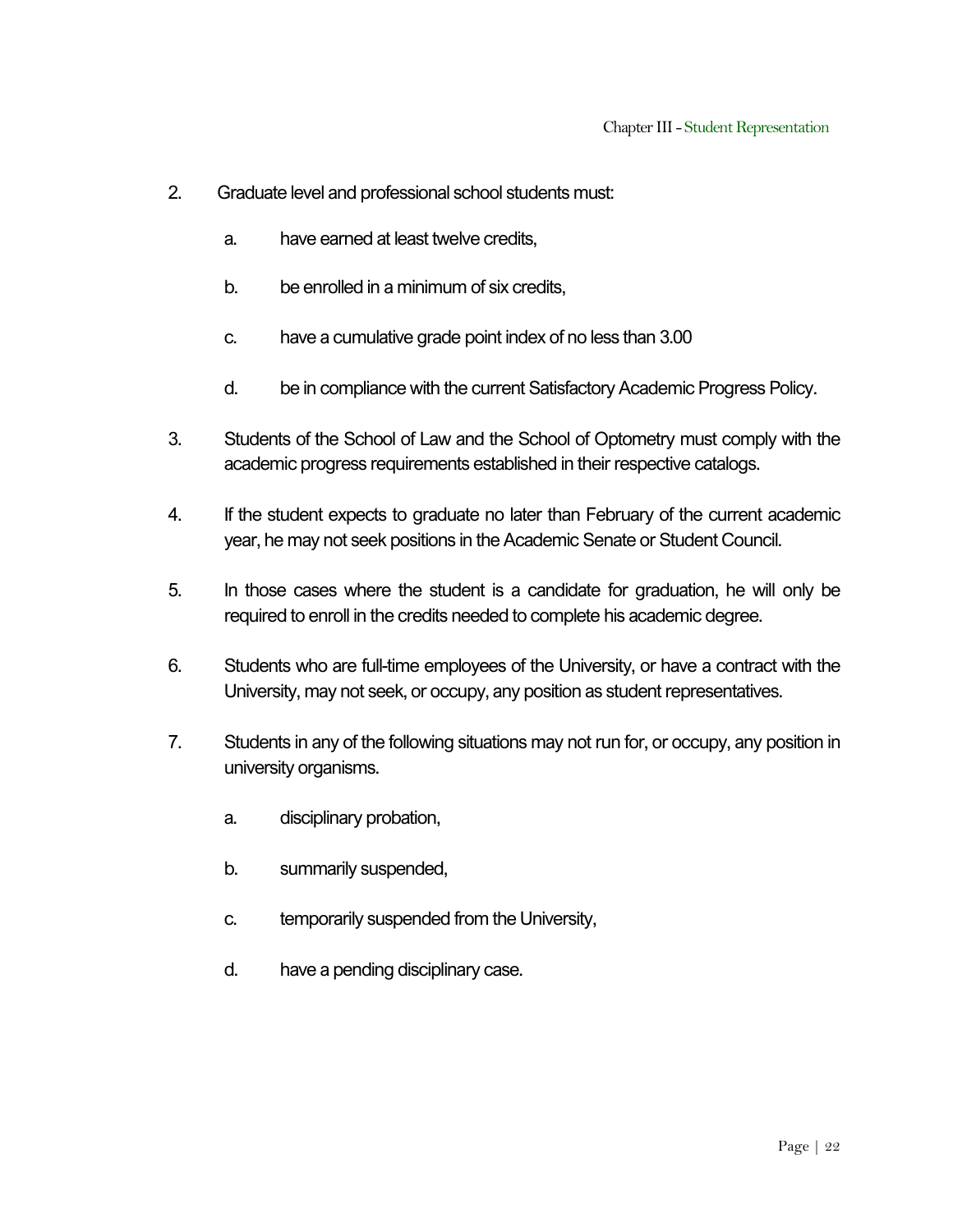2. Graduate level and professional school students must:

   a. have earned at least twelve credits,

   b. be enrolled in a minimum of six credits,

   c. have a cumulative grade point index of no less than 3.00

   d. be in compliance with the current Satisfactory Academic Progress Policy.

3. Students of the School of Law and the School of Optometry must comply with the academic progress requirements established in their respective catalogs.

4. If the student expects to graduate no later than February of the current academic year, he may not seek positions in the Academic Senate or Student Council.

5. In those cases where the student is a candidate for graduation, he will only be required to enroll in the credits needed to complete his academic degree.

6. Students who are full-time employees of the University, or have a contract with the University, may not seek, or occupy, any position as student representatives.

7. Students in any of the following situations may not run for, or occupy, any position in university organisms.

   a. disciplinary probation,

   b. summarily suspended,

   c. temporarily suspended from the University,

   d. have a pending disciplinary case.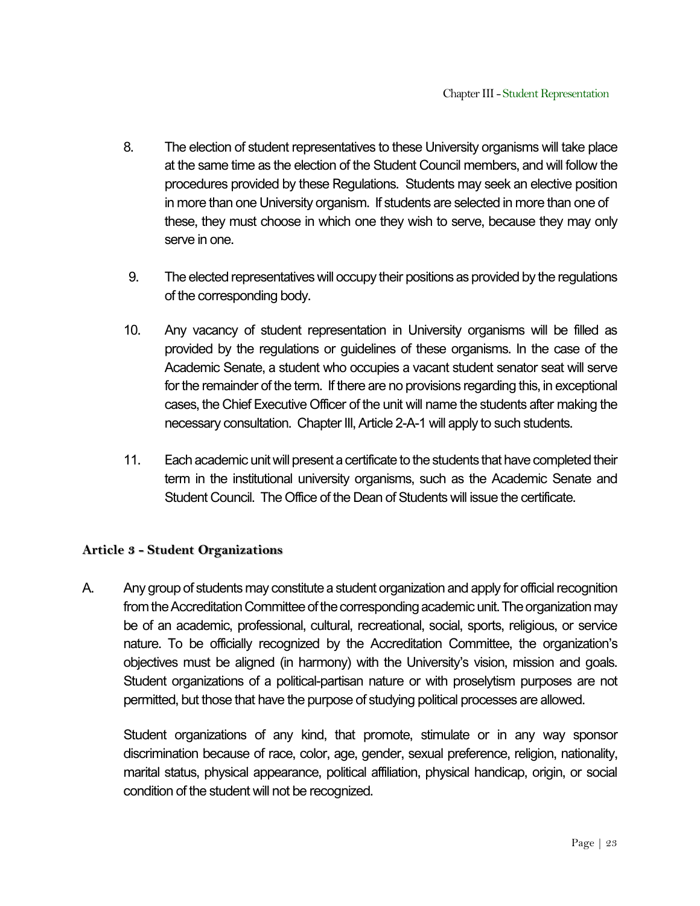8. The election of student representatives to these University organisms will take place at the same time as the election of the Student Council members, and will follow the procedures provided by these Regulations. Students may seek an elective position in more than one University organism. If students are selected in more than one of these, they must choose in which one they wish to serve, because they may only serve in one.

9. The elected representatives will occupy their positions as provided by the regulations of the corresponding body.

10. Any vacancy of student representation in University organisms will be filled as provided by the regulations or guidelines of these organisms. In the case of the Academic Senate, a student who occupies a vacant student senator seat will serve for the remainder of the term. If there are no provisions regarding this, in exceptional cases, the Chief Executive Officer of the unit will name the students after making the necessary consultation. Chapter III, Article 2-A-1 will apply to such students.

11. Each academic unit will present a certificate to the students that have completed their term in the institutional university organisms, such as the Academic Senate and Student Council. The Office of the Dean of Students will issue the certificate.

### Article 3 - Student Organizations

A. Any group of students may constitute a student organization and apply for official recognition from the Accreditation Committee of the corresponding academic unit. The organization may be of an academic, professional, cultural, recreational, social, sports, religious, or service nature. To be officially recognized by the Accreditation Committee, the organization's objectives must be aligned (in harmony) with the University's vision, mission and goals. Student organizations of a political-partisan nature or with proselytism purposes are not permitted, but those that have the purpose of studying political processes are allowed.

   Student organizations of any kind, that promote, stimulate or in any way sponsor discrimination because of race, color, age, gender, sexual preference, religion, nationality, marital status, physical appearance, political affiliation, physical handicap, origin, or social condition of the student will not be recognized.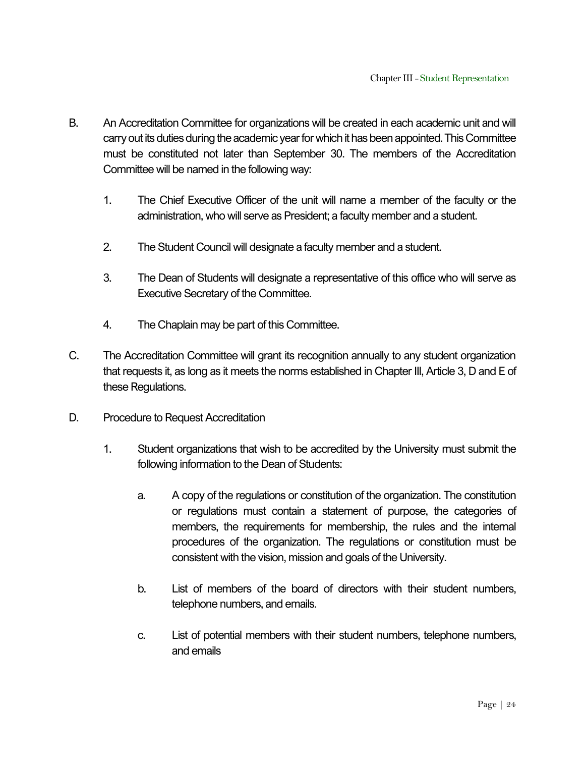B. An Accreditation Committee for organizations will be created in each academic unit and will carry out its duties during the academic year for which it has been appointed. This Committee must be constituted not later than September 30. The members of the Accreditation Committee will be named in the following way:

   1. The Chief Executive Officer of the unit will name a member of the faculty or the administration, who will serve as President; a faculty member and a student.

   2. The Student Council will designate a faculty member and a student.

   3. The Dean of Students will designate a representative of this office who will serve as Executive Secretary of the Committee.

   4. The Chaplain may be part of this Committee.

C. The Accreditation Committee will grant its recognition annually to any student organization that requests it, as long as it meets the norms established in Chapter III, Article 3, D and E of these Regulations.

D. Procedure to Request Accreditation

   1. Student organizations that wish to be accredited by the University must submit the following information to the Dean of Students:

      a. A copy of the regulations or constitution of the organization. The constitution or regulations must contain a statement of purpose, the categories of members, the requirements for membership, the rules and the internal procedures of the organization. The regulations or constitution must be consistent with the vision, mission and goals of the University.

      b. List of members of the board of directors with their student numbers, telephone numbers, and emails.

      c. List of potential members with their student numbers, telephone numbers, and emails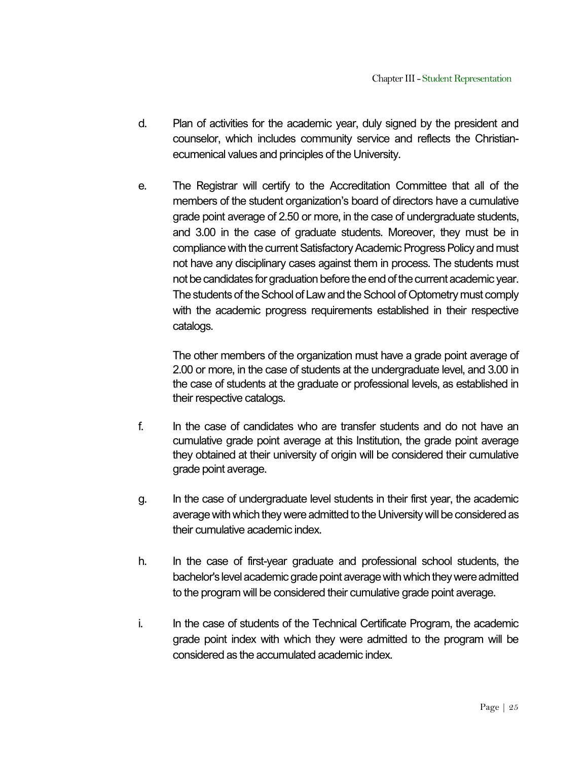d. Plan of activities for the academic year, duly signed by the president and counselor, which includes community service and reflects the Christian-ecumenical values and principles of the University.

e. The Registrar will certify to the Accreditation Committee that all of the members of the student organization's board of directors have a cumulative grade point average of 2.50 or more, in the case of undergraduate students, and 3.00 in the case of graduate students. Moreover, they must be in compliance with the current Satisfactory Academic Progress Policy and must not have any disciplinary cases against them in process. The students must not be candidates for graduation before the end of the current academic year. The students of the School of Law and the School of Optometry must comply with the academic progress requirements established in their respective catalogs.

   The other members of the organization must have a grade point average of 2.00 or more, in the case of students at the undergraduate level, and 3.00 in the case of students at the graduate or professional levels, as established in their respective catalogs.

f. In the case of candidates who are transfer students and do not have an cumulative grade point average at this Institution, the grade point average they obtained at their university of origin will be considered their cumulative grade point average.

g. In the case of undergraduate level students in their first year, the academic average with which they were admitted to the University will be considered as their cumulative academic index.

h. In the case of first-year graduate and professional school students, the bachelor's level academic grade point average with which they were admitted to the program will be considered their cumulative grade point average.

i. In the case of students of the Technical Certificate Program, the academic grade point index with which they were admitted to the program will be considered as the accumulated academic index.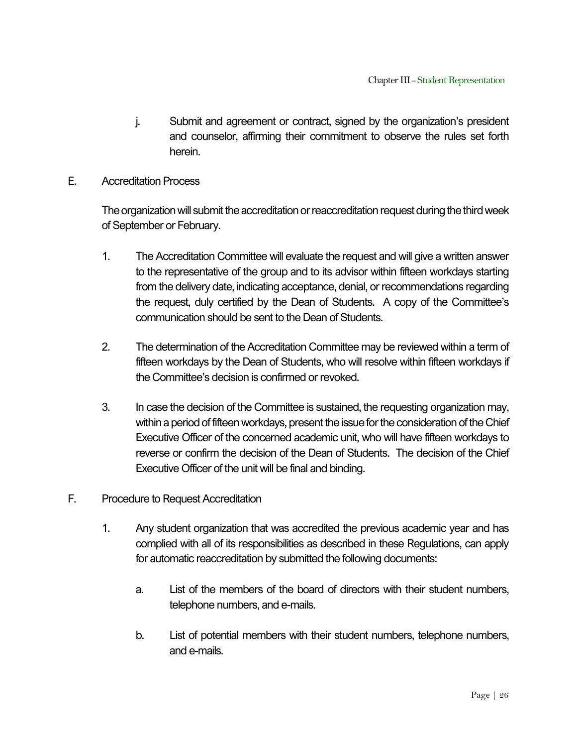j. Submit and agreement or contract, signed by the organization's president and counselor, affirming their commitment to observe the rules set forth herein.

E. Accreditation Process

The organization will submit the accreditation or reaccreditation request during the third week of September or February.

1. The Accreditation Committee will evaluate the request and will give a written answer to the representative of the group and to its advisor within fifteen workdays starting from the delivery date, indicating acceptance, denial, or recommendations regarding the request, duly certified by the Dean of Students. A copy of the Committee's communication should be sent to the Dean of Students.

2. The determination of the Accreditation Committee may be reviewed within a term of fifteen workdays by the Dean of Students, who will resolve within fifteen workdays if the Committee's decision is confirmed or revoked.

3. In case the decision of the Committee is sustained, the requesting organization may, within a period of fifteen workdays, present the issue for the consideration of the Chief Executive Officer of the concerned academic unit, who will have fifteen workdays to reverse or confirm the decision of the Dean of Students. The decision of the Chief Executive Officer of the unit will be final and binding.

F. Procedure to Request Accreditation

1. Any student organization that was accredited the previous academic year and has complied with all of its responsibilities as described in these Regulations, can apply for automatic reaccreditation by submitted the following documents:

   a. List of the members of the board of directors with their student numbers, telephone numbers, and e-mails.

   b. List of potential members with their student numbers, telephone numbers, and e-mails.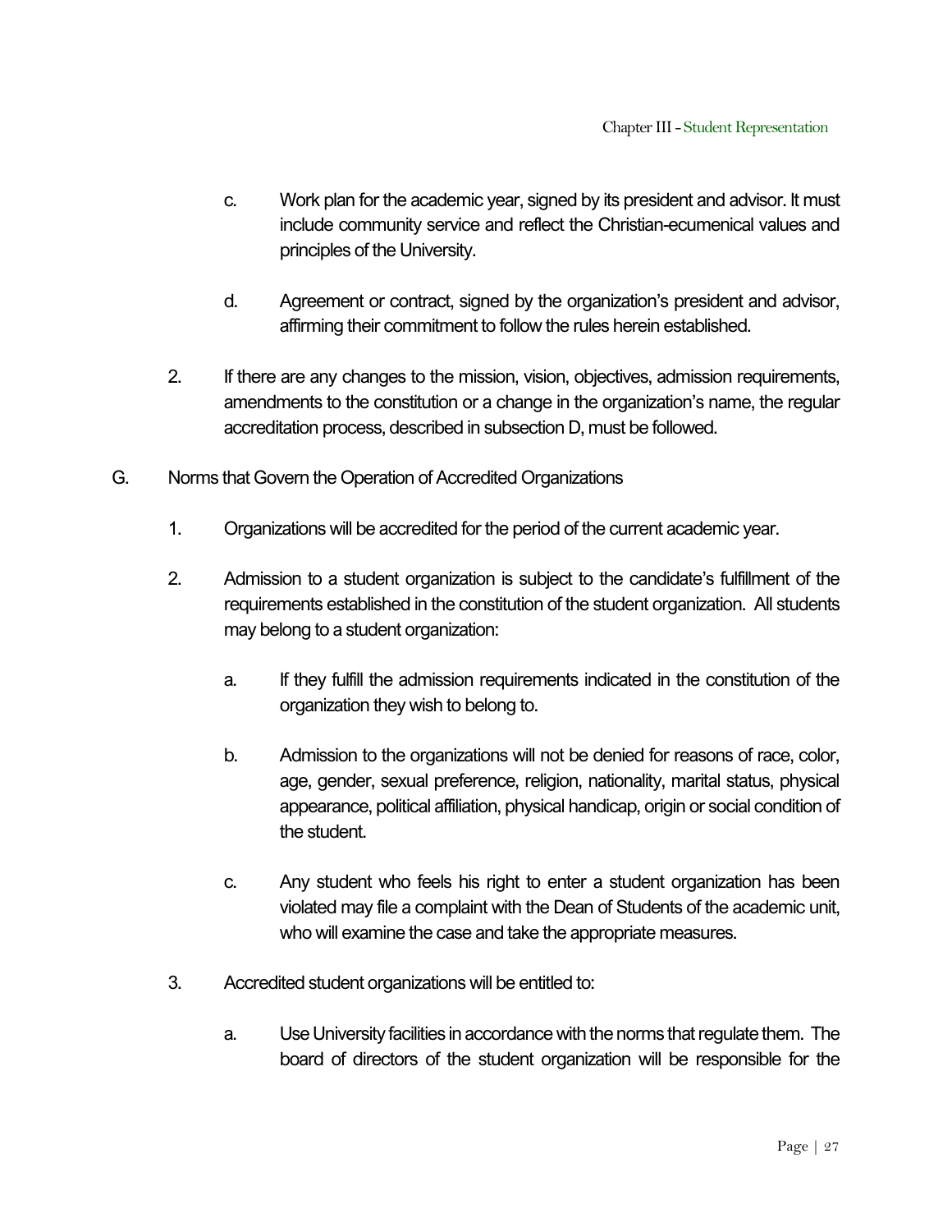c. Work plan for the academic year, signed by its president and advisor. It must include community service and reflect the Christian-ecumenical values and principles of the University.

d. Agreement or contract, signed by the organization's president and advisor, affirming their commitment to follow the rules herein established.

2. If there are any changes to the mission, vision, objectives, admission requirements, amendments to the constitution or a change in the organization's name, the regular accreditation process, described in subsection D, must be followed.

G. Norms that Govern the Operation of Accredited Organizations

1. Organizations will be accredited for the period of the current academic year.

2. Admission to a student organization is subject to the candidate's fulfillment of the requirements established in the constitution of the student organization. All students may belong to a student organization:

   a. If they fulfill the admission requirements indicated in the constitution of the organization they wish to belong to.

   b. Admission to the organizations will not be denied for reasons of race, color, age, gender, sexual preference, religion, nationality, marital status, physical appearance, political affiliation, physical handicap, origin or social condition of the student.

   c. Any student who feels his right to enter a student organization has been violated may file a complaint with the Dean of Students of the academic unit, who will examine the case and take the appropriate measures.

3. Accredited student organizations will be entitled to:

   a. Use University facilities in accordance with the norms that regulate them. The board of directors of the student organization will be responsible for the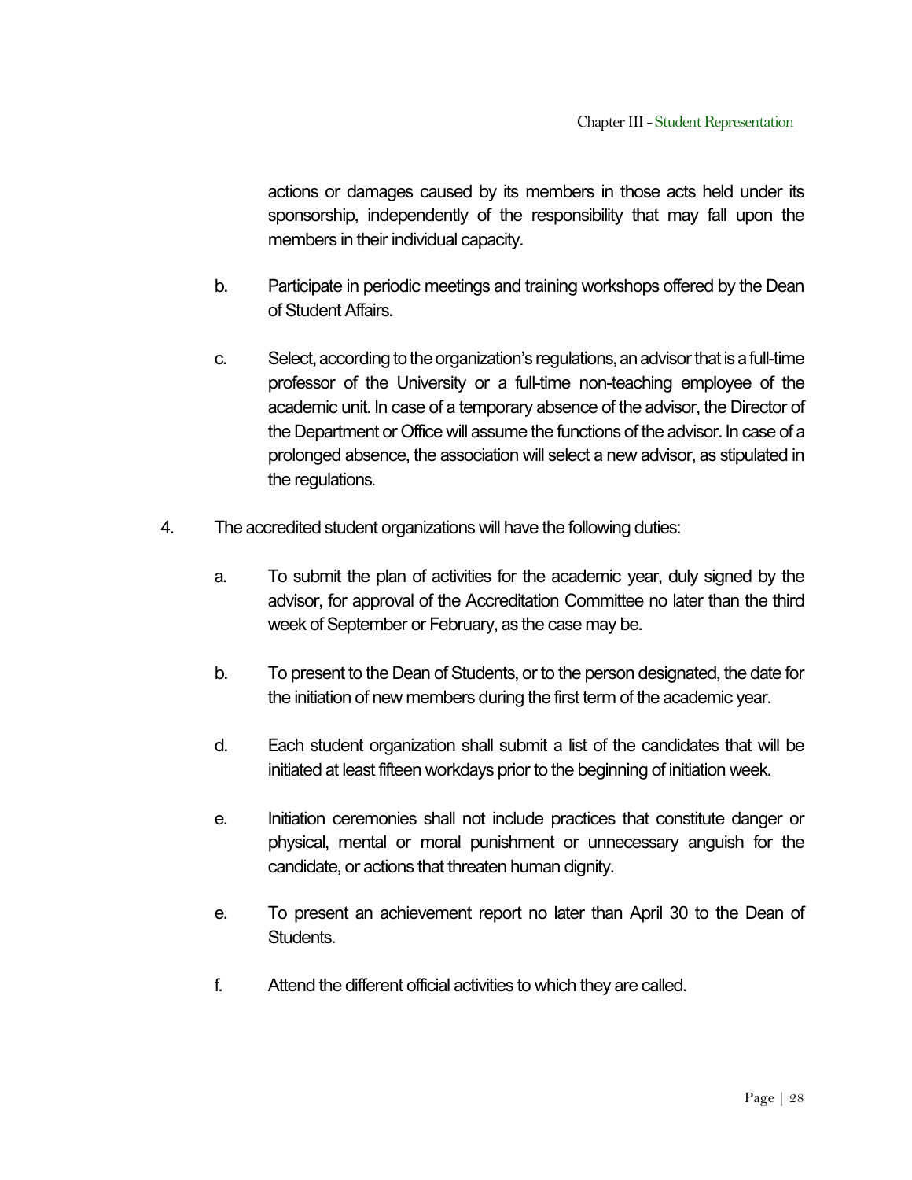actions or damages caused by its members in those acts held under its sponsorship, independently of the responsibility that may fall upon the members in their individual capacity.

b. Participate in periodic meetings and training workshops offered by the Dean of Student Affairs.

c. Select, according to the organization's regulations, an advisor that is a full-time professor of the University or a full-time non-teaching employee of the academic unit. In case of a temporary absence of the advisor, the Director of the Department or Office will assume the functions of the advisor. In case of a prolonged absence, the association will select a new advisor, as stipulated in the regulations.

4. The accredited student organizations will have the following duties:

   a. To submit the plan of activities for the academic year, duly signed by the advisor, for approval of the Accreditation Committee no later than the third week of September or February, as the case may be.

   b. To present to the Dean of Students, or to the person designated, the date for the initiation of new members during the first term of the academic year.

   d. Each student organization shall submit a list of the candidates that will be initiated at least fifteen workdays prior to the beginning of initiation week.

   e. Initiation ceremonies shall not include practices that constitute danger or physical, mental or moral punishment or unnecessary anguish for the candidate, or actions that threaten human dignity.

   e. To present an achievement report no later than April 30 to the Dean of Students.

   f. Attend the different official activities to which they are called.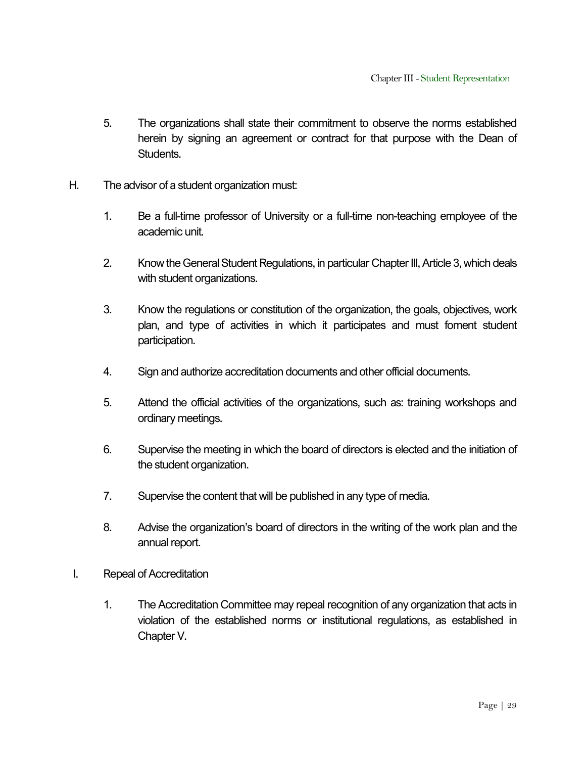5. The organizations shall state their commitment to observe the norms established herein by signing an agreement or contract for that purpose with the Dean of Students.

H. The advisor of a student organization must:

1. Be a full-time professor of University or a full-time non-teaching employee of the academic unit.

2. Know the General Student Regulations, in particular Chapter III, Article 3, which deals with student organizations.

3. Know the regulations or constitution of the organization, the goals, objectives, work plan, and type of activities in which it participates and must foment student participation.

4. Sign and authorize accreditation documents and other official documents.

5. Attend the official activities of the organizations, such as: training workshops and ordinary meetings.

6. Supervise the meeting in which the board of directors is elected and the initiation of the student organization.

7. Supervise the content that will be published in any type of media.

8. Advise the organization's board of directors in the writing of the work plan and the annual report.

I. Repeal of Accreditation

1. The Accreditation Committee may repeal recognition of any organization that acts in violation of the established norms or institutional regulations, as established in Chapter V.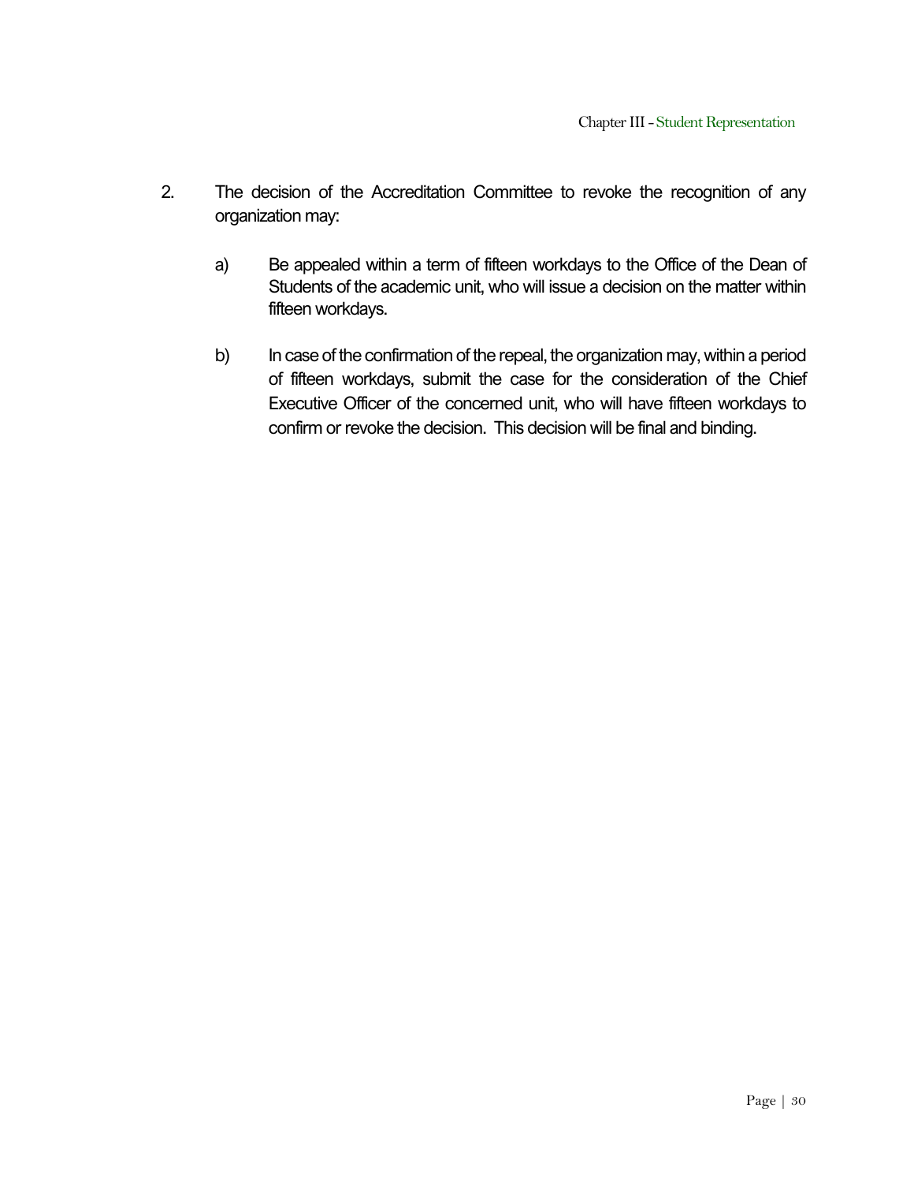2. The decision of the Accreditation Committee to revoke the recognition of any organization may:

   a) Be appealed within a term of fifteen workdays to the Office of the Dean of Students of the academic unit, who will issue a decision on the matter within fifteen workdays.

   b) In case of the confirmation of the repeal, the organization may, within a period of fifteen workdays, submit the case for the consideration of the Chief Executive Officer of the concerned unit, who will have fifteen workdays to confirm or revoke the decision. This decision will be final and binding.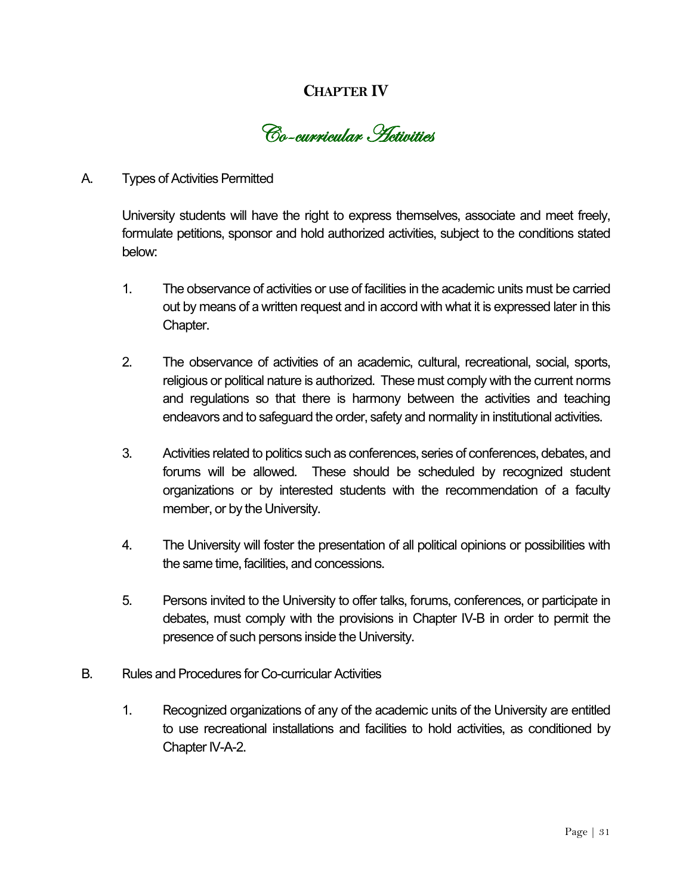# CHAPTER IV

## *Co-curricular Activities*

A. Types of Activities Permitted

University students will have the right to express themselves, associate and meet freely, formulate petitions, sponsor and hold authorized activities, subject to the conditions stated below:

1. The observance of activities or use of facilities in the academic units must be carried out by means of a written request and in accord with what it is expressed later in this Chapter.

2. The observance of activities of an academic, cultural, recreational, social, sports, religious or political nature is authorized. These must comply with the current norms and regulations so that there is harmony between the activities and teaching endeavors and to safeguard the order, safety and normality in institutional activities.

3. Activities related to politics such as conferences, series of conferences, debates, and forums will be allowed. These should be scheduled by recognized student organizations or by interested students with the recommendation of a faculty member, or by the University.

4. The University will foster the presentation of all political opinions or possibilities with the same time, facilities, and concessions.

5. Persons invited to the University to offer talks, forums, conferences, or participate in debates, must comply with the provisions in Chapter IV-B in order to permit the presence of such persons inside the University.

B. Rules and Procedures for Co-curricular Activities

1. Recognized organizations of any of the academic units of the University are entitled to use recreational installations and facilities to hold activities, as conditioned by Chapter IV-A-2.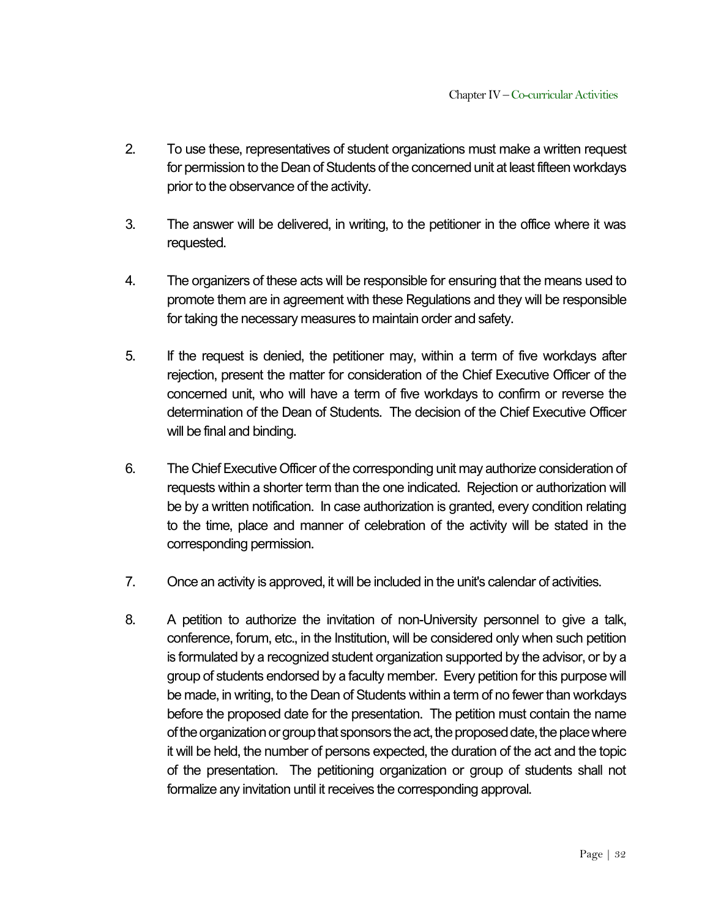2. To use these, representatives of student organizations must make a written request for permission to the Dean of Students of the concerned unit at least fifteen workdays prior to the observance of the activity.

3. The answer will be delivered, in writing, to the petitioner in the office where it was requested.

4. The organizers of these acts will be responsible for ensuring that the means used to promote them are in agreement with these Regulations and they will be responsible for taking the necessary measures to maintain order and safety.

5. If the request is denied, the petitioner may, within a term of five workdays after rejection, present the matter for consideration of the Chief Executive Officer of the concerned unit, who will have a term of five workdays to confirm or reverse the determination of the Dean of Students. The decision of the Chief Executive Officer will be final and binding.

6. The Chief Executive Officer of the corresponding unit may authorize consideration of requests within a shorter term than the one indicated. Rejection or authorization will be by a written notification. In case authorization is granted, every condition relating to the time, place and manner of celebration of the activity will be stated in the corresponding permission.

7. Once an activity is approved, it will be included in the unit's calendar of activities.

8. A petition to authorize the invitation of non-University personnel to give a talk, conference, forum, etc., in the Institution, will be considered only when such petition is formulated by a recognized student organization supported by the advisor, or by a group of students endorsed by a faculty member. Every petition for this purpose will be made, in writing, to the Dean of Students within a term of no fewer than workdays before the proposed date for the presentation. The petition must contain the name of the organization or group that sponsors the act, the proposed date, the place where it will be held, the number of persons expected, the duration of the act and the topic of the presentation. The petitioning organization or group of students shall not formalize any invitation until it receives the corresponding approval.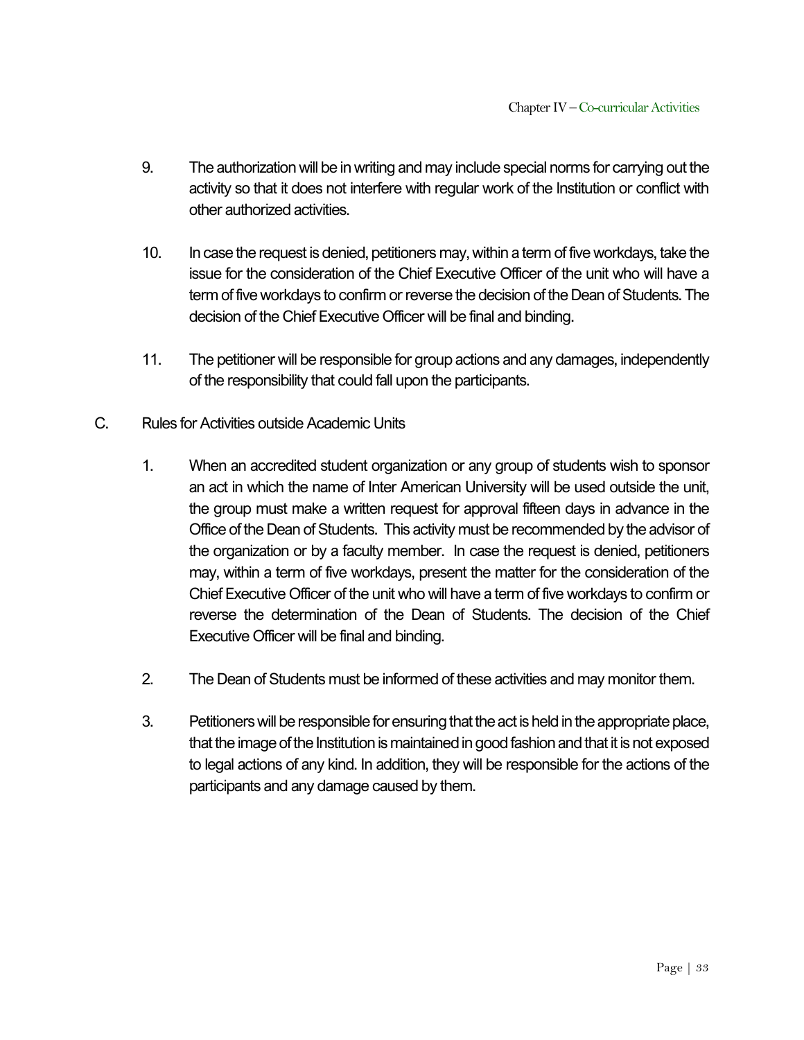9. The authorization will be in writing and may include special norms for carrying out the activity so that it does not interfere with regular work of the Institution or conflict with other authorized activities.

10. In case the request is denied, petitioners may, within a term of five workdays, take the issue for the consideration of the Chief Executive Officer of the unit who will have a term of five workdays to confirm or reverse the decision of the Dean of Students. The decision of the Chief Executive Officer will be final and binding.

11. The petitioner will be responsible for group actions and any damages, independently of the responsibility that could fall upon the participants.

C. Rules for Activities outside Academic Units

1. When an accredited student organization or any group of students wish to sponsor an act in which the name of Inter American University will be used outside the unit, the group must make a written request for approval fifteen days in advance in the Office of the Dean of Students. This activity must be recommended by the advisor of the organization or by a faculty member. In case the request is denied, petitioners may, within a term of five workdays, present the matter for the consideration of the Chief Executive Officer of the unit who will have a term of five workdays to confirm or reverse the determination of the Dean of Students. The decision of the Chief Executive Officer will be final and binding.

2. The Dean of Students must be informed of these activities and may monitor them.

3. Petitioners will be responsible for ensuring that the act is held in the appropriate place, that the image of the Institution is maintained in good fashion and that it is not exposed to legal actions of any kind. In addition, they will be responsible for the actions of the participants and any damage caused by them.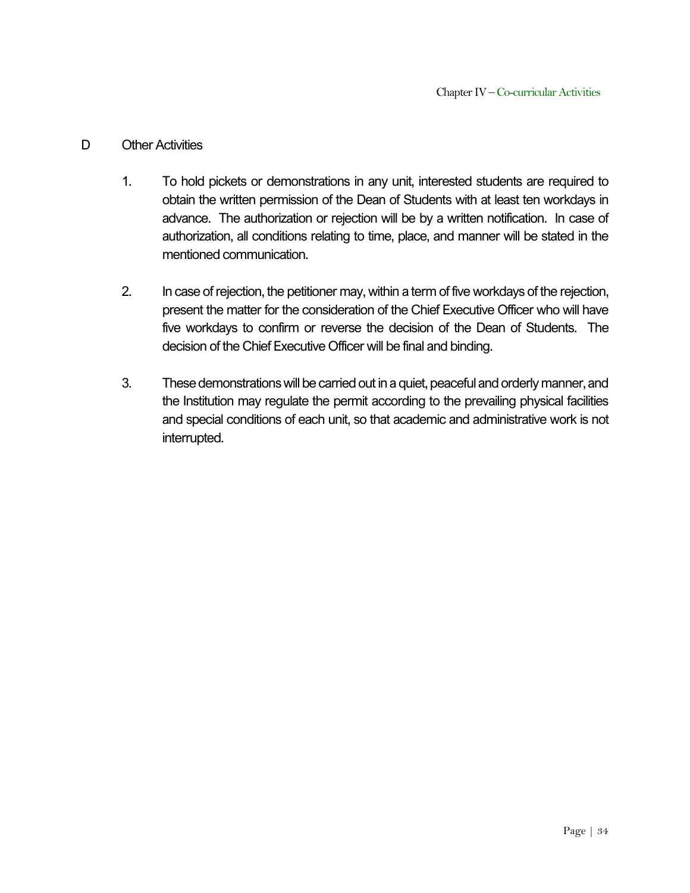## D Other Activities

1. To hold pickets or demonstrations in any unit, interested students are required to obtain the written permission of the Dean of Students with at least ten workdays in advance. The authorization or rejection will be by a written notification. In case of authorization, all conditions relating to time, place, and manner will be stated in the mentioned communication.

2. In case of rejection, the petitioner may, within a term of five workdays of the rejection, present the matter for the consideration of the Chief Executive Officer who will have five workdays to confirm or reverse the decision of the Dean of Students. The decision of the Chief Executive Officer will be final and binding.

3. These demonstrations will be carried out in a quiet, peaceful and orderly manner, and the Institution may regulate the permit according to the prevailing physical facilities and special conditions of each unit, so that academic and administrative work is not interrupted.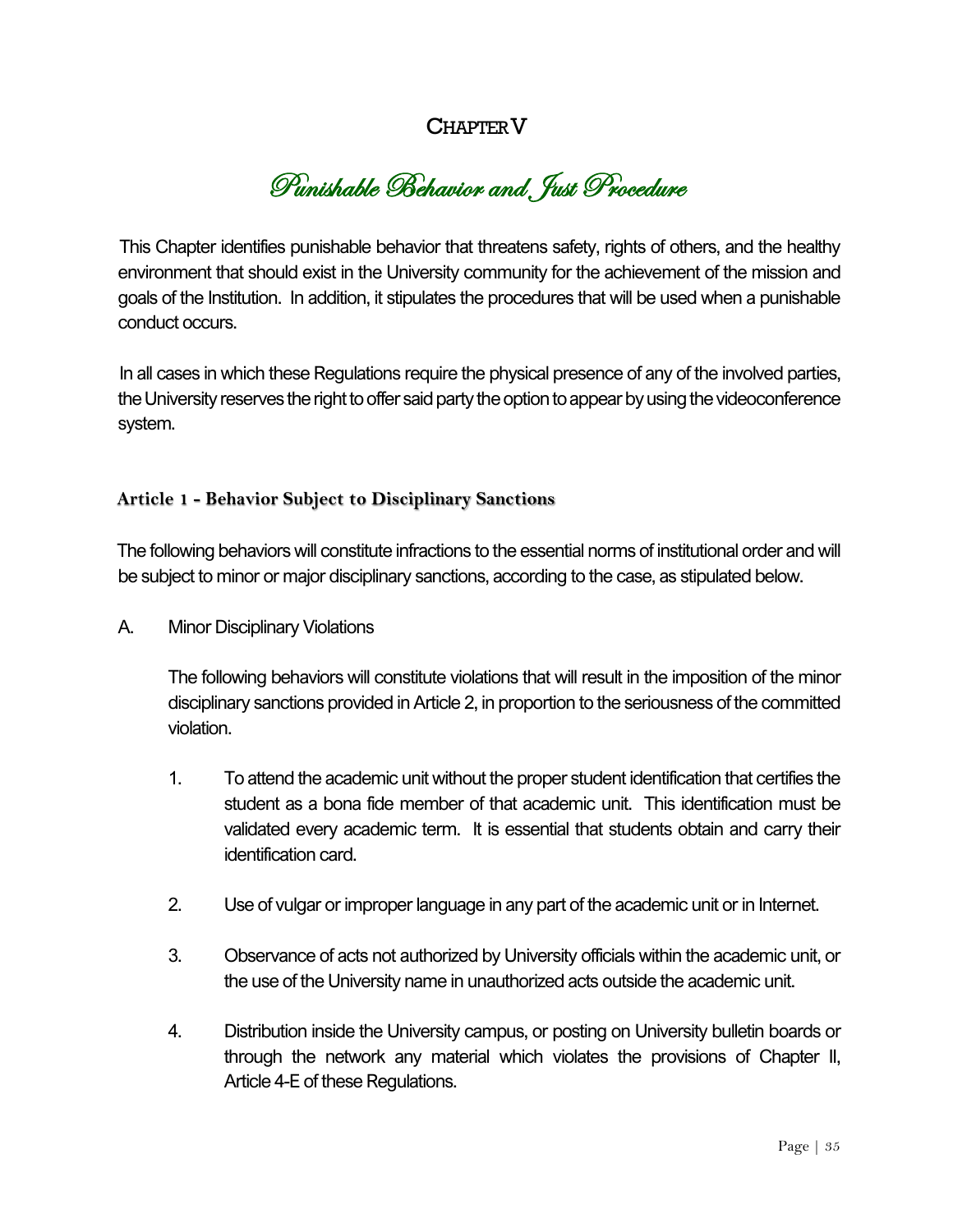# Chapter V

## *Punishable Behavior and Just Procedure*

This Chapter identifies punishable behavior that threatens safety, rights of others, and the healthy environment that should exist in the University community for the achievement of the mission and goals of the Institution. In addition, it stipulates the procedures that will be used when a punishable conduct occurs.

In all cases in which these Regulations require the physical presence of any of the involved parties, the University reserves the right to offer said party the option to appear by using the videoconference system.

### Article 1 - Behavior Subject to Disciplinary Sanctions

The following behaviors will constitute infractions to the essential norms of institutional order and will be subject to minor or major disciplinary sanctions, according to the case, as stipulated below.

A. Minor Disciplinary Violations

The following behaviors will constitute violations that will result in the imposition of the minor disciplinary sanctions provided in Article 2, in proportion to the seriousness of the committed violation.

1. To attend the academic unit without the proper student identification that certifies the student as a bona fide member of that academic unit. This identification must be validated every academic term. It is essential that students obtain and carry their identification card.

2. Use of vulgar or improper language in any part of the academic unit or in Internet.

3. Observance of acts not authorized by University officials within the academic unit, or the use of the University name in unauthorized acts outside the academic unit.

4. Distribution inside the University campus, or posting on University bulletin boards or through the network any material which violates the provisions of Chapter II, Article 4-E of these Regulations.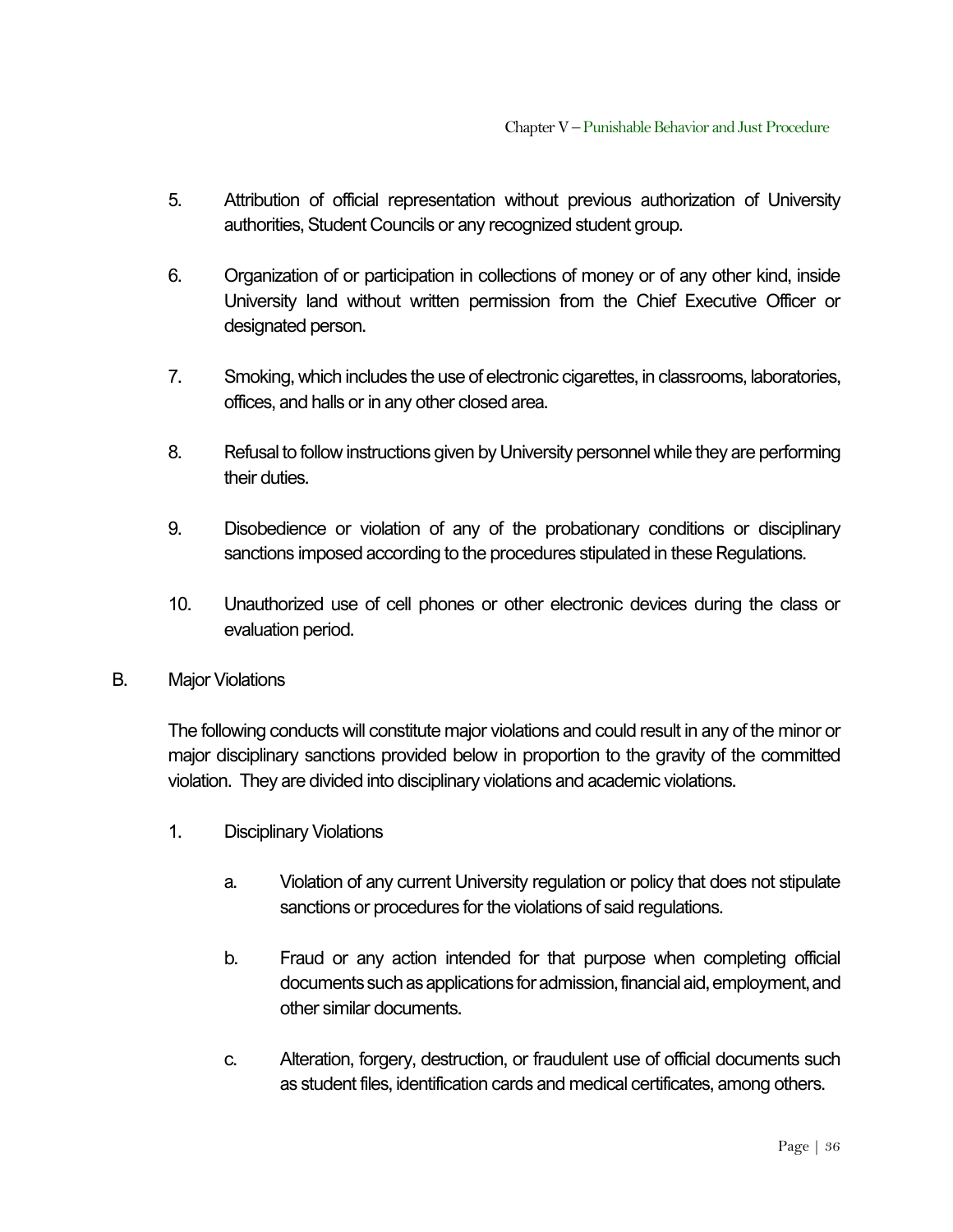5. Attribution of official representation without previous authorization of University authorities, Student Councils or any recognized student group.

6. Organization of or participation in collections of money or of any other kind, inside University land without written permission from the Chief Executive Officer or designated person.

7. Smoking, which includes the use of electronic cigarettes, in classrooms, laboratories, offices, and halls or in any other closed area.

8. Refusal to follow instructions given by University personnel while they are performing their duties.

9. Disobedience or violation of any of the probationary conditions or disciplinary sanctions imposed according to the procedures stipulated in these Regulations.

10. Unauthorized use of cell phones or other electronic devices during the class or evaluation period.

B. Major Violations

The following conducts will constitute major violations and could result in any of the minor or major disciplinary sanctions provided below in proportion to the gravity of the committed violation. They are divided into disciplinary violations and academic violations.

1. Disciplinary Violations

   a. Violation of any current University regulation or policy that does not stipulate sanctions or procedures for the violations of said regulations.

   b. Fraud or any action intended for that purpose when completing official documents such as applications for admission, financial aid, employment, and other similar documents.

   c. Alteration, forgery, destruction, or fraudulent use of official documents such as student files, identification cards and medical certificates, among others.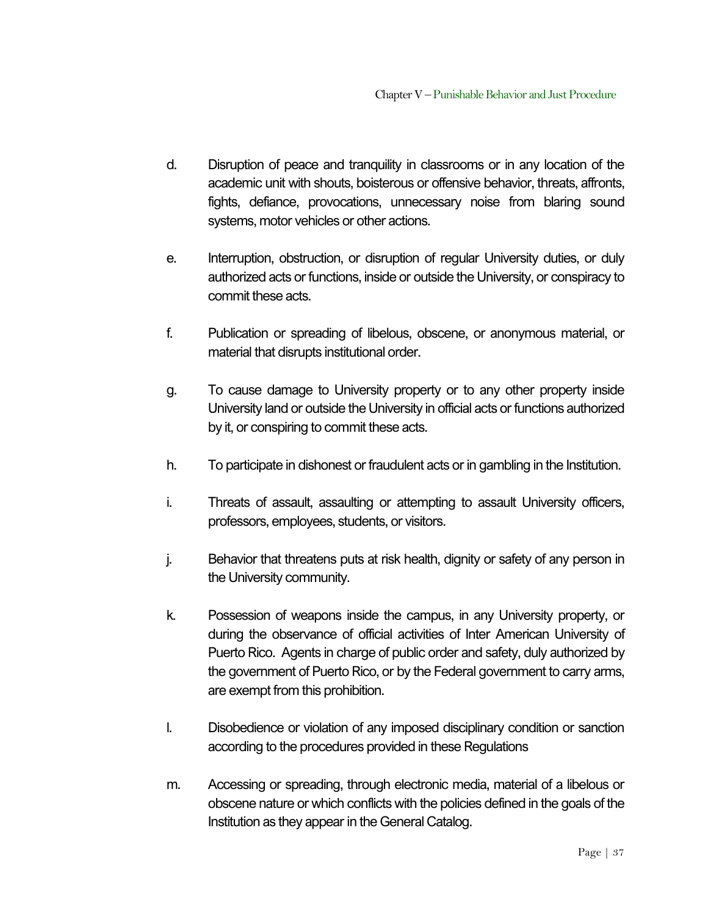d. Disruption of peace and tranquility in classrooms or in any location of the academic unit with shouts, boisterous or offensive behavior, threats, affronts, fights, defiance, provocations, unnecessary noise from blaring sound systems, motor vehicles or other actions.

e. Interruption, obstruction, or disruption of regular University duties, or duly authorized acts or functions, inside or outside the University, or conspiracy to commit these acts.

f. Publication or spreading of libelous, obscene, or anonymous material, or material that disrupts institutional order.

g. To cause damage to University property or to any other property inside University land or outside the University in official acts or functions authorized by it, or conspiring to commit these acts.

h. To participate in dishonest or fraudulent acts or in gambling in the Institution.

i. Threats of assault, assaulting or attempting to assault University officers, professors, employees, students, or visitors.

j. Behavior that threatens puts at risk health, dignity or safety of any person in the University community.

k. Possession of weapons inside the campus, in any University property, or during the observance of official activities of Inter American University of Puerto Rico. Agents in charge of public order and safety, duly authorized by the government of Puerto Rico, or by the Federal government to carry arms, are exempt from this prohibition.

l. Disobedience or violation of any imposed disciplinary condition or sanction according to the procedures provided in these Regulations

m. Accessing or spreading, through electronic media, material of a libelous or obscene nature or which conflicts with the policies defined in the goals of the Institution as they appear in the General Catalog.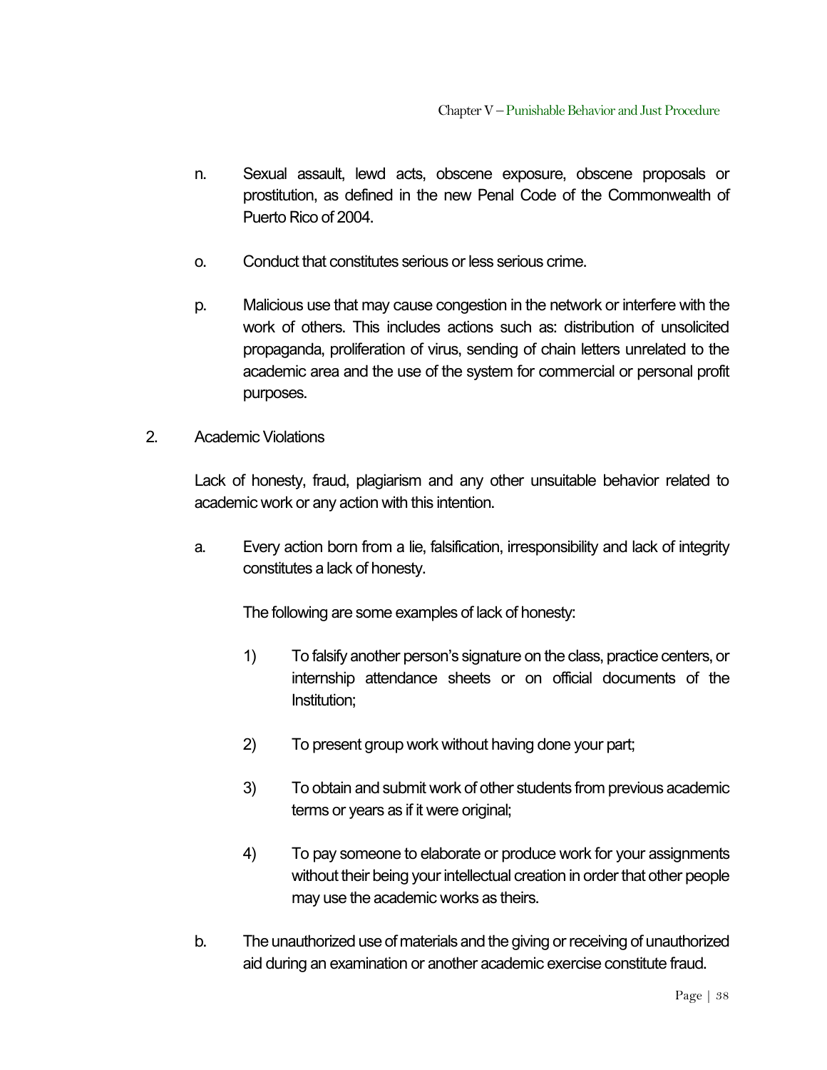n. Sexual assault, lewd acts, obscene exposure, obscene proposals or prostitution, as defined in the new Penal Code of the Commonwealth of Puerto Rico of 2004.

o. Conduct that constitutes serious or less serious crime.

p. Malicious use that may cause congestion in the network or interfere with the work of others. This includes actions such as: distribution of unsolicited propaganda, proliferation of virus, sending of chain letters unrelated to the academic area and the use of the system for commercial or personal profit purposes.

2. Academic Violations

Lack of honesty, fraud, plagiarism and any other unsuitable behavior related to academic work or any action with this intention.

a. Every action born from a lie, falsification, irresponsibility and lack of integrity constitutes a lack of honesty.

   The following are some examples of lack of honesty:

   1) To falsify another person's signature on the class, practice centers, or internship attendance sheets or on official documents of the Institution;

   2) To present group work without having done your part;

   3) To obtain and submit work of other students from previous academic terms or years as if it were original;

   4) To pay someone to elaborate or produce work for your assignments without their being your intellectual creation in order that other people may use the academic works as theirs.

b. The unauthorized use of materials and the giving or receiving of unauthorized aid during an examination or another academic exercise constitute fraud.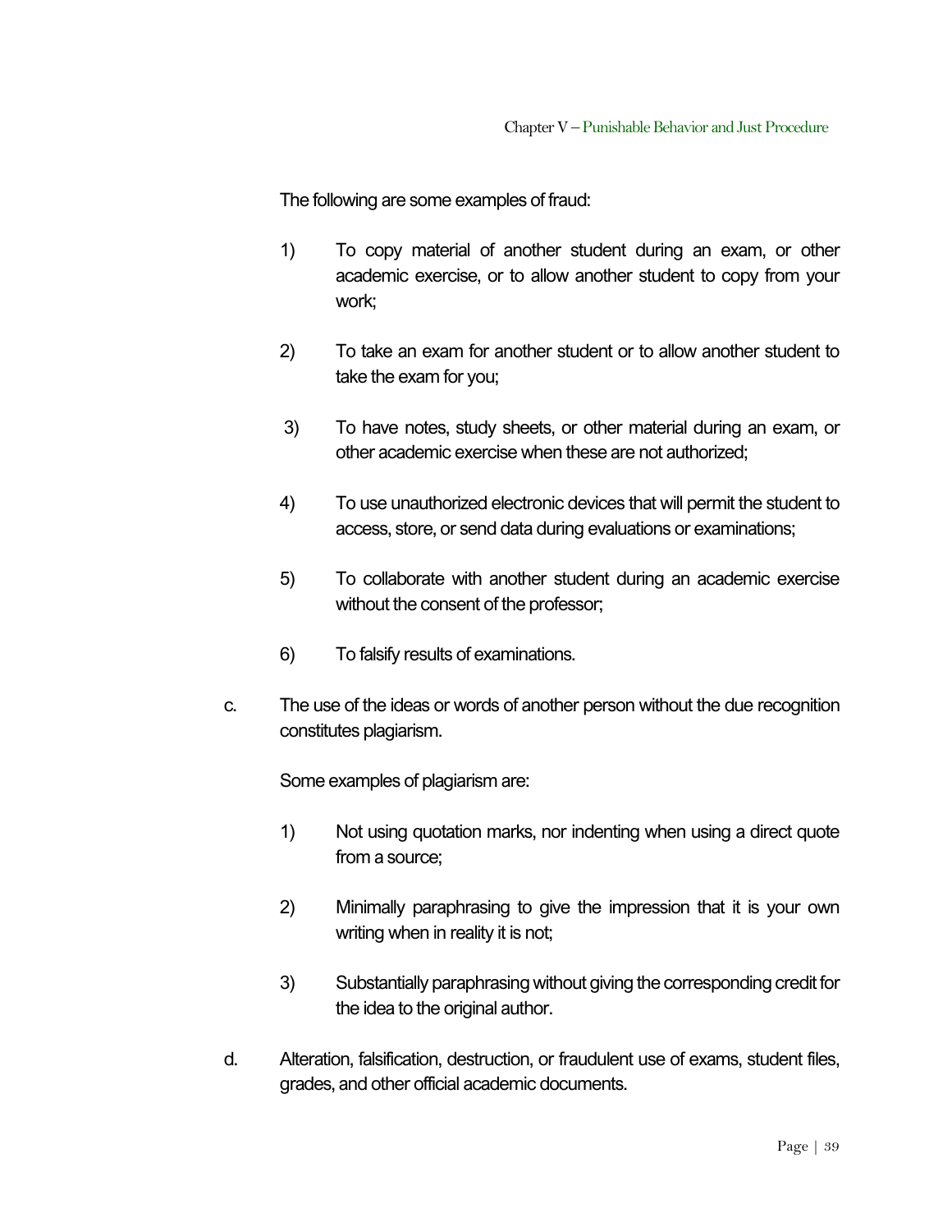The following are some examples of fraud:

1) To copy material of another student during an exam, or other academic exercise, or to allow another student to copy from your work;

2) To take an exam for another student or to allow another student to take the exam for you;

3) To have notes, study sheets, or other material during an exam, or other academic exercise when these are not authorized;

4) To use unauthorized electronic devices that will permit the student to access, store, or send data during evaluations or examinations;

5) To collaborate with another student during an academic exercise without the consent of the professor;

6) To falsify results of examinations.

c. The use of the ideas or words of another person without the due recognition constitutes plagiarism.

   Some examples of plagiarism are:

   1) Not using quotation marks, nor indenting when using a direct quote from a source;

   2) Minimally paraphrasing to give the impression that it is your own writing when in reality it is not;

   3) Substantially paraphrasing without giving the corresponding credit for the idea to the original author.

d. Alteration, falsification, destruction, or fraudulent use of exams, student files, grades, and other official academic documents.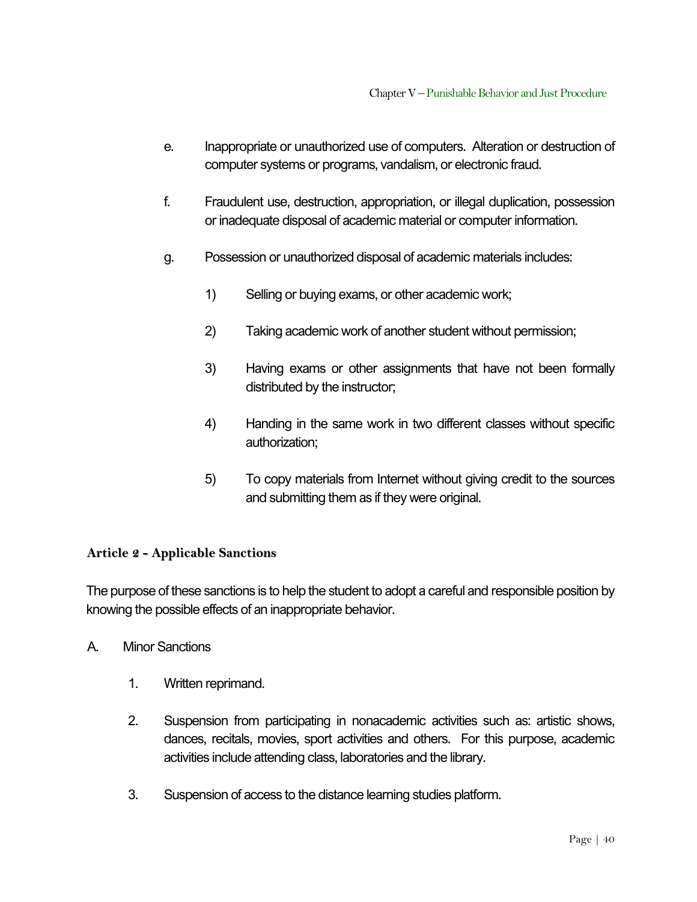e. Inappropriate or unauthorized use of computers. Alteration or destruction of computer systems or programs, vandalism, or electronic fraud.

f. Fraudulent use, destruction, appropriation, or illegal duplication, possession or inadequate disposal of academic material or computer information.

g. Possession or unauthorized disposal of academic materials includes:

   1) Selling or buying exams, or other academic work;

   2) Taking academic work of another student without permission;

   3) Having exams or other assignments that have not been formally distributed by the instructor;

   4) Handing in the same work in two different classes without specific authorization;

   5) To copy materials from Internet without giving credit to the sources and submitting them as if they were original.

### Article 2 - Applicable Sanctions

The purpose of these sanctions is to help the student to adopt a careful and responsible position by knowing the possible effects of an inappropriate behavior.

A. Minor Sanctions

   1. Written reprimand.

   2. Suspension from participating in nonacademic activities such as: artistic shows, dances, recitals, movies, sport activities and others. For this purpose, academic activities include attending class, laboratories and the library.

   3. Suspension of access to the distance learning studies platform.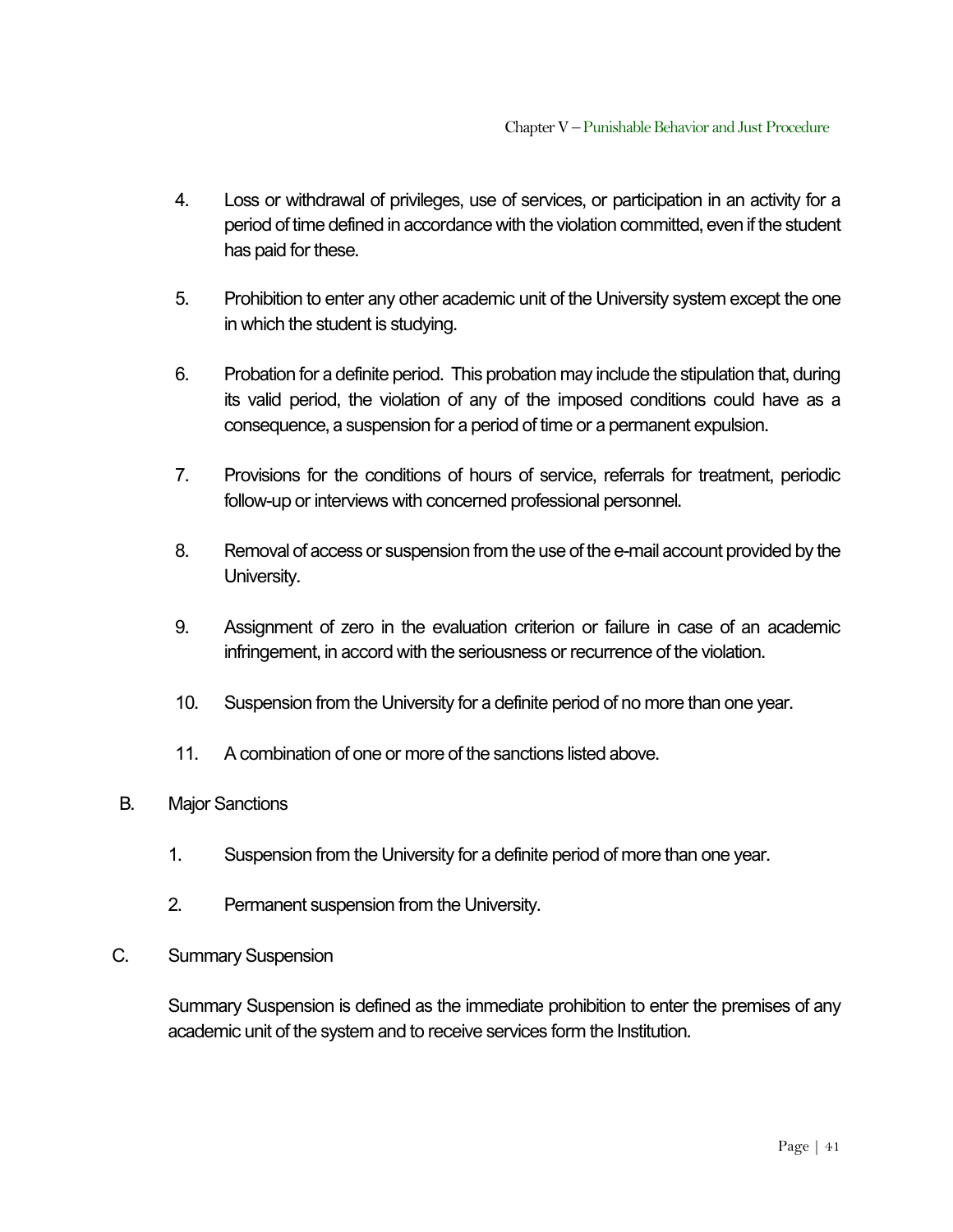4. Loss or withdrawal of privileges, use of services, or participation in an activity for a period of time defined in accordance with the violation committed, even if the student has paid for these.

5. Prohibition to enter any other academic unit of the University system except the one in which the student is studying.

6. Probation for a definite period. This probation may include the stipulation that, during its valid period, the violation of any of the imposed conditions could have as a consequence, a suspension for a period of time or a permanent expulsion.

7. Provisions for the conditions of hours of service, referrals for treatment, periodic follow-up or interviews with concerned professional personnel.

8. Removal of access or suspension from the use of the e-mail account provided by the University.

9. Assignment of zero in the evaluation criterion or failure in case of an academic infringement, in accord with the seriousness or recurrence of the violation.

10. Suspension from the University for a definite period of no more than one year.

11. A combination of one or more of the sanctions listed above.

B. Major Sanctions

1. Suspension from the University for a definite period of more than one year.

2. Permanent suspension from the University.

C. Summary Suspension

Summary Suspension is defined as the immediate prohibition to enter the premises of any academic unit of the system and to receive services form the Institution.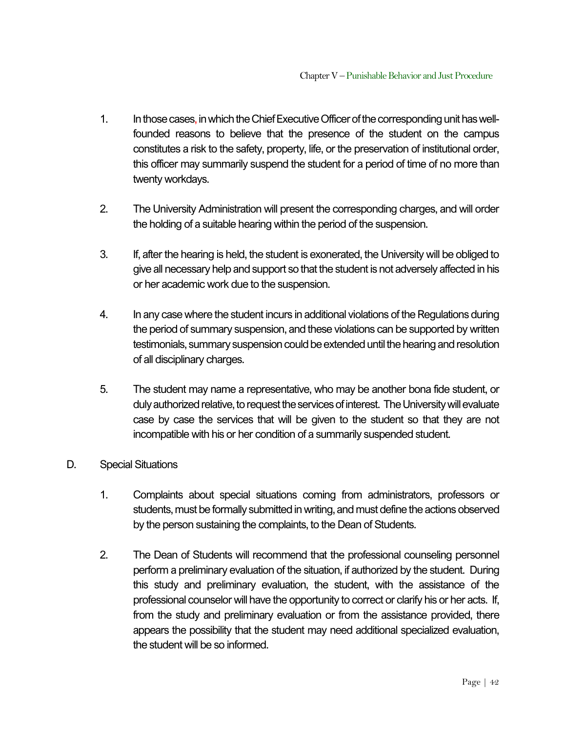1. In those cases, in which the Chief Executive Officer of the corresponding unit has well-founded reasons to believe that the presence of the student on the campus constitutes a risk to the safety, property, life, or the preservation of institutional order, this officer may summarily suspend the student for a period of time of no more than twenty workdays.

2. The University Administration will present the corresponding charges, and will order the holding of a suitable hearing within the period of the suspension.

3. If, after the hearing is held, the student is exonerated, the University will be obliged to give all necessary help and support so that the student is not adversely affected in his or her academic work due to the suspension.

4. In any case where the student incurs in additional violations of the Regulations during the period of summary suspension, and these violations can be supported by written testimonials, summary suspension could be extended until the hearing and resolution of all disciplinary charges.

5. The student may name a representative, who may be another bona fide student, or duly authorized relative, to request the services of interest. The University will evaluate case by case the services that will be given to the student so that they are not incompatible with his or her condition of a summarily suspended student.

D. Special Situations

1. Complaints about special situations coming from administrators, professors or students, must be formally submitted in writing, and must define the actions observed by the person sustaining the complaints, to the Dean of Students.

2. The Dean of Students will recommend that the professional counseling personnel perform a preliminary evaluation of the situation, if authorized by the student. During this study and preliminary evaluation, the student, with the assistance of the professional counselor will have the opportunity to correct or clarify his or her acts. If, from the study and preliminary evaluation or from the assistance provided, there appears the possibility that the student may need additional specialized evaluation, the student will be so informed.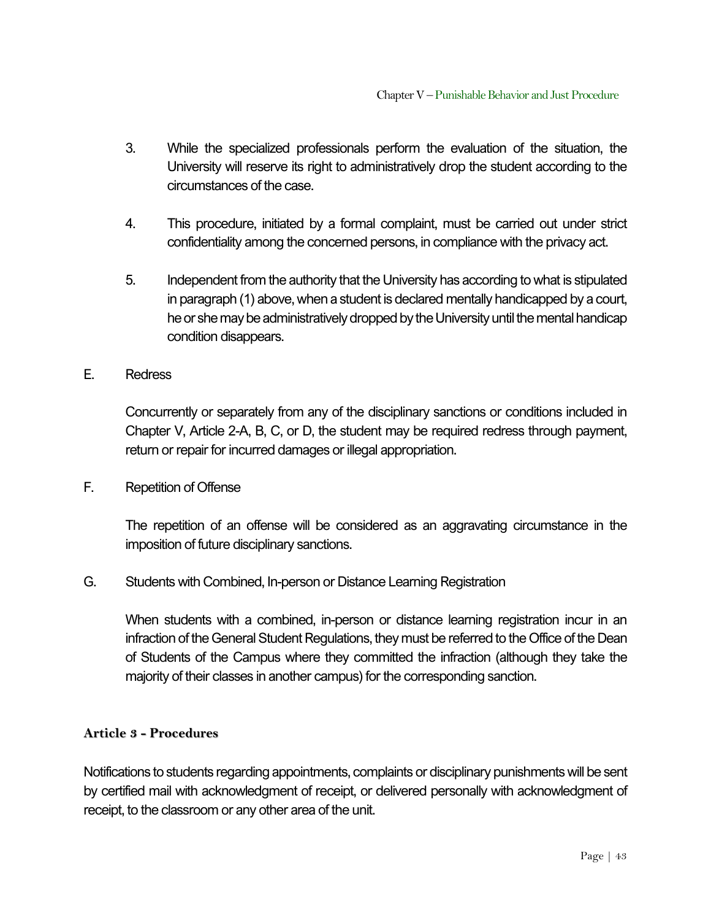3. While the specialized professionals perform the evaluation of the situation, the University will reserve its right to administratively drop the student according to the circumstances of the case.

4. This procedure, initiated by a formal complaint, must be carried out under strict confidentiality among the concerned persons, in compliance with the privacy act.

5. Independent from the authority that the University has according to what is stipulated in paragraph (1) above, when a student is declared mentally handicapped by a court, he or she may be administratively dropped by the University until the mental handicap condition disappears.

E. Redress

Concurrently or separately from any of the disciplinary sanctions or conditions included in Chapter V, Article 2-A, B, C, or D, the student may be required redress through payment, return or repair for incurred damages or illegal appropriation.

F. Repetition of Offense

The repetition of an offense will be considered as an aggravating circumstance in the imposition of future disciplinary sanctions.

G. Students with Combined, In-person or Distance Learning Registration

When students with a combined, in-person or distance learning registration incur in an infraction of the General Student Regulations, they must be referred to the Office of the Dean of Students of the Campus where they committed the infraction (although they take the majority of their classes in another campus) for the corresponding sanction.

### Article 3 - Procedures

Notifications to students regarding appointments, complaints or disciplinary punishments will be sent by certified mail with acknowledgment of receipt, or delivered personally with acknowledgment of receipt, to the classroom or any other area of the unit.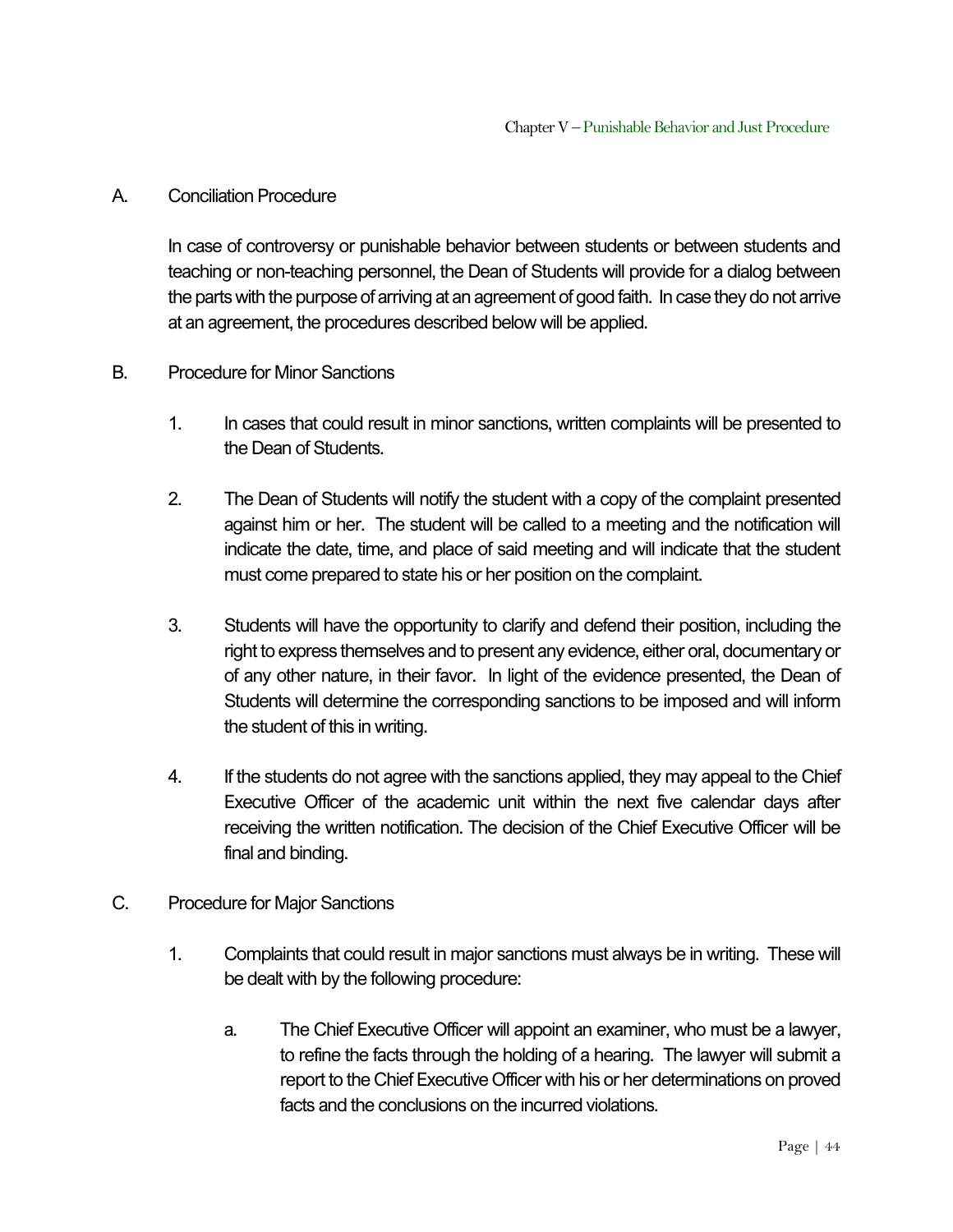## A. Conciliation Procedure

In case of controversy or punishable behavior between students or between students and teaching or non-teaching personnel, the Dean of Students will provide for a dialog between the parts with the purpose of arriving at an agreement of good faith. In case they do not arrive at an agreement, the procedures described below will be applied.

## B. Procedure for Minor Sanctions

1. In cases that could result in minor sanctions, written complaints will be presented to the Dean of Students.

2. The Dean of Students will notify the student with a copy of the complaint presented against him or her. The student will be called to a meeting and the notification will indicate the date, time, and place of said meeting and will indicate that the student must come prepared to state his or her position on the complaint.

3. Students will have the opportunity to clarify and defend their position, including the right to express themselves and to present any evidence, either oral, documentary or of any other nature, in their favor. In light of the evidence presented, the Dean of Students will determine the corresponding sanctions to be imposed and will inform the student of this in writing.

4. If the students do not agree with the sanctions applied, they may appeal to the Chief Executive Officer of the academic unit within the next five calendar days after receiving the written notification. The decision of the Chief Executive Officer will be final and binding.

## C. Procedure for Major Sanctions

1. Complaints that could result in major sanctions must always be in writing. These will be dealt with by the following procedure:

    a. The Chief Executive Officer will appoint an examiner, who must be a lawyer, to refine the facts through the holding of a hearing. The lawyer will submit a report to the Chief Executive Officer with his or her determinations on proved facts and the conclusions on the incurred violations.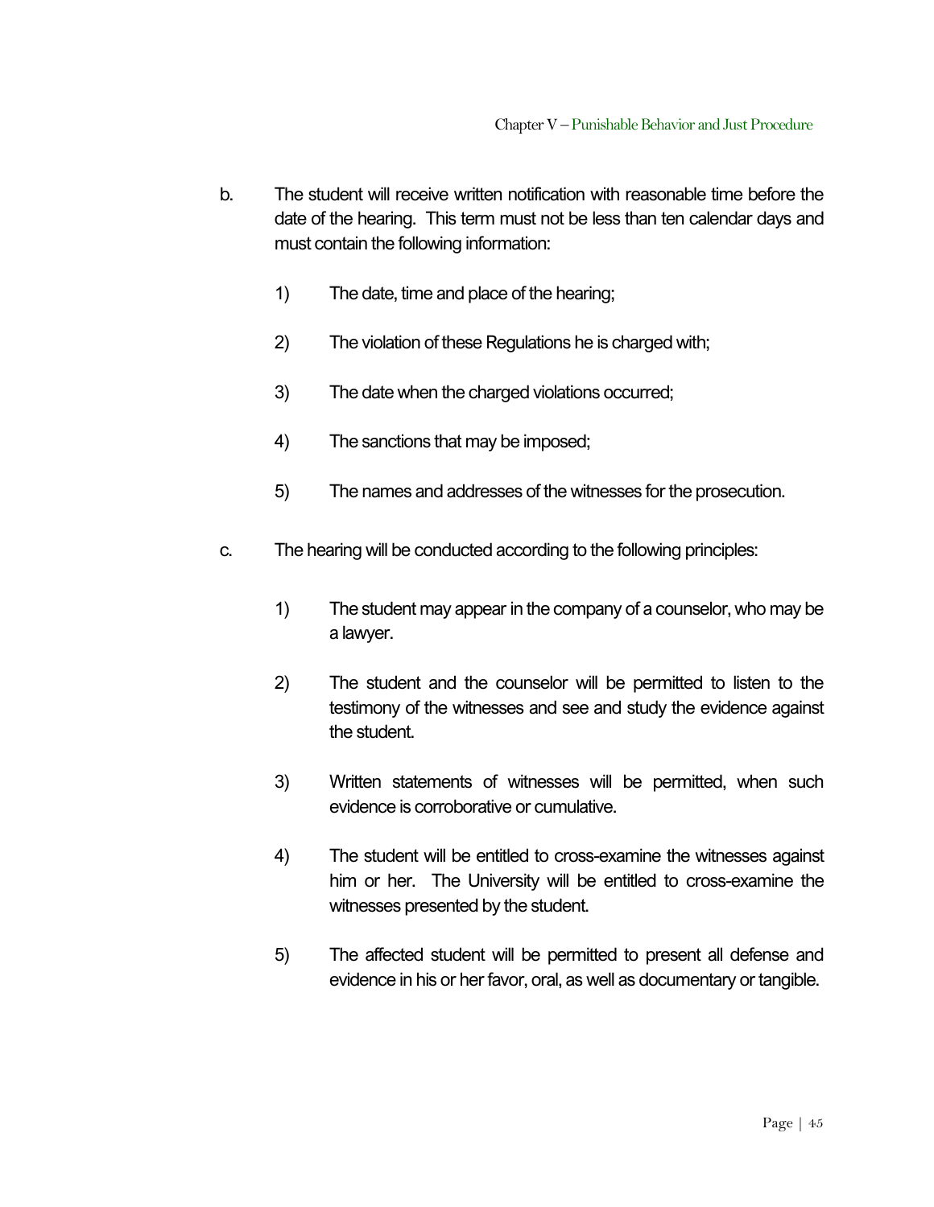b. The student will receive written notification with reasonable time before the date of the hearing. This term must not be less than ten calendar days and must contain the following information:

   1) The date, time and place of the hearing;

   2) The violation of these Regulations he is charged with;

   3) The date when the charged violations occurred;

   4) The sanctions that may be imposed;

   5) The names and addresses of the witnesses for the prosecution.

c. The hearing will be conducted according to the following principles:

   1) The student may appear in the company of a counselor, who may be a lawyer.

   2) The student and the counselor will be permitted to listen to the testimony of the witnesses and see and study the evidence against the student.

   3) Written statements of witnesses will be permitted, when such evidence is corroborative or cumulative.

   4) The student will be entitled to cross-examine the witnesses against him or her. The University will be entitled to cross-examine the witnesses presented by the student.

   5) The affected student will be permitted to present all defense and evidence in his or her favor, oral, as well as documentary or tangible.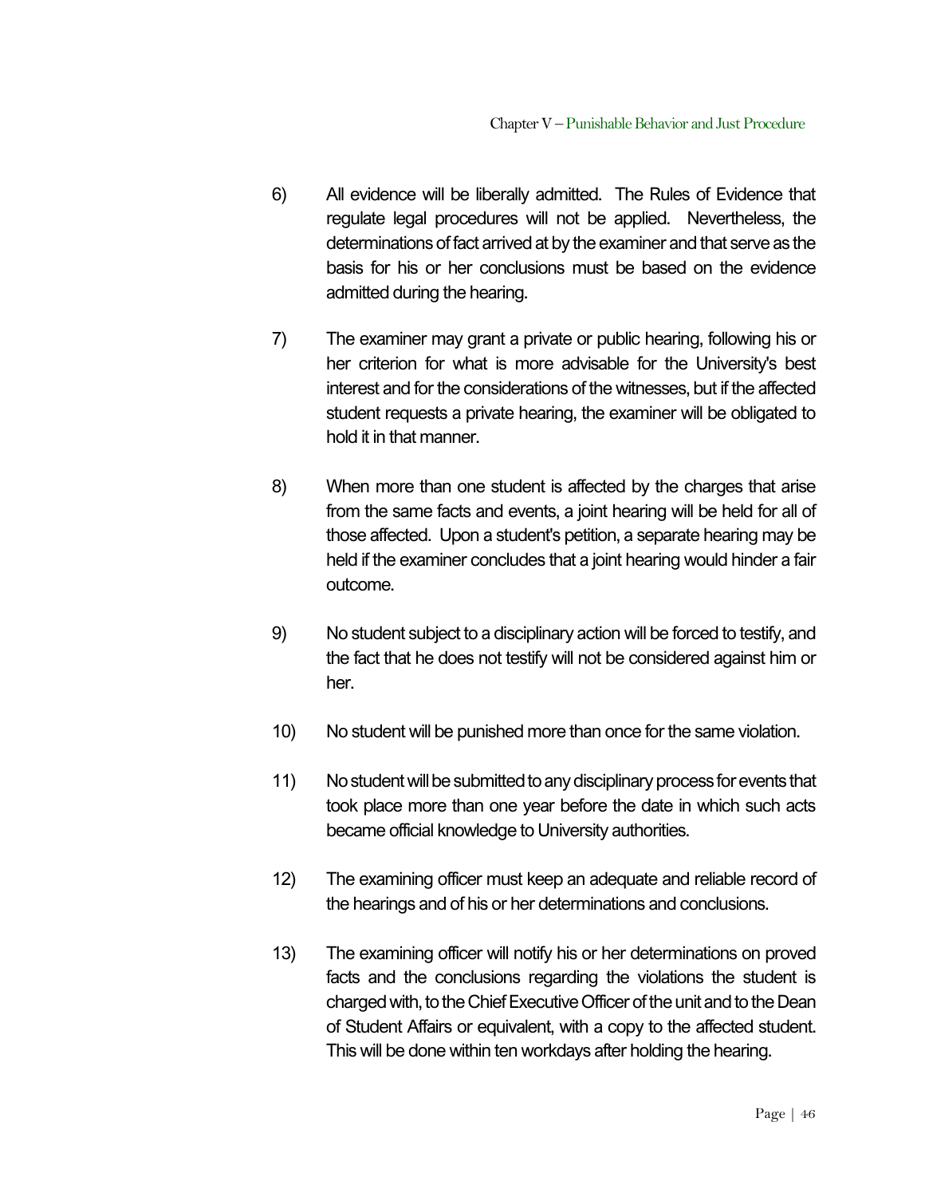6) All evidence will be liberally admitted. The Rules of Evidence that regulate legal procedures will not be applied. Nevertheless, the determinations of fact arrived at by the examiner and that serve as the basis for his or her conclusions must be based on the evidence admitted during the hearing.

7) The examiner may grant a private or public hearing, following his or her criterion for what is more advisable for the University's best interest and for the considerations of the witnesses, but if the affected student requests a private hearing, the examiner will be obligated to hold it in that manner.

8) When more than one student is affected by the charges that arise from the same facts and events, a joint hearing will be held for all of those affected. Upon a student's petition, a separate hearing may be held if the examiner concludes that a joint hearing would hinder a fair outcome.

9) No student subject to a disciplinary action will be forced to testify, and the fact that he does not testify will not be considered against him or her.

10) No student will be punished more than once for the same violation.

11) No student will be submitted to any disciplinary process for events that took place more than one year before the date in which such acts became official knowledge to University authorities.

12) The examining officer must keep an adequate and reliable record of the hearings and of his or her determinations and conclusions.

13) The examining officer will notify his or her determinations on proved facts and the conclusions regarding the violations the student is charged with, to the Chief Executive Officer of the unit and to the Dean of Student Affairs or equivalent, with a copy to the affected student. This will be done within ten workdays after holding the hearing.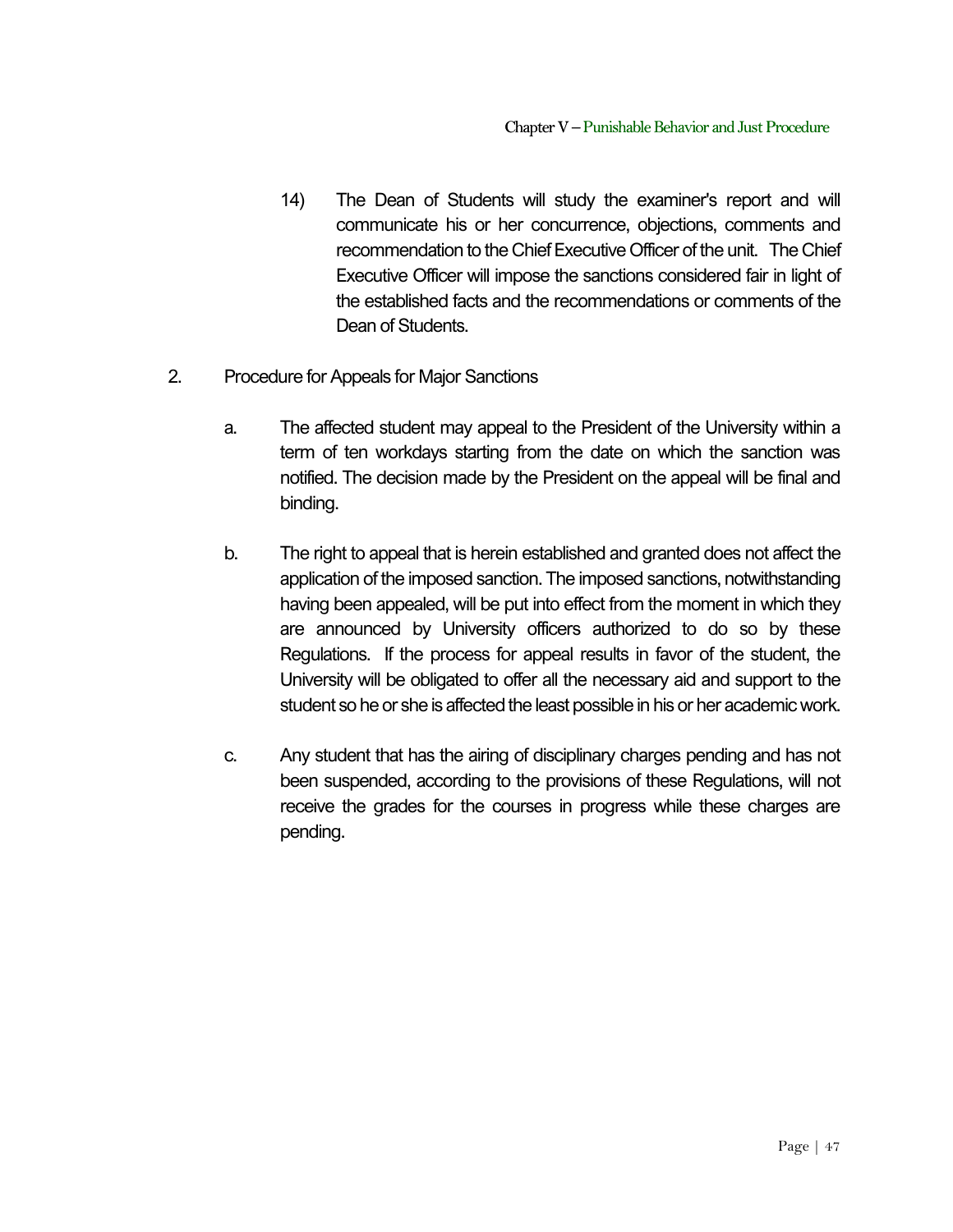14) The Dean of Students will study the examiner's report and will communicate his or her concurrence, objections, comments and recommendation to the Chief Executive Officer of the unit. The Chief Executive Officer will impose the sanctions considered fair in light of the established facts and the recommendations or comments of the Dean of Students.

2. Procedure for Appeals for Major Sanctions

   a. The affected student may appeal to the President of the University within a term of ten workdays starting from the date on which the sanction was notified. The decision made by the President on the appeal will be final and binding.

   b. The right to appeal that is herein established and granted does not affect the application of the imposed sanction. The imposed sanctions, notwithstanding having been appealed, will be put into effect from the moment in which they are announced by University officers authorized to do so by these Regulations. If the process for appeal results in favor of the student, the University will be obligated to offer all the necessary aid and support to the student so he or she is affected the least possible in his or her academic work.

   c. Any student that has the airing of disciplinary charges pending and has not been suspended, according to the provisions of these Regulations, will not receive the grades for the courses in progress while these charges are pending.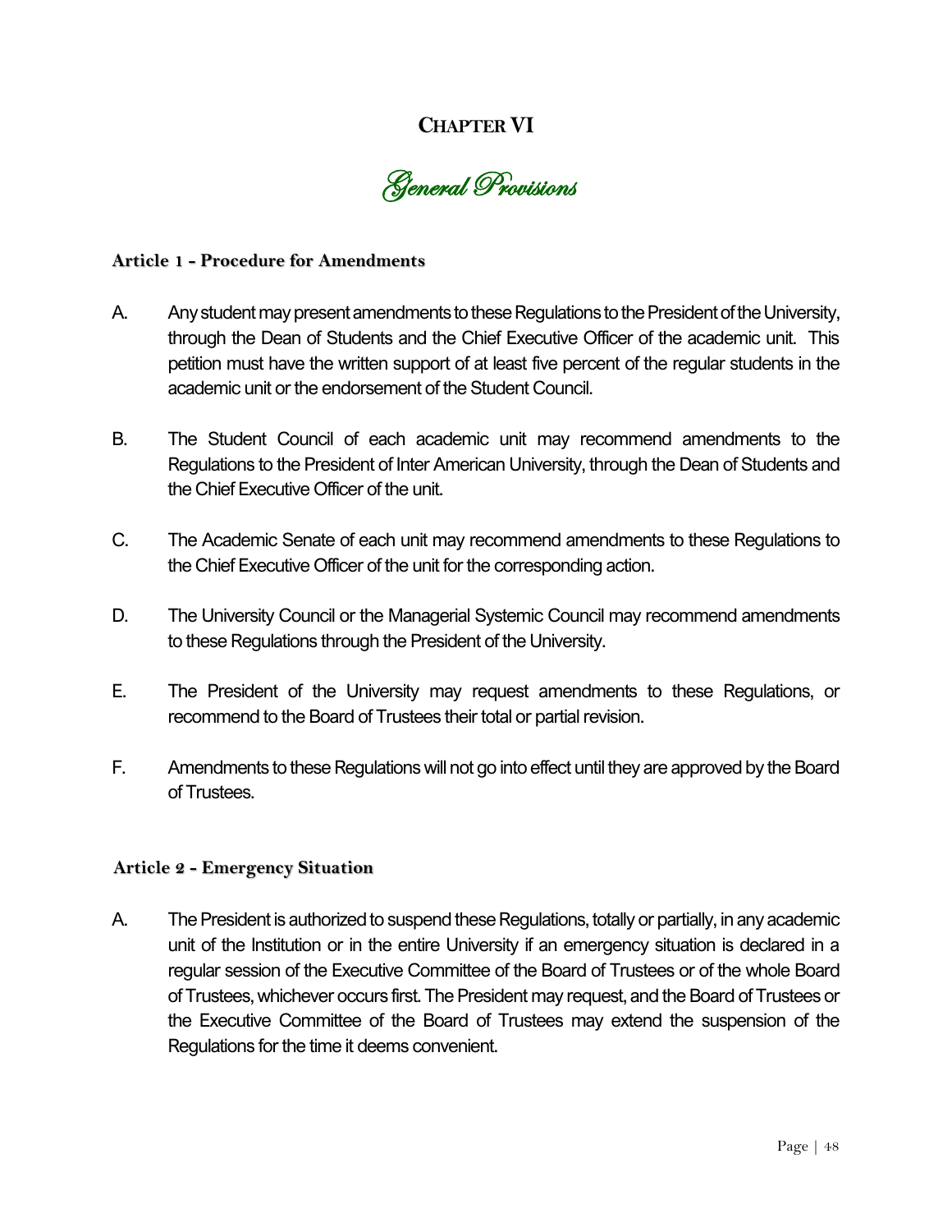# CHAPTER VI

## *General Provisions*

### Article 1 - Procedure for Amendments

A. Any student may present amendments to these Regulations to the President of the University, through the Dean of Students and the Chief Executive Officer of the academic unit. This petition must have the written support of at least five percent of the regular students in the academic unit or the endorsement of the Student Council.

B. The Student Council of each academic unit may recommend amendments to the Regulations to the President of Inter American University, through the Dean of Students and the Chief Executive Officer of the unit.

C. The Academic Senate of each unit may recommend amendments to these Regulations to the Chief Executive Officer of the unit for the corresponding action.

D. The University Council or the Managerial Systemic Council may recommend amendments to these Regulations through the President of the University.

E. The President of the University may request amendments to these Regulations, or recommend to the Board of Trustees their total or partial revision.

F. Amendments to these Regulations will not go into effect until they are approved by the Board of Trustees.

### Article 2 - Emergency Situation

A. The President is authorized to suspend these Regulations, totally or partially, in any academic unit of the Institution or in the entire University if an emergency situation is declared in a regular session of the Executive Committee of the Board of Trustees or of the whole Board of Trustees, whichever occurs first. The President may request, and the Board of Trustees or the Executive Committee of the Board of Trustees may extend the suspension of the Regulations for the time it deems convenient.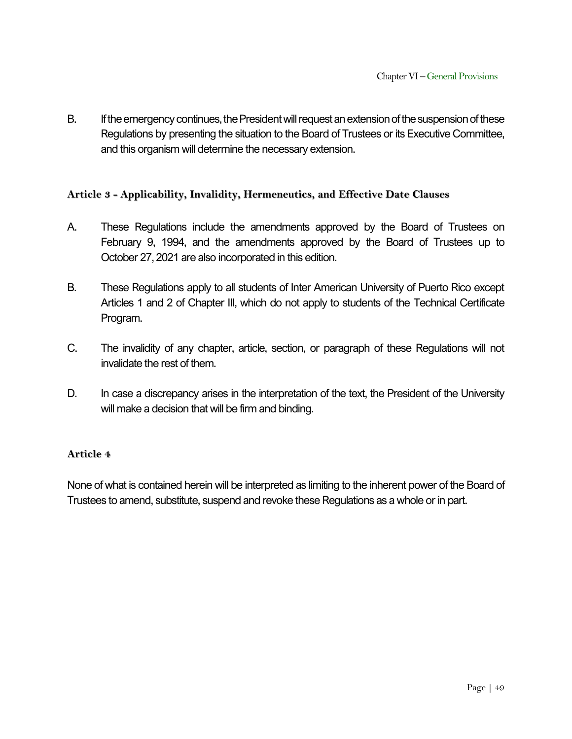B. If the emergency continues, the President will request an extension of the suspension of these Regulations by presenting the situation to the Board of Trustees or its Executive Committee, and this organism will determine the necessary extension.

### Article 3 - Applicability, Invalidity, Hermeneutics, and Effective Date Clauses

A. These Regulations include the amendments approved by the Board of Trustees on February 9, 1994, and the amendments approved by the Board of Trustees up to October 27, 2021 are also incorporated in this edition.

B. These Regulations apply to all students of Inter American University of Puerto Rico except Articles 1 and 2 of Chapter III, which do not apply to students of the Technical Certificate Program.

C. The invalidity of any chapter, article, section, or paragraph of these Regulations will not invalidate the rest of them.

D. In case a discrepancy arises in the interpretation of the text, the President of the University will make a decision that will be firm and binding.

### Article 4

None of what is contained herein will be interpreted as limiting to the inherent power of the Board of Trustees to amend, substitute, suspend and revoke these Regulations as a whole or in part.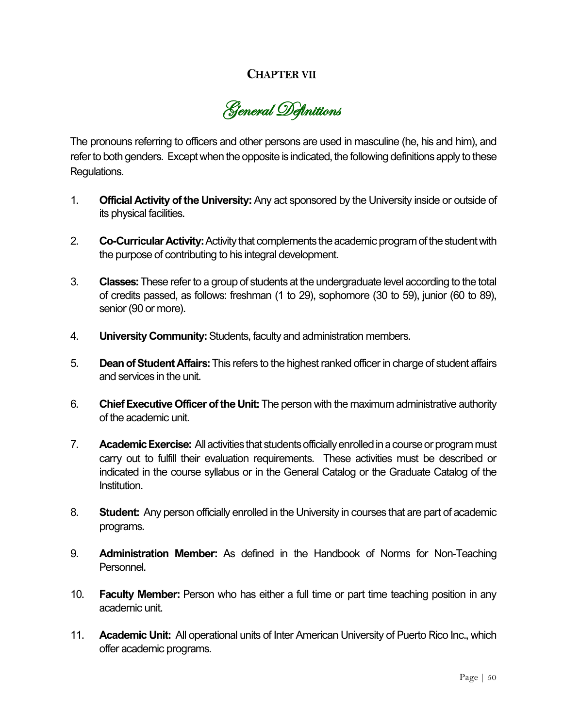# CHAPTER VII

## General Definitions

The pronouns referring to officers and other persons are used in masculine (he, his and him), and refer to both genders. Except when the opposite is indicated, the following definitions apply to these Regulations.

1. **Official Activity of the University:** Any act sponsored by the University inside or outside of its physical facilities.

2. **Co-Curricular Activity:** Activity that complements the academic program of the student with the purpose of contributing to his integral development.

3. **Classes:** These refer to a group of students at the undergraduate level according to the total of credits passed, as follows: freshman (1 to 29), sophomore (30 to 59), junior (60 to 89), senior (90 or more).

4. **University Community:** Students, faculty and administration members.

5. **Dean of Student Affairs:** This refers to the highest ranked officer in charge of student affairs and services in the unit.

6. **Chief Executive Officer of the Unit:** The person with the maximum administrative authority of the academic unit.

7. **Academic Exercise:** All activities that students officially enrolled in a course or program must carry out to fulfill their evaluation requirements. These activities must be described or indicated in the course syllabus or in the General Catalog or the Graduate Catalog of the Institution.

8. **Student:** Any person officially enrolled in the University in courses that are part of academic programs.

9. **Administration Member:** As defined in the Handbook of Norms for Non-Teaching Personnel.

10. **Faculty Member:** Person who has either a full time or part time teaching position in any academic unit.

11. **Academic Unit:** All operational units of Inter American University of Puerto Rico Inc., which offer academic programs.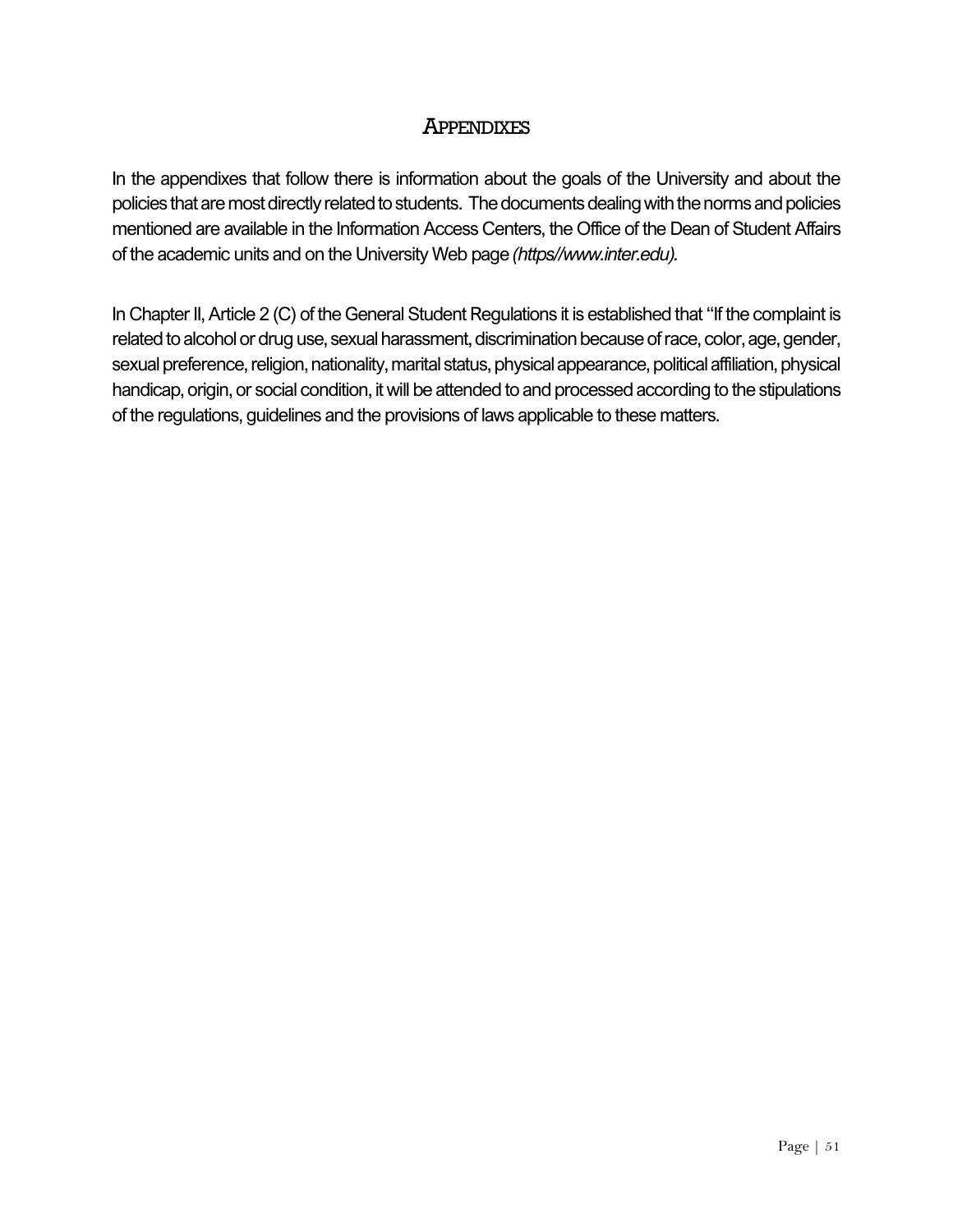# Appendixes

In the appendixes that follow there is information about the goals of the University and about the policies that are most directly related to students. The documents dealing with the norms and policies mentioned are available in the Information Access Centers, the Office of the Dean of Student Affairs of the academic units and on the University Web page *(https//www.inter.edu).*

In Chapter II, Article 2 (C) of the General Student Regulations it is established that "If the complaint is related to alcohol or drug use, sexual harassment, discrimination because of race, color, age, gender, sexual preference, religion, nationality, marital status, physical appearance, political affiliation, physical handicap, origin, or social condition, it will be attended to and processed according to the stipulations of the regulations, guidelines and the provisions of laws applicable to these matters.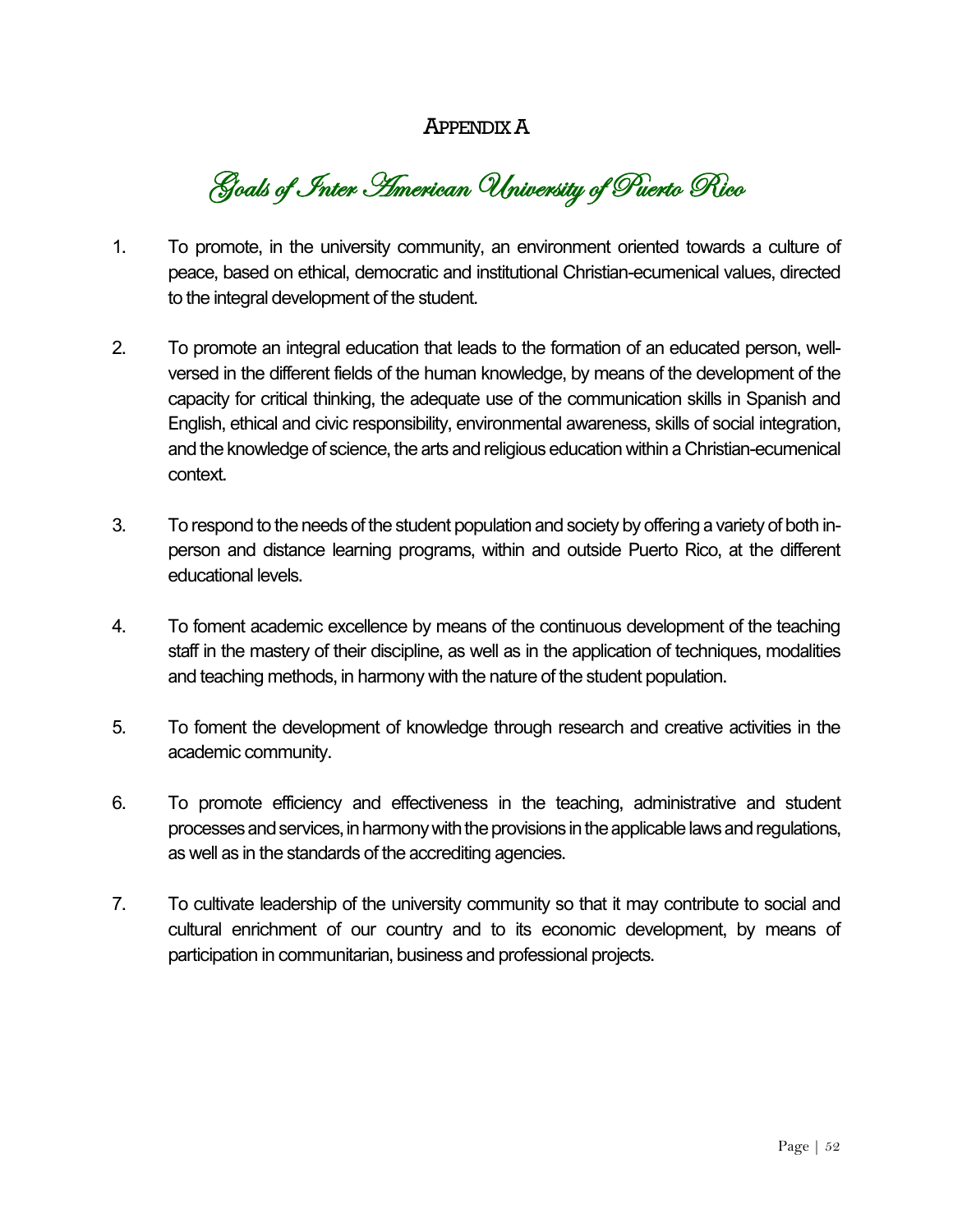# Appendix A

## Goals of Inter American University of Puerto Rico

1. To promote, in the university community, an environment oriented towards a culture of peace, based on ethical, democratic and institutional Christian-ecumenical values, directed to the integral development of the student.

2. To promote an integral education that leads to the formation of an educated person, well-versed in the different fields of the human knowledge, by means of the development of the capacity for critical thinking, the adequate use of the communication skills in Spanish and English, ethical and civic responsibility, environmental awareness, skills of social integration, and the knowledge of science, the arts and religious education within a Christian-ecumenical context.

3. To respond to the needs of the student population and society by offering a variety of both in-person and distance learning programs, within and outside Puerto Rico, at the different educational levels.

4. To foment academic excellence by means of the continuous development of the teaching staff in the mastery of their discipline, as well as in the application of techniques, modalities and teaching methods, in harmony with the nature of the student population.

5. To foment the development of knowledge through research and creative activities in the academic community.

6. To promote efficiency and effectiveness in the teaching, administrative and student processes and services, in harmony with the provisions in the applicable laws and regulations, as well as in the standards of the accrediting agencies.

7. To cultivate leadership of the university community so that it may contribute to social and cultural enrichment of our country and to its economic development, by means of participation in communitarian, business and professional projects.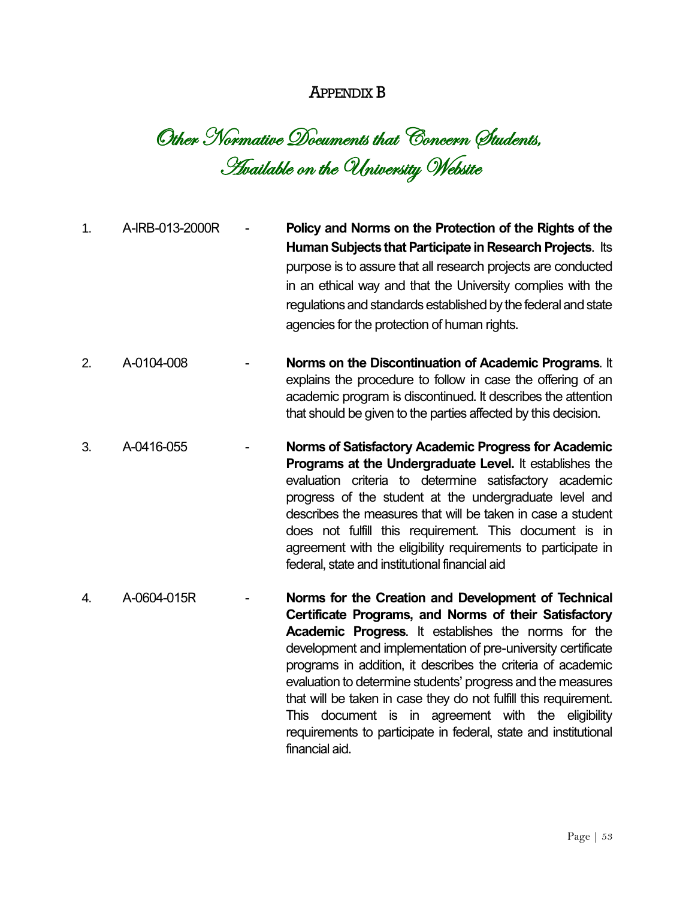# Appendix B

## *Other Normative Documents that Concern Students, Available on the University Website*

1. A-IRB-013-2000R - **Policy and Norms on the Protection of the Rights of the Human Subjects that Participate in Research Projects**. Its purpose is to assure that all research projects are conducted in an ethical way and that the University complies with the regulations and standards established by the federal and state agencies for the protection of human rights.

2. A-0104-008 - **Norms on the Discontinuation of Academic Programs**. It explains the procedure to follow in case the offering of an academic program is discontinued. It describes the attention that should be given to the parties affected by this decision.

3. A-0416-055 - **Norms of Satisfactory Academic Progress for Academic Programs at the Undergraduate Level.** It establishes the evaluation criteria to determine satisfactory academic progress of the student at the undergraduate level and describes the measures that will be taken in case a student does not fulfill this requirement. This document is in agreement with the eligibility requirements to participate in federal, state and institutional financial aid

4. A-0604-015R - **Norms for the Creation and Development of Technical Certificate Programs, and Norms of their Satisfactory Academic Progress**. It establishes the norms for the development and implementation of pre-university certificate programs in addition, it describes the criteria of academic evaluation to determine students' progress and the measures that will be taken in case they do not fulfill this requirement. This document is in agreement with the eligibility requirements to participate in federal, state and institutional financial aid.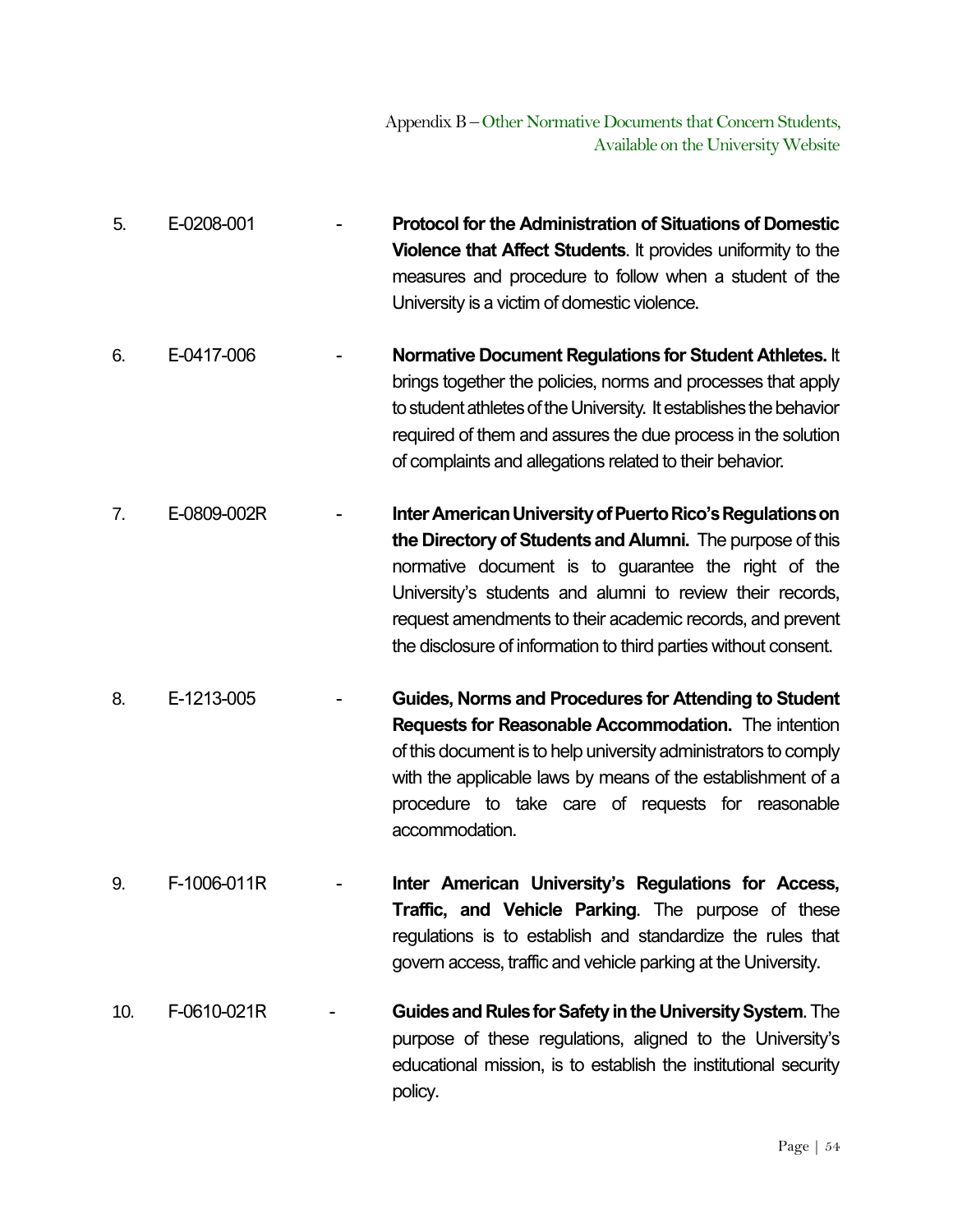5. E-0208-001 - **Protocol for the Administration of Situations of Domestic Violence that Affect Students**. It provides uniformity to the measures and procedure to follow when a student of the University is a victim of domestic violence.

6. E-0417-006 - **Normative Document Regulations for Student Athletes.** It brings together the policies, norms and processes that apply to student athletes of the University. It establishes the behavior required of them and assures the due process in the solution of complaints and allegations related to their behavior.

7. E-0809-002R - **Inter American University of Puerto Rico's Regulations on the Directory of Students and Alumni.** The purpose of this normative document is to guarantee the right of the University's students and alumni to review their records, request amendments to their academic records, and prevent the disclosure of information to third parties without consent.

8. E-1213-005 - **Guides, Norms and Procedures for Attending to Student Requests for Reasonable Accommodation.** The intention of this document is to help university administrators to comply with the applicable laws by means of the establishment of a procedure to take care of requests for reasonable accommodation.

9. F-1006-011R - **Inter American University's Regulations for Access, Traffic, and Vehicle Parking**. The purpose of these regulations is to establish and standardize the rules that govern access, traffic and vehicle parking at the University.

10. F-0610-021R - **Guides and Rules for Safety in the University System**. The purpose of these regulations, aligned to the University's educational mission, is to establish the institutional security policy.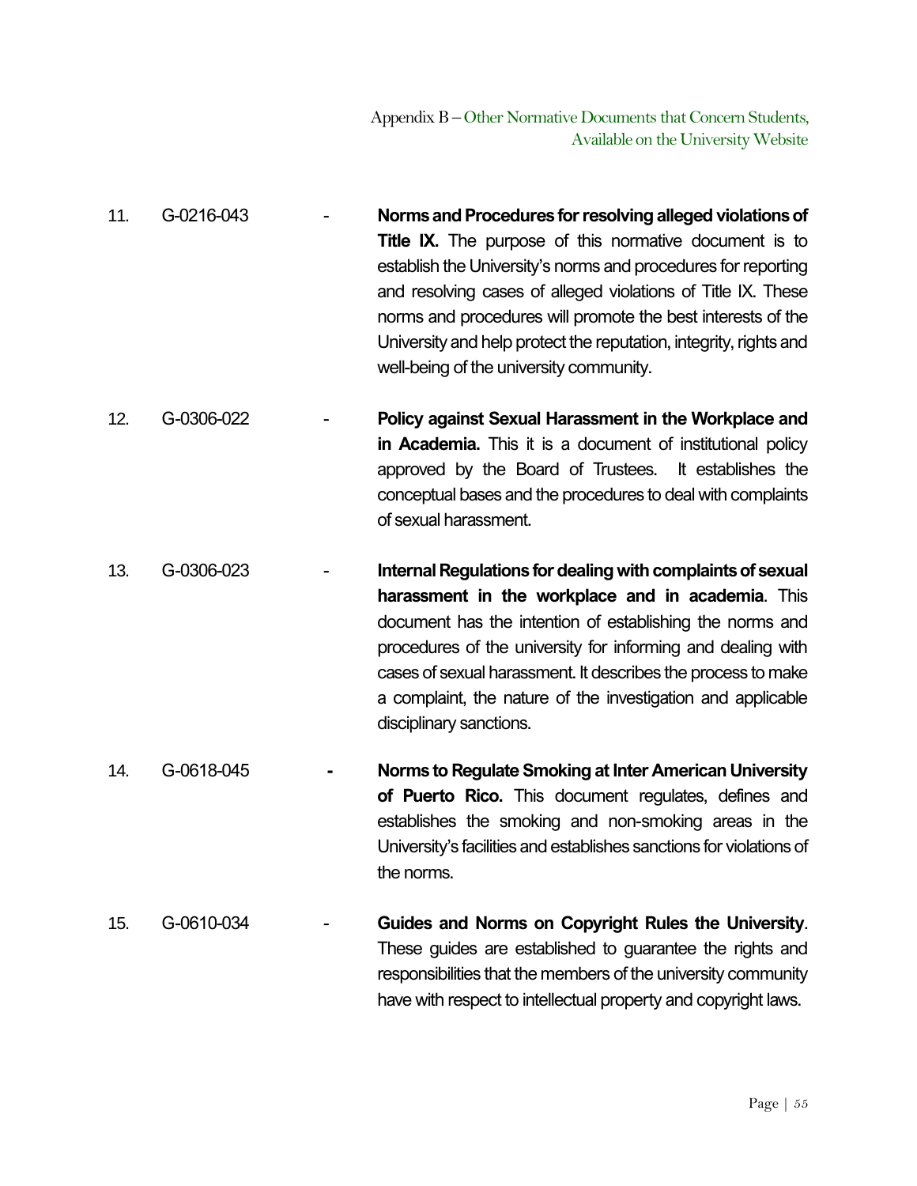11. G-0216-043 - **Norms and Procedures for resolving alleged violations of Title IX.** The purpose of this normative document is to establish the University's norms and procedures for reporting and resolving cases of alleged violations of Title IX. These norms and procedures will promote the best interests of the University and help protect the reputation, integrity, rights and well-being of the university community.

12. G-0306-022 - **Policy against Sexual Harassment in the Workplace and in Academia.** This it is a document of institutional policy approved by the Board of Trustees. It establishes the conceptual bases and the procedures to deal with complaints of sexual harassment.

13. G-0306-023 - **Internal Regulations for dealing with complaints of sexual harassment in the workplace and in academia**. This document has the intention of establishing the norms and procedures of the university for informing and dealing with cases of sexual harassment. It describes the process to make a complaint, the nature of the investigation and applicable disciplinary sanctions.

14. G-0618-045 - **Norms to Regulate Smoking at Inter American University of Puerto Rico.** This document regulates, defines and establishes the smoking and non-smoking areas in the University's facilities and establishes sanctions for violations of the norms.

15. G-0610-034 - **Guides and Norms on Copyright Rules the University**. These guides are established to guarantee the rights and responsibilities that the members of the university community have with respect to intellectual property and copyright laws.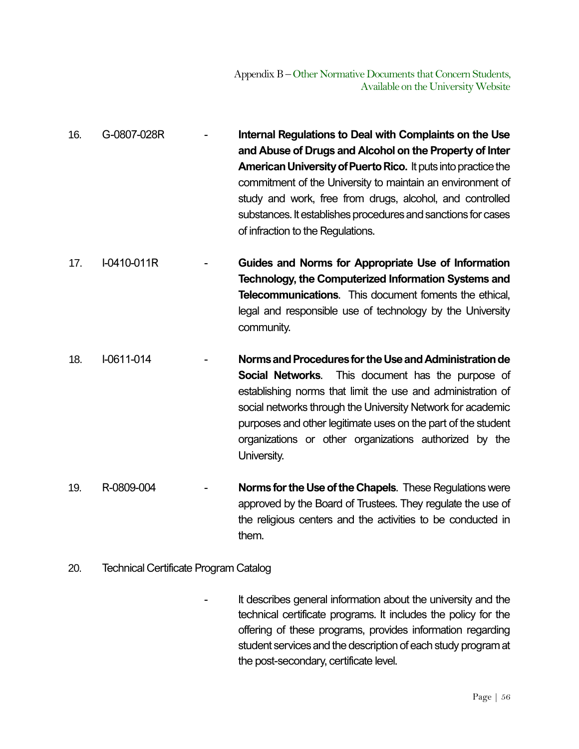16. G-0807-028R - **Internal Regulations to Deal with Complaints on the Use and Abuse of Drugs and Alcohol on the Property of Inter American University of Puerto Rico.** It puts into practice the commitment of the University to maintain an environment of study and work, free from drugs, alcohol, and controlled substances. It establishes procedures and sanctions for cases of infraction to the Regulations.

17. I-0410-011R - **Guides and Norms for Appropriate Use of Information Technology, the Computerized Information Systems and Telecommunications**. This document foments the ethical, legal and responsible use of technology by the University community.

18. I-0611-014 - **Norms and Procedures for the Use and Administration de Social Networks**. This document has the purpose of establishing norms that limit the use and administration of social networks through the University Network for academic purposes and other legitimate uses on the part of the student organizations or other organizations authorized by the University.

19. R-0809-004 - **Norms for the Use of the Chapels**. These Regulations were approved by the Board of Trustees. They regulate the use of the religious centers and the activities to be conducted in them.

20. Technical Certificate Program Catalog

    - It describes general information about the university and the technical certificate programs. It includes the policy for the offering of these programs, provides information regarding student services and the description of each study program at the post-secondary, certificate level.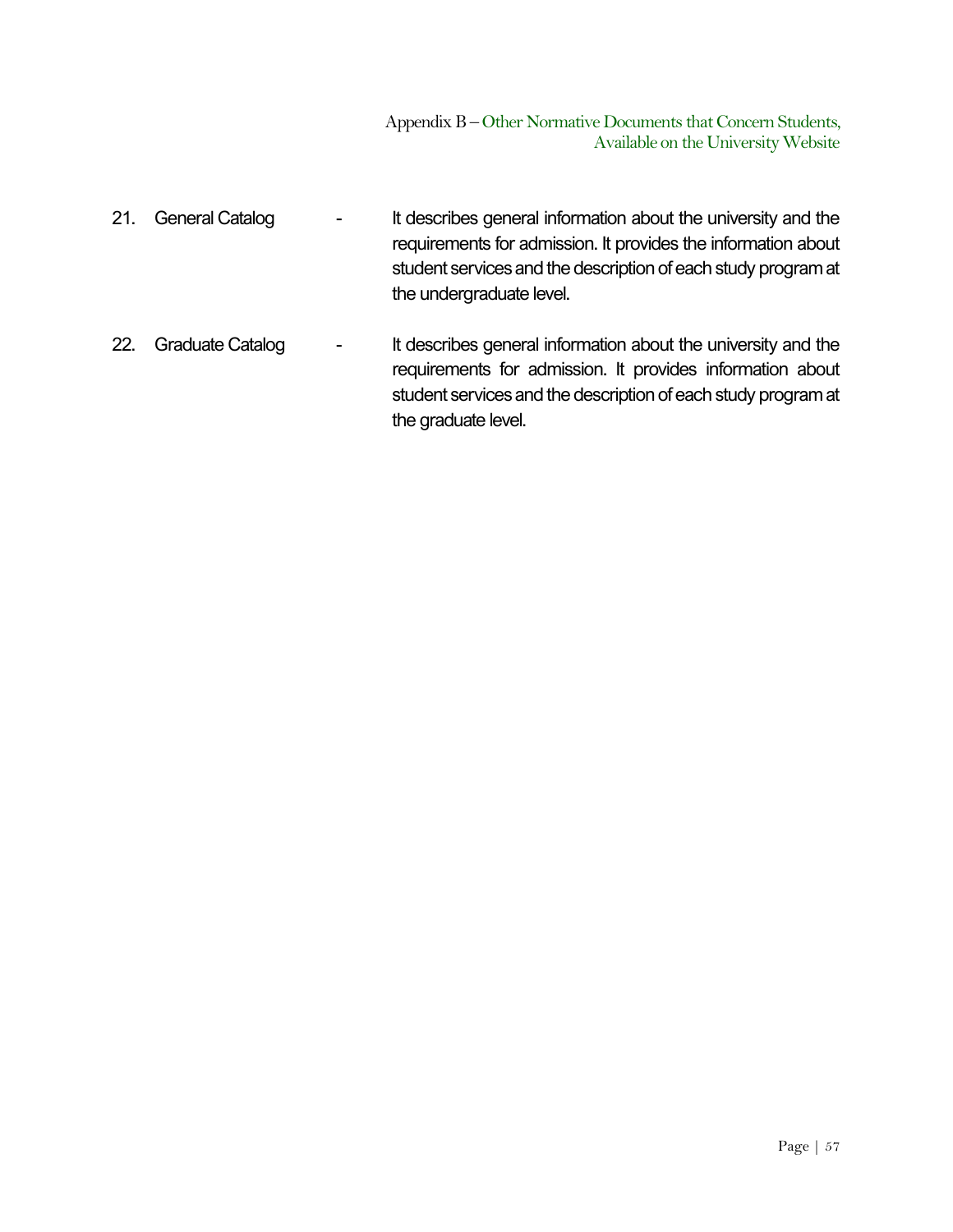21. General Catalog - It describes general information about the university and the requirements for admission. It provides the information about student services and the description of each study program at the undergraduate level.

22. Graduate Catalog - It describes general information about the university and the requirements for admission. It provides information about student services and the description of each study program at the graduate level.